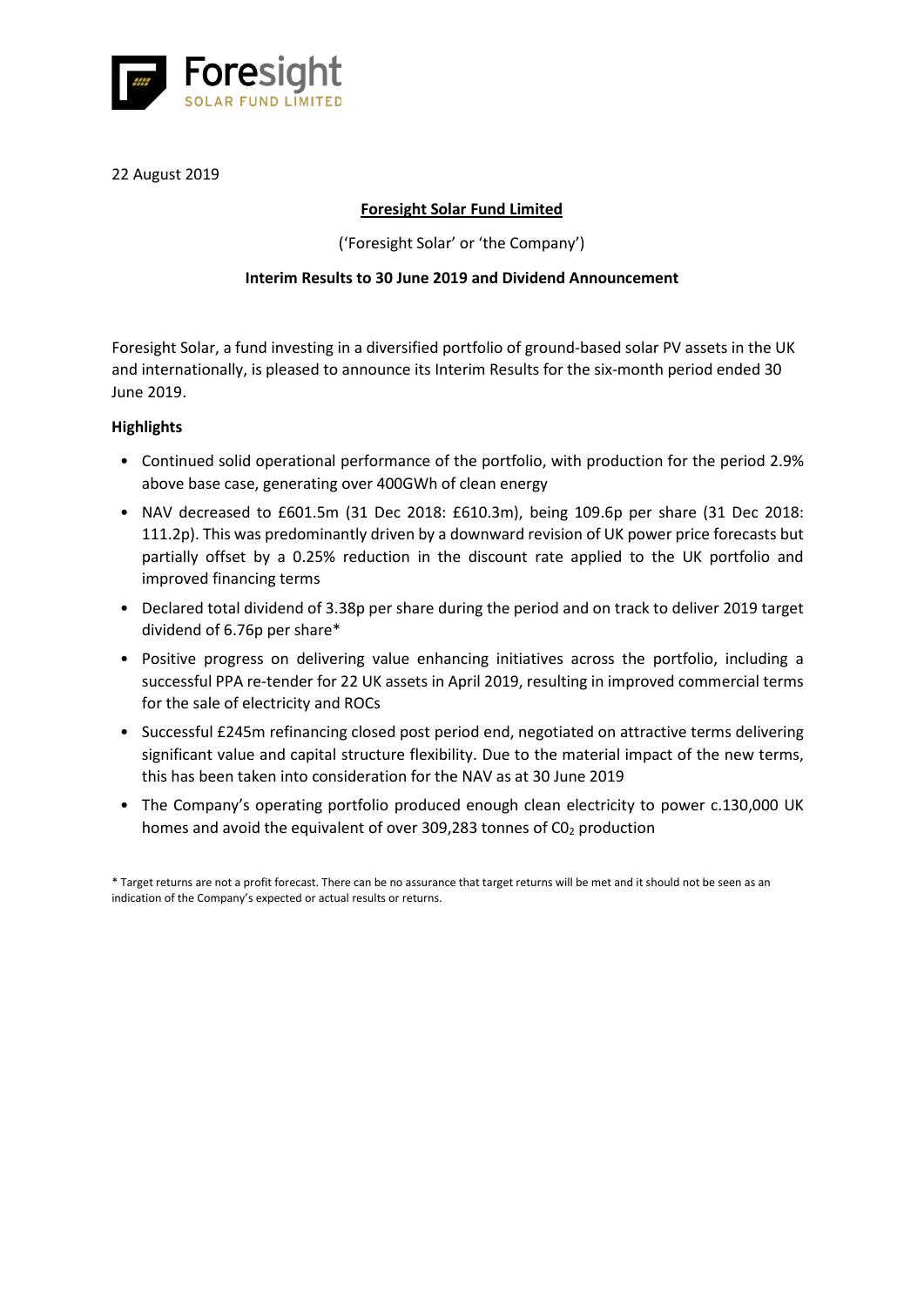22 August 2019

**Foresight Solar Fund Limited**

('Foresight Solar' or 'the Company')

**Interim Results to 30 June 2019 and Dividend Announcement**

Foresight Solar, a fund investing in a diversified portfolio of ground-based solar PV assets in the UK and internationally, is pleased to announce its Interim Results for the six-month period ended 30 June 2019.

**Highlights**

- Continued solid operational performance of the portfolio, with production for the period 2.9% above base case, generating over 400GWh of clean energy
- NAV decreased to £601.5m (31 Dec 2018: £610.3m), being 109.6p per share (31 Dec 2018: 111.2p). This was predominantly driven by a downward revision of UK power price forecasts but partially offset by a 0.25% reduction in the discount rate applied to the UK portfolio and improved financing terms
- Declared total dividend of 3.38p per share during the period and on track to deliver 2019 target dividend of 6.76p per share*
- Positive progress on delivering value enhancing initiatives across the portfolio, including a successful PPA re-tender for 22 UK assets in April 2019, resulting in improved commercial terms for the sale of electricity and ROCs
- Successful £245m refinancing closed post period end, negotiated on attractive terms delivering significant value and capital structure flexibility. Due to the material impact of the new terms, this has been taken into consideration for the NAV as at 30 June 2019
- The Company's operating portfolio produced enough clean electricity to power c.130,000 UK homes and avoid the equivalent of over 309,283 tonnes of $C0_2$ production

\* Target returns are not a profit forecast. There can be no assurance that target returns will be met and it should not be seen as an indication of the Company's expected or actual results or returns.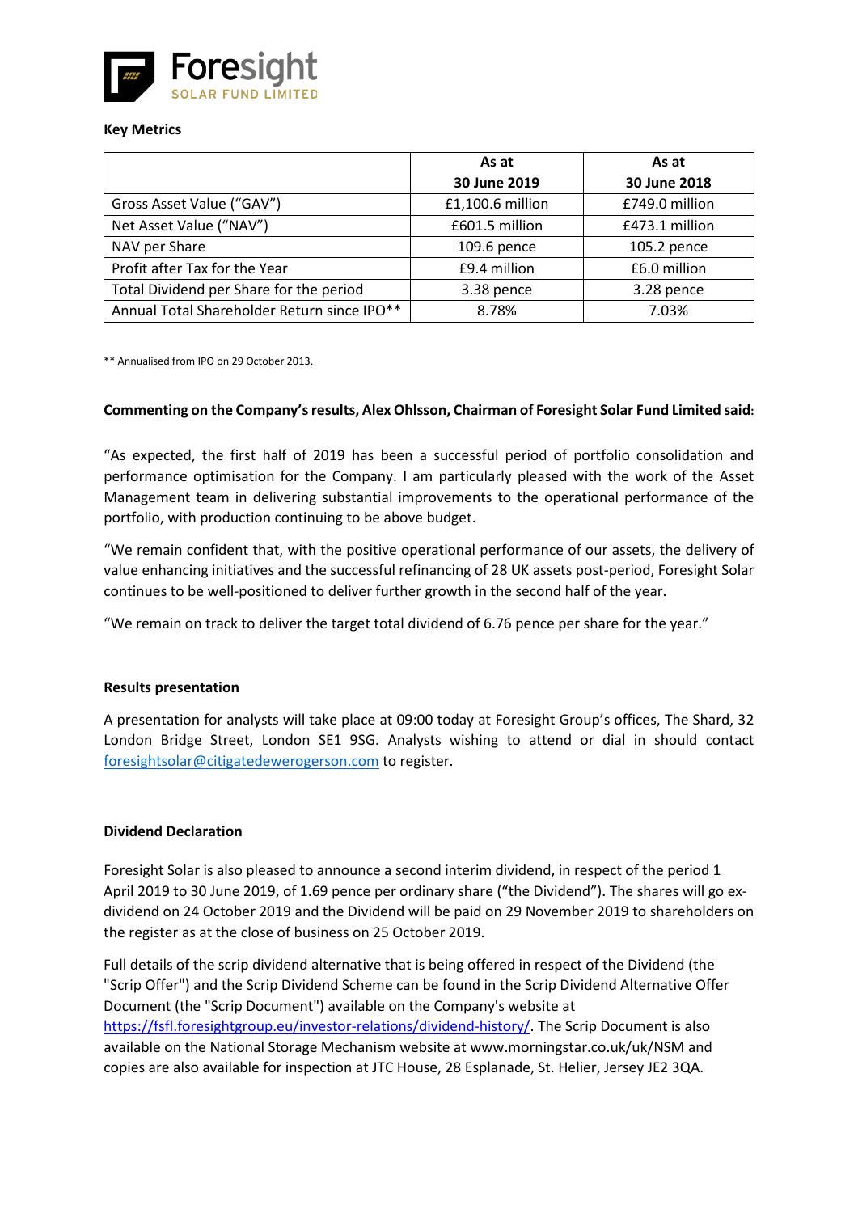**Key Metrics**

| | As at 30 June 2019 | As at 30 June 2018 |
|---|---|---|
| Gross Asset Value ("GAV") | £1,100.6 million | £749.0 million |
| Net Asset Value ("NAV") | £601.5 million | £473.1 million |
| NAV per Share | 109.6 pence | 105.2 pence |
| Profit after Tax for the Year | £9.4 million | £6.0 million |
| Total Dividend per Share for the period | 3.38 pence | 3.28 pence |
| Annual Total Shareholder Return since IPO** | 8.78% | 7.03% |

** Annualised from IPO on 29 October 2013.

**Commenting on the Company's results, Alex Ohlsson, Chairman of Foresight Solar Fund Limited said:**

"As expected, the first half of 2019 has been a successful period of portfolio consolidation and performance optimisation for the Company. I am particularly pleased with the work of the Asset Management team in delivering substantial improvements to the operational performance of the portfolio, with production continuing to be above budget.

"We remain confident that, with the positive operational performance of our assets, the delivery of value enhancing initiatives and the successful refinancing of 28 UK assets post-period, Foresight Solar continues to be well-positioned to deliver further growth in the second half of the year.

"We remain on track to deliver the target total dividend of 6.76 pence per share for the year."

**Results presentation**

A presentation for analysts will take place at 09:00 today at Foresight Group's offices, The Shard, 32 London Bridge Street, London SE1 9SG. Analysts wishing to attend or dial in should contact foresightsolar@citigatedewerogerson.com to register.

**Dividend Declaration**

Foresight Solar is also pleased to announce a second interim dividend, in respect of the period 1 April 2019 to 30 June 2019, of 1.69 pence per ordinary share ("the Dividend"). The shares will go ex-dividend on 24 October 2019 and the Dividend will be paid on 29 November 2019 to shareholders on the register as at the close of business on 25 October 2019.

Full details of the scrip dividend alternative that is being offered in respect of the Dividend (the "Scrip Offer") and the Scrip Dividend Scheme can be found in the Scrip Dividend Alternative Offer Document (the "Scrip Document") available on the Company's website at https://fsfl.foresightgroup.eu/investor-relations/dividend-history/. The Scrip Document is also available on the National Storage Mechanism website at www.morningstar.co.uk/uk/NSM and copies are also available for inspection at JTC House, 28 Esplanade, St. Helier, Jersey JE2 3QA.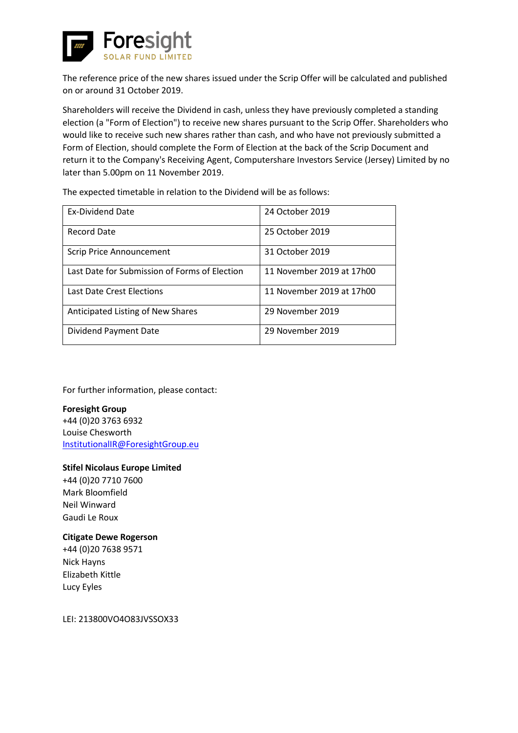The reference price of the new shares issued under the Scrip Offer will be calculated and published on or around 31 October 2019.

Shareholders will receive the Dividend in cash, unless they have previously completed a standing election (a "Form of Election") to receive new shares pursuant to the Scrip Offer. Shareholders who would like to receive such new shares rather than cash, and who have not previously submitted a Form of Election, should complete the Form of Election at the back of the Scrip Document and return it to the Company's Receiving Agent, Computershare Investors Service (Jersey) Limited by no later than 5.00pm on 11 November 2019.

The expected timetable in relation to the Dividend will be as follows:

| | |
|---|---|
| Ex-Dividend Date | 24 October 2019 |
| Record Date | 25 October 2019 |
| Scrip Price Announcement | 31 October 2019 |
| Last Date for Submission of Forms of Election | 11 November 2019 at 17h00 |
| Last Date Crest Elections | 11 November 2019 at 17h00 |
| Anticipated Listing of New Shares | 29 November 2019 |
| Dividend Payment Date | 29 November 2019 |

For further information, please contact:

**Foresight Group**
+44 (0)20 3763 6932
Louise Chesworth
InstitutionalIR@ForesightGroup.eu

**Stifel Nicolaus Europe Limited**
+44 (0)20 7710 7600
Mark Bloomfield
Neil Winward
Gaudi Le Roux

**Citigate Dewe Rogerson**
+44 (0)20 7638 9571
Nick Hayns
Elizabeth Kittle
Lucy Eyles

LEI: 213800VO4O83JVSSOX33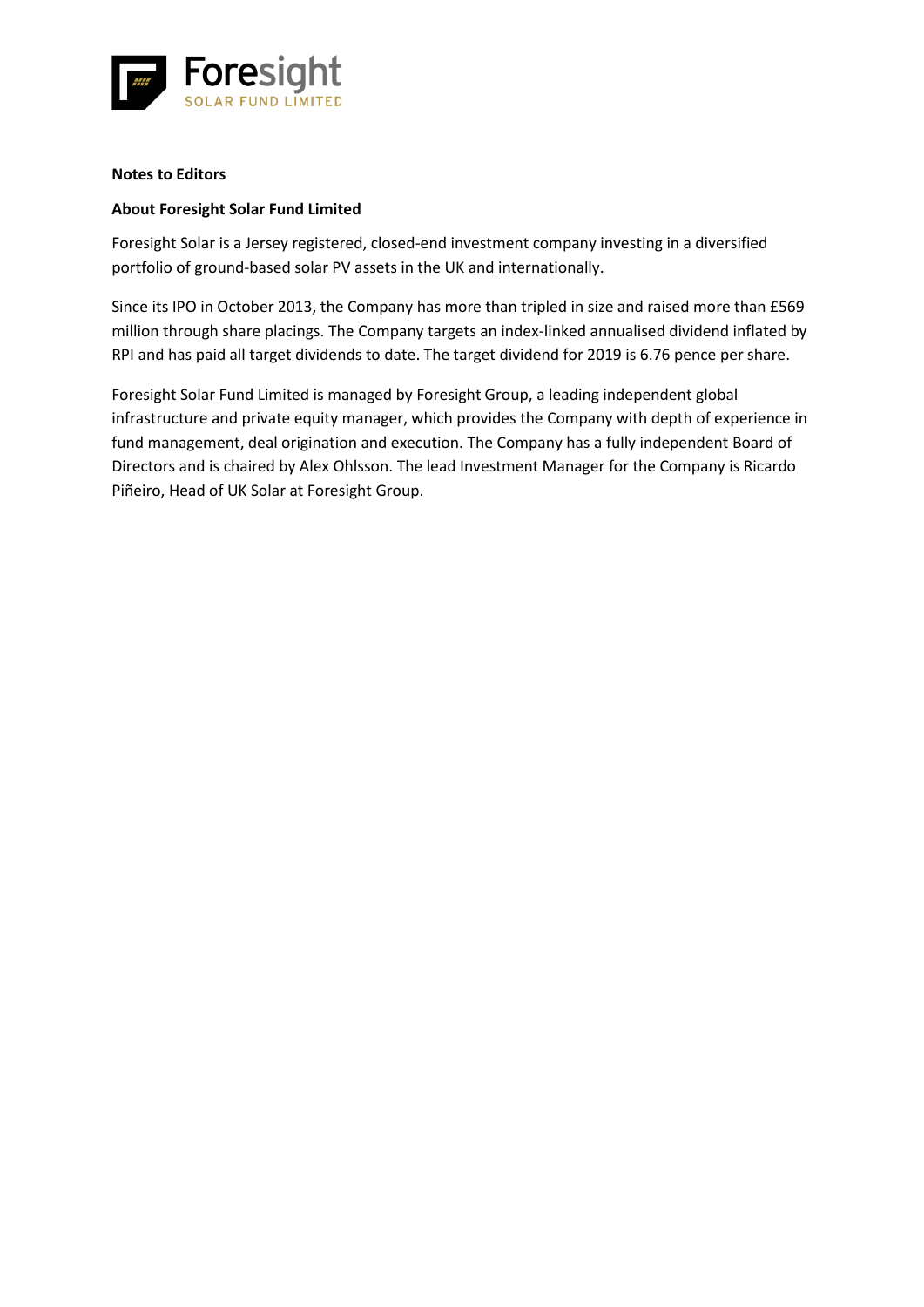**Notes to Editors**

**About Foresight Solar Fund Limited**

Foresight Solar is a Jersey registered, closed-end investment company investing in a diversified portfolio of ground-based solar PV assets in the UK and internationally.

Since its IPO in October 2013, the Company has more than tripled in size and raised more than £569 million through share placings. The Company targets an index-linked annualised dividend inflated by RPI and has paid all target dividends to date. The target dividend for 2019 is 6.76 pence per share.

Foresight Solar Fund Limited is managed by Foresight Group, a leading independent global infrastructure and private equity manager, which provides the Company with depth of experience in fund management, deal origination and execution. The Company has a fully independent Board of Directors and is chaired by Alex Ohlsson. The lead Investment Manager for the Company is Ricardo Piñeiro, Head of UK Solar at Foresight Group.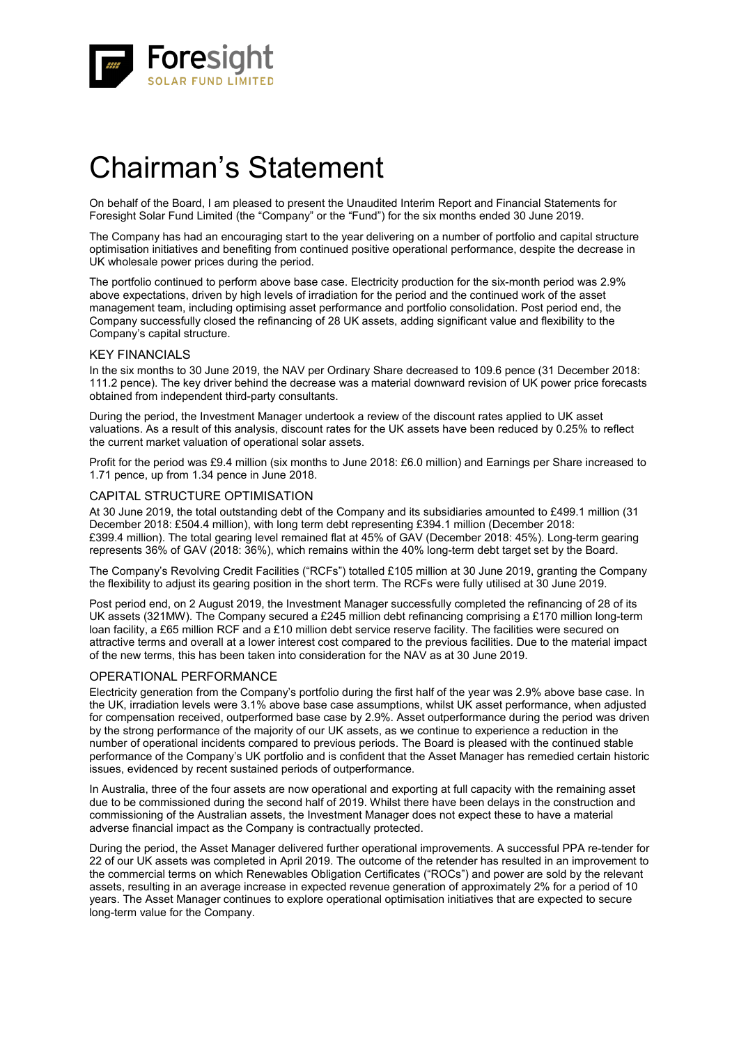# Chairman's Statement

On behalf of the Board, I am pleased to present the Unaudited Interim Report and Financial Statements for Foresight Solar Fund Limited (the "Company" or the "Fund") for the six months ended 30 June 2019.

The Company has had an encouraging start to the year delivering on a number of portfolio and capital structure optimisation initiatives and benefiting from continued positive operational performance, despite the decrease in UK wholesale power prices during the period.

The portfolio continued to perform above base case. Electricity production for the six-month period was 2.9% above expectations, driven by high levels of irradiation for the period and the continued work of the asset management team, including optimising asset performance and portfolio consolidation. Post period end, the Company successfully closed the refinancing of 28 UK assets, adding significant value and flexibility to the Company's capital structure.

## KEY FINANCIALS

In the six months to 30 June 2019, the NAV per Ordinary Share decreased to 109.6 pence (31 December 2018: 111.2 pence). The key driver behind the decrease was a material downward revision of UK power price forecasts obtained from independent third-party consultants.

During the period, the Investment Manager undertook a review of the discount rates applied to UK asset valuations. As a result of this analysis, discount rates for the UK assets have been reduced by 0.25% to reflect the current market valuation of operational solar assets.

Profit for the period was £9.4 million (six months to June 2018: £6.0 million) and Earnings per Share increased to 1.71 pence, up from 1.34 pence in June 2018.

## CAPITAL STRUCTURE OPTIMISATION

At 30 June 2019, the total outstanding debt of the Company and its subsidiaries amounted to £499.1 million (31 December 2018: £504.4 million), with long term debt representing £394.1 million (December 2018: £399.4 million). The total gearing level remained flat at 45% of GAV (December 2018: 45%). Long-term gearing represents 36% of GAV (2018: 36%), which remains within the 40% long-term debt target set by the Board.

The Company's Revolving Credit Facilities ("RCFs") totalled £105 million at 30 June 2019, granting the Company the flexibility to adjust its gearing position in the short term. The RCFs were fully utilised at 30 June 2019.

Post period end, on 2 August 2019, the Investment Manager successfully completed the refinancing of 28 of its UK assets (321MW). The Company secured a £245 million debt refinancing comprising a £170 million long-term loan facility, a £65 million RCF and a £10 million debt service reserve facility. The facilities were secured on attractive terms and overall at a lower interest cost compared to the previous facilities. Due to the material impact of the new terms, this has been taken into consideration for the NAV as at 30 June 2019.

## OPERATIONAL PERFORMANCE

Electricity generation from the Company's portfolio during the first half of the year was 2.9% above base case. In the UK, irradiation levels were 3.1% above base case assumptions, whilst UK asset performance, when adjusted for compensation received, outperformed base case by 2.9%. Asset outperformance during the period was driven by the strong performance of the majority of our UK assets, as we continue to experience a reduction in the number of operational incidents compared to previous periods. The Board is pleased with the continued stable performance of the Company's UK portfolio and is confident that the Asset Manager has remedied certain historic issues, evidenced by recent sustained periods of outperformance.

In Australia, three of the four assets are now operational and exporting at full capacity with the remaining asset due to be commissioned during the second half of 2019. Whilst there have been delays in the construction and commissioning of the Australian assets, the Investment Manager does not expect these to have a material adverse financial impact as the Company is contractually protected.

During the period, the Asset Manager delivered further operational improvements. A successful PPA re-tender for 22 of our UK assets was completed in April 2019. The outcome of the retender has resulted in an improvement to the commercial terms on which Renewables Obligation Certificates ("ROCs") and power are sold by the relevant assets, resulting in an average increase in expected revenue generation of approximately 2% for a period of 10 years. The Asset Manager continues to explore operational optimisation initiatives that are expected to secure long-term value for the Company.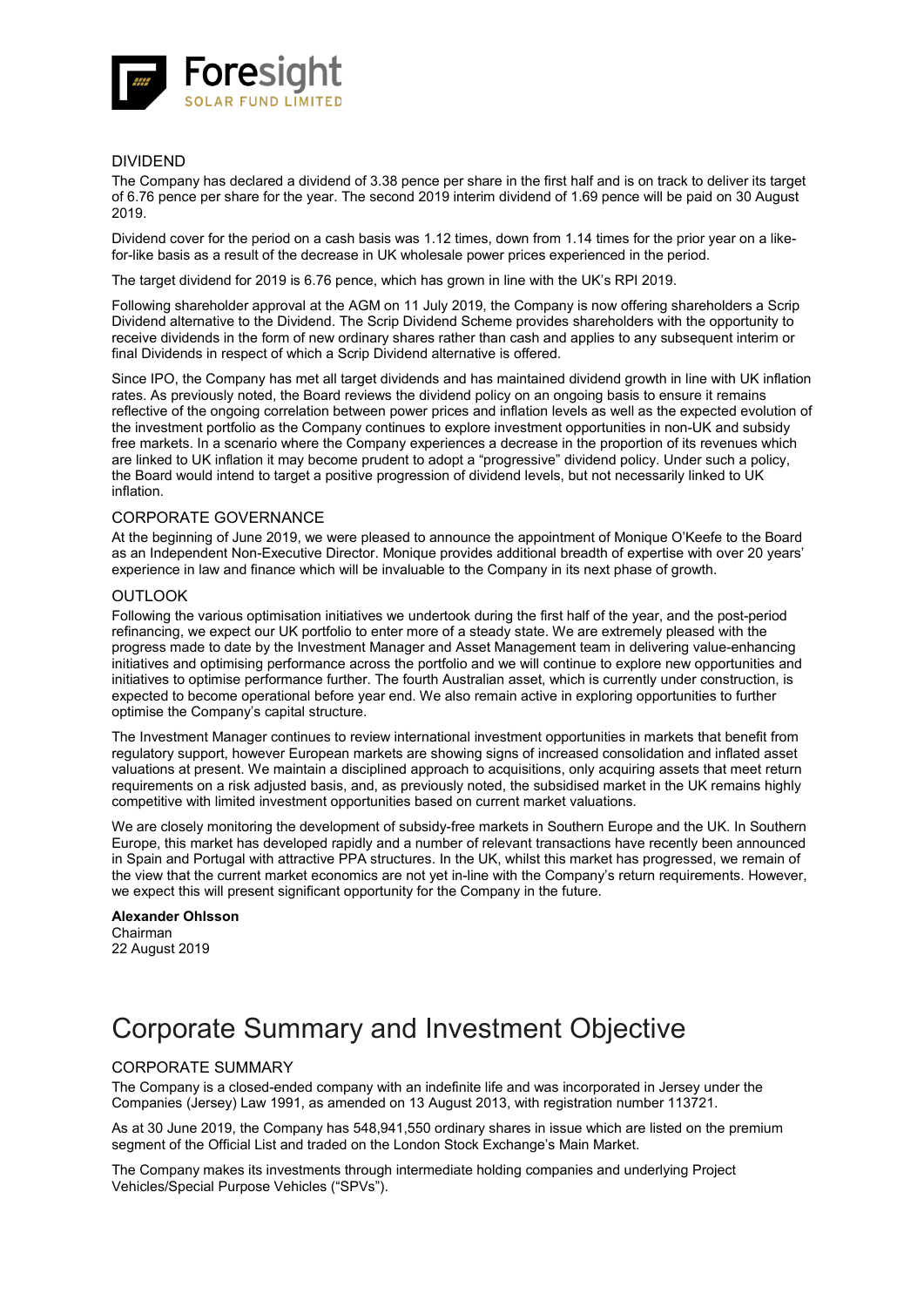### DIVIDEND

The Company has declared a dividend of 3.38 pence per share in the first half and is on track to deliver its target of 6.76 pence per share for the year. The second 2019 interim dividend of 1.69 pence will be paid on 30 August 2019.

Dividend cover for the period on a cash basis was 1.12 times, down from 1.14 times for the prior year on a like-for-like basis as a result of the decrease in UK wholesale power prices experienced in the period.

The target dividend for 2019 is 6.76 pence, which has grown in line with the UK's RPI 2019.

Following shareholder approval at the AGM on 11 July 2019, the Company is now offering shareholders a Scrip Dividend alternative to the Dividend. The Scrip Dividend Scheme provides shareholders with the opportunity to receive dividends in the form of new ordinary shares rather than cash and applies to any subsequent interim or final Dividends in respect of which a Scrip Dividend alternative is offered.

Since IPO, the Company has met all target dividends and has maintained dividend growth in line with UK inflation rates. As previously noted, the Board reviews the dividend policy on an ongoing basis to ensure it remains reflective of the ongoing correlation between power prices and inflation levels as well as the expected evolution of the investment portfolio as the Company continues to explore investment opportunities in non-UK and subsidy free markets. In a scenario where the Company experiences a decrease in the proportion of its revenues which are linked to UK inflation it may become prudent to adopt a "progressive" dividend policy. Under such a policy, the Board would intend to target a positive progression of dividend levels, but not necessarily linked to UK inflation.

### CORPORATE GOVERNANCE

At the beginning of June 2019, we were pleased to announce the appointment of Monique O'Keefe to the Board as an Independent Non-Executive Director. Monique provides additional breadth of expertise with over 20 years' experience in law and finance which will be invaluable to the Company in its next phase of growth.

### OUTLOOK

Following the various optimisation initiatives we undertook during the first half of the year, and the post-period refinancing, we expect our UK portfolio to enter more of a steady state. We are extremely pleased with the progress made to date by the Investment Manager and Asset Management team in delivering value-enhancing initiatives and optimising performance across the portfolio and we will continue to explore new opportunities and initiatives to optimise performance further. The fourth Australian asset, which is currently under construction, is expected to become operational before year end. We also remain active in exploring opportunities to further optimise the Company's capital structure.

The Investment Manager continues to review international investment opportunities in markets that benefit from regulatory support, however European markets are showing signs of increased consolidation and inflated asset valuations at present. We maintain a disciplined approach to acquisitions, only acquiring assets that meet return requirements on a risk adjusted basis, and, as previously noted, the subsidised market in the UK remains highly competitive with limited investment opportunities based on current market valuations.

We are closely monitoring the development of subsidy-free markets in Southern Europe and the UK. In Southern Europe, this market has developed rapidly and a number of relevant transactions have recently been announced in Spain and Portugal with attractive PPA structures. In the UK, whilst this market has progressed, we remain of the view that the current market economics are not yet in-line with the Company's return requirements. However, we expect this will present significant opportunity for the Company in the future.

**Alexander Ohlsson**
Chairman
22 August 2019

# Corporate Summary and Investment Objective

### CORPORATE SUMMARY

The Company is a closed-ended company with an indefinite life and was incorporated in Jersey under the Companies (Jersey) Law 1991, as amended on 13 August 2013, with registration number 113721.

As at 30 June 2019, the Company has 548,941,550 ordinary shares in issue which are listed on the premium segment of the Official List and traded on the London Stock Exchange's Main Market.

The Company makes its investments through intermediate holding companies and underlying Project Vehicles/Special Purpose Vehicles ("SPVs").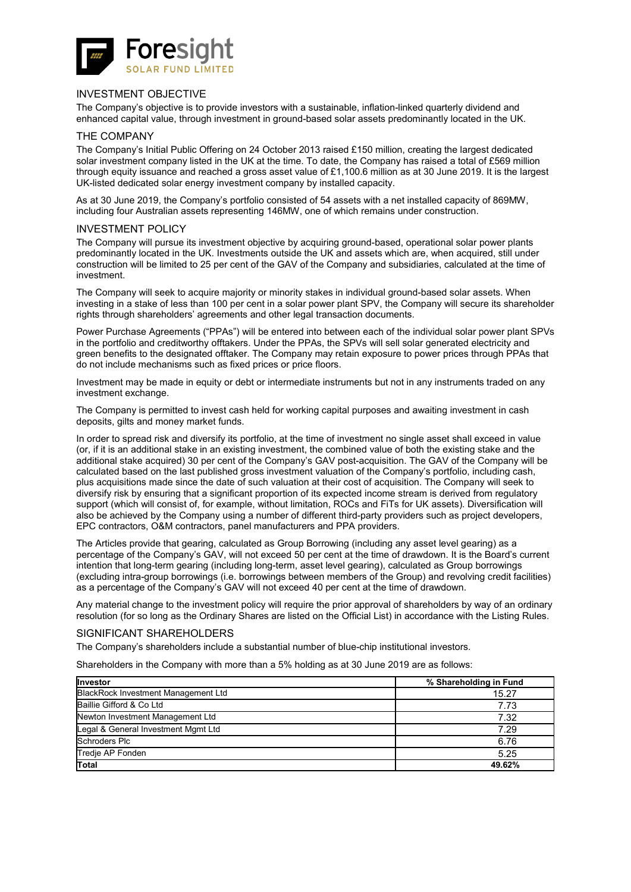## INVESTMENT OBJECTIVE

The Company's objective is to provide investors with a sustainable, inflation-linked quarterly dividend and enhanced capital value, through investment in ground-based solar assets predominantly located in the UK.

## THE COMPANY

The Company's Initial Public Offering on 24 October 2013 raised £150 million, creating the largest dedicated solar investment company listed in the UK at the time. To date, the Company has raised a total of £569 million through equity issuance and reached a gross asset value of £1,100.6 million as at 30 June 2019. It is the largest UK-listed dedicated solar energy investment company by installed capacity.

As at 30 June 2019, the Company's portfolio consisted of 54 assets with a net installed capacity of 869MW, including four Australian assets representing 146MW, one of which remains under construction.

## INVESTMENT POLICY

The Company will pursue its investment objective by acquiring ground-based, operational solar power plants predominantly located in the UK. Investments outside the UK and assets which are, when acquired, still under construction will be limited to 25 per cent of the GAV of the Company and subsidiaries, calculated at the time of investment.

The Company will seek to acquire majority or minority stakes in individual ground-based solar assets. When investing in a stake of less than 100 per cent in a solar power plant SPV, the Company will secure its shareholder rights through shareholders' agreements and other legal transaction documents.

Power Purchase Agreements ("PPAs") will be entered into between each of the individual solar power plant SPVs in the portfolio and creditworthy offtakers. Under the PPAs, the SPVs will sell solar generated electricity and green benefits to the designated offtaker. The Company may retain exposure to power prices through PPAs that do not include mechanisms such as fixed prices or price floors.

Investment may be made in equity or debt or intermediate instruments but not in any instruments traded on any investment exchange.

The Company is permitted to invest cash held for working capital purposes and awaiting investment in cash deposits, gilts and money market funds.

In order to spread risk and diversify its portfolio, at the time of investment no single asset shall exceed in value (or, if it is an additional stake in an existing investment, the combined value of both the existing stake and the additional stake acquired) 30 per cent of the Company's GAV post-acquisition. The GAV of the Company will be calculated based on the last published gross investment valuation of the Company's portfolio, including cash, plus acquisitions made since the date of such valuation at their cost of acquisition. The Company will seek to diversify risk by ensuring that a significant proportion of its expected income stream is derived from regulatory support (which will consist of, for example, without limitation, ROCs and FiTs for UK assets). Diversification will also be achieved by the Company using a number of different third-party providers such as project developers, EPC contractors, O&M contractors, panel manufacturers and PPA providers.

The Articles provide that gearing, calculated as Group Borrowing (including any asset level gearing) as a percentage of the Company's GAV, will not exceed 50 per cent at the time of drawdown. It is the Board's current intention that long-term gearing (including long-term, asset level gearing), calculated as Group borrowings (excluding intra-group borrowings (i.e. borrowings between members of the Group) and revolving credit facilities) as a percentage of the Company's GAV will not exceed 40 per cent at the time of drawdown.

Any material change to the investment policy will require the prior approval of shareholders by way of an ordinary resolution (for so long as the Ordinary Shares are listed on the Official List) in accordance with the Listing Rules.

## SIGNIFICANT SHAREHOLDERS

The Company's shareholders include a substantial number of blue-chip institutional investors.

Shareholders in the Company with more than a 5% holding as at 30 June 2019 are as follows:

| Investor | % Shareholding in Fund |
|---|---|
| BlackRock Investment Management Ltd | 15.27 |
| Baillie Gifford & Co Ltd | 7.73 |
| Newton Investment Management Ltd | 7.32 |
| Legal & General Investment Mgmt Ltd | 7.29 |
| Schroders Plc | 6.76 |
| Tredje AP Fonden | 5.25 |
| **Total** | **49.62%** |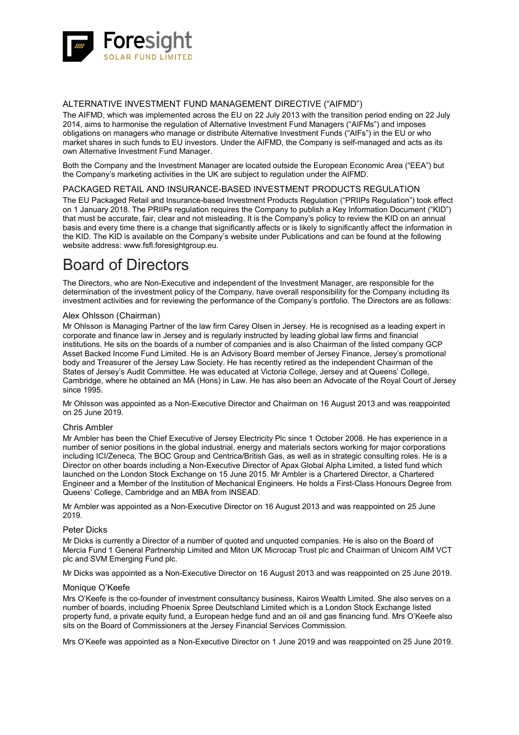## ALTERNATIVE INVESTMENT FUND MANAGEMENT DIRECTIVE ("AIFMD")

The AIFMD, which was implemented across the EU on 22 July 2013 with the transition period ending on 22 July 2014, aims to harmonise the regulation of Alternative Investment Fund Managers ("AIFMs") and imposes obligations on managers who manage or distribute Alternative Investment Funds ("AIFs") in the EU or who market shares in such funds to EU investors. Under the AIFMD, the Company is self-managed and acts as its own Alternative Investment Fund Manager.

Both the Company and the Investment Manager are located outside the European Economic Area ("EEA") but the Company's marketing activities in the UK are subject to regulation under the AIFMD.

## PACKAGED RETAIL AND INSURANCE-BASED INVESTMENT PRODUCTS REGULATION

The EU Packaged Retail and Insurance-based Investment Products Regulation ("PRIIPs Regulation") took effect on 1 January 2018. The PRIIPs regulation requires the Company to publish a Key Information Document ("KID") that must be accurate, fair, clear and not misleading. It is the Company's policy to review the KID on an annual basis and every time there is a change that significantly affects or is likely to significantly affect the information in the KID. The KID is available on the Company's website under Publications and can be found at the following website address: www.fsfl.foresightgroup.eu.

# Board of Directors

The Directors, who are Non-Executive and independent of the Investment Manager, are responsible for the determination of the investment policy of the Company, have overall responsibility for the Company including its investment activities and for reviewing the performance of the Company's portfolio. The Directors are as follows:

### Alex Ohlsson (Chairman)

Mr Ohlsson is Managing Partner of the law firm Carey Olsen in Jersey. He is recognised as a leading expert in corporate and finance law in Jersey and is regularly instructed by leading global law firms and financial institutions. He sits on the boards of a number of companies and is also Chairman of the listed company GCP Asset Backed Income Fund Limited. He is an Advisory Board member of Jersey Finance, Jersey's promotional body and Treasurer of the Jersey Law Society. He has recently retired as the independent Chairman of the States of Jersey's Audit Committee. He was educated at Victoria College, Jersey and at Queens' College, Cambridge, where he obtained an MA (Hons) in Law. He has also been an Advocate of the Royal Court of Jersey since 1995.

Mr Ohlsson was appointed as a Non-Executive Director and Chairman on 16 August 2013 and was reappointed on 25 June 2019.

### Chris Ambler

Mr Ambler has been the Chief Executive of Jersey Electricity Plc since 1 October 2008. He has experience in a number of senior positions in the global industrial, energy and materials sectors working for major corporations including ICI/Zeneca, The BOC Group and Centrica/British Gas, as well as in strategic consulting roles. He is a Director on other boards including a Non-Executive Director of Apax Global Alpha Limited, a listed fund which launched on the London Stock Exchange on 15 June 2015. Mr Ambler is a Chartered Director, a Chartered Engineer and a Member of the Institution of Mechanical Engineers. He holds a First-Class Honours Degree from Queens' College, Cambridge and an MBA from INSEAD.

Mr Ambler was appointed as a Non-Executive Director on 16 August 2013 and was reappointed on 25 June 2019.

### Peter Dicks

Mr Dicks is currently a Director of a number of quoted and unquoted companies. He is also on the Board of Mercia Fund 1 General Partnership Limited and Miton UK Microcap Trust plc and Chairman of Unicorn AIM VCT plc and SVM Emerging Fund plc.

Mr Dicks was appointed as a Non-Executive Director on 16 August 2013 and was reappointed on 25 June 2019.

### Monique O'Keefe

Mrs O'Keefe is the co-founder of investment consultancy business, Kairos Wealth Limited. She also serves on a number of boards, including Phoenix Spree Deutschland Limited which is a London Stock Exchange listed property fund, a private equity fund, a European hedge fund and an oil and gas financing fund. Mrs O'Keefe also sits on the Board of Commissioners at the Jersey Financial Services Commission.

Mrs O'Keefe was appointed as a Non-Executive Director on 1 June 2019 and was reappointed on 25 June 2019.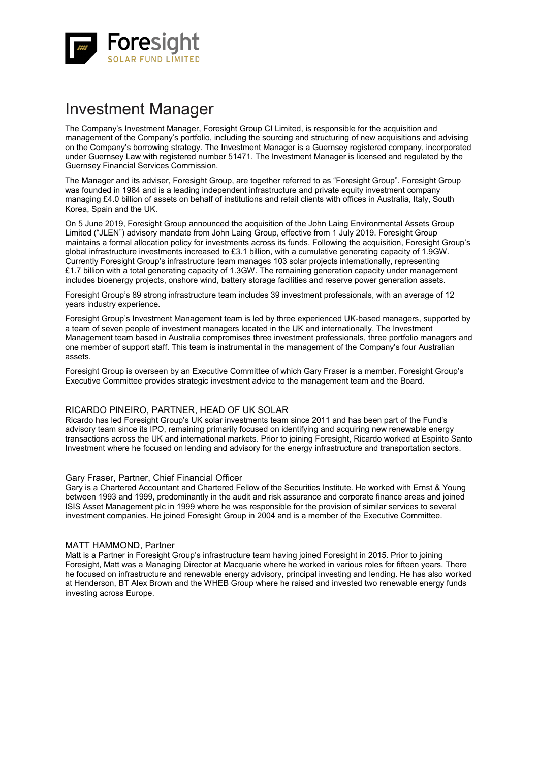# Investment Manager

The Company's Investment Manager, Foresight Group CI Limited, is responsible for the acquisition and management of the Company's portfolio, including the sourcing and structuring of new acquisitions and advising on the Company's borrowing strategy. The Investment Manager is a Guernsey registered company, incorporated under Guernsey Law with registered number 51471. The Investment Manager is licensed and regulated by the Guernsey Financial Services Commission.

The Manager and its adviser, Foresight Group, are together referred to as "Foresight Group". Foresight Group was founded in 1984 and is a leading independent infrastructure and private equity investment company managing £4.0 billion of assets on behalf of institutions and retail clients with offices in Australia, Italy, South Korea, Spain and the UK.

On 5 June 2019, Foresight Group announced the acquisition of the John Laing Environmental Assets Group Limited ("JLEN") advisory mandate from John Laing Group, effective from 1 July 2019. Foresight Group maintains a formal allocation policy for investments across its funds. Following the acquisition, Foresight Group's global infrastructure investments increased to £3.1 billion, with a cumulative generating capacity of 1.9GW. Currently Foresight Group's infrastructure team manages 103 solar projects internationally, representing £1.7 billion with a total generating capacity of 1.3GW. The remaining generation capacity under management includes bioenergy projects, onshore wind, battery storage facilities and reserve power generation assets.

Foresight Group's 89 strong infrastructure team includes 39 investment professionals, with an average of 12 years industry experience.

Foresight Group's Investment Management team is led by three experienced UK-based managers, supported by a team of seven people of investment managers located in the UK and internationally. The Investment Management team based in Australia compromises three investment professionals, three portfolio managers and one member of support staff. This team is instrumental in the management of the Company's four Australian assets.

Foresight Group is overseen by an Executive Committee of which Gary Fraser is a member. Foresight Group's Executive Committee provides strategic investment advice to the management team and the Board.

### RICARDO PINEIRO, PARTNER, HEAD OF UK SOLAR

Ricardo has led Foresight Group's UK solar investments team since 2011 and has been part of the Fund's advisory team since its IPO, remaining primarily focused on identifying and acquiring new renewable energy transactions across the UK and international markets. Prior to joining Foresight, Ricardo worked at Espirito Santo Investment where he focused on lending and advisory for the energy infrastructure and transportation sectors.

### Gary Fraser, Partner, Chief Financial Officer

Gary is a Chartered Accountant and Chartered Fellow of the Securities Institute. He worked with Ernst & Young between 1993 and 1999, predominantly in the audit and risk assurance and corporate finance areas and joined ISIS Asset Management plc in 1999 where he was responsible for the provision of similar services to several investment companies. He joined Foresight Group in 2004 and is a member of the Executive Committee.

### MATT HAMMOND, Partner

Matt is a Partner in Foresight Group's infrastructure team having joined Foresight in 2015. Prior to joining Foresight, Matt was a Managing Director at Macquarie where he worked in various roles for fifteen years. There he focused on infrastructure and renewable energy advisory, principal investing and lending. He has also worked at Henderson, BT Alex Brown and the WHEB Group where he raised and invested two renewable energy funds investing across Europe.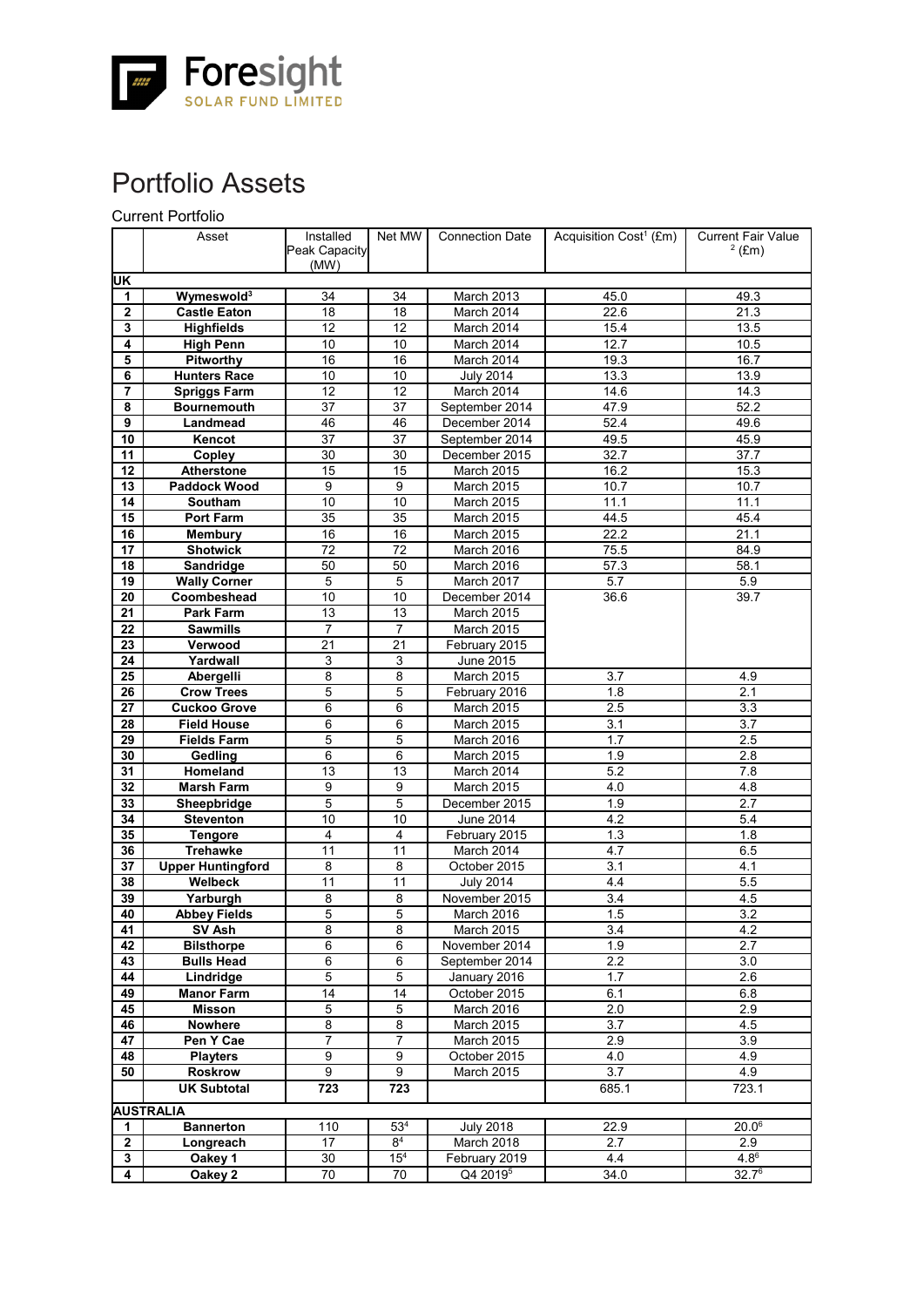# Portfolio Assets

Current Portfolio

| | Asset | Installed Peak Capacity (MW) | Net MW | Connection Date | Acquisition Cost[1] (£m) | Current Fair Value [2] (£m) |
|---|---|---|---|---|---|---|
| **UK** | | | | | | |
| **1** | **Wymeswold[3]** | 34 | 34 | March 2013 | 45.0 | 49.3 |
| **2** | **Castle Eaton** | 18 | 18 | March 2014 | 22.6 | 21.3 |
| **3** | **Highfields** | 12 | 12 | March 2014 | 15.4 | 13.5 |
| **4** | **High Penn** | 10 | 10 | March 2014 | 12.7 | 10.5 |
| **5** | **Pitworthy** | 16 | 16 | March 2014 | 19.3 | 16.7 |
| **6** | **Hunters Race** | 10 | 10 | July 2014 | 13.3 | 13.9 |
| **7** | **Spriggs Farm** | 12 | 12 | March 2014 | 14.6 | 14.3 |
| **8** | **Bournemouth** | 37 | 37 | September 2014 | 47.9 | 52.2 |
| **9** | **Landmead** | 46 | 46 | December 2014 | 52.4 | 49.6 |
| **10** | **Kencot** | 37 | 37 | September 2014 | 49.5 | 45.9 |
| **11** | **Copley** | 30 | 30 | December 2015 | 32.7 | 37.7 |
| **12** | **Atherstone** | 15 | 15 | March 2015 | 16.2 | 15.3 |
| **13** | **Paddock Wood** | 9 | 9 | March 2015 | 10.7 | 10.7 |
| **14** | **Southam** | 10 | 10 | March 2015 | 11.1 | 11.1 |
| **15** | **Port Farm** | 35 | 35 | March 2015 | 44.5 | 45.4 |
| **16** | **Membury** | 16 | 16 | March 2015 | 22.2 | 21.1 |
| **17** | **Shotwick** | 72 | 72 | March 2016 | 75.5 | 84.9 |
| **18** | **Sandridge** | 50 | 50 | March 2016 | 57.3 | 58.1 |
| **19** | **Wally Corner** | 5 | 5 | March 2017 | 5.7 | 5.9 |
| **20** | **Coombeshead** | 10 | 10 | December 2014 | 36.6 | 39.7 |
| **21** | **Park Farm** | 13 | 13 | March 2015 | | |
| **22** | **Sawmills** | 7 | 7 | March 2015 | | |
| **23** | **Verwood** | 21 | 21 | February 2015 | | |
| **24** | **Yardwall** | 3 | 3 | June 2015 | | |
| **25** | **Abergelli** | 8 | 8 | March 2015 | 3.7 | 4.9 |
| **26** | **Crow Trees** | 5 | 5 | February 2016 | 1.8 | 2.1 |
| **27** | **Cuckoo Grove** | 6 | 6 | March 2015 | 2.5 | 3.3 |
| **28** | **Field House** | 6 | 6 | March 2015 | 3.1 | 3.7 |
| **29** | **Fields Farm** | 5 | 5 | March 2016 | 1.7 | 2.5 |
| **30** | **Gedling** | 6 | 6 | March 2015 | 1.9 | 2.8 |
| **31** | **Homeland** | 13 | 13 | March 2014 | 5.2 | 7.8 |
| **32** | **Marsh Farm** | 9 | 9 | March 2015 | 4.0 | 4.8 |
| **33** | **Sheepbridge** | 5 | 5 | December 2015 | 1.9 | 2.7 |
| **34** | **Steventon** | 10 | 10 | June 2014 | 4.2 | 5.4 |
| **35** | **Tengore** | 4 | 4 | February 2015 | 1.3 | 1.8 |
| **36** | **Trehawke** | 11 | 11 | March 2014 | 4.7 | 6.5 |
| **37** | **Upper Huntingford** | 8 | 8 | October 2015 | 3.1 | 4.1 |
| **38** | **Welbeck** | 11 | 11 | July 2014 | 4.4 | 5.5 |
| **39** | **Yarburgh** | 8 | 8 | November 2015 | 3.4 | 4.5 |
| **40** | **Abbey Fields** | 5 | 5 | March 2016 | 1.5 | 3.2 |
| **41** | **SV Ash** | 8 | 8 | March 2015 | 3.4 | 4.2 |
| **42** | **Bilsthorpe** | 6 | 6 | November 2014 | 1.9 | 2.7 |
| **43** | **Bulls Head** | 6 | 6 | September 2014 | 2.2 | 3.0 |
| **44** | **Lindridge** | 5 | 5 | January 2016 | 1.7 | 2.6 |
| **49** | **Manor Farm** | 14 | 14 | October 2015 | 6.1 | 6.8 |
| **45** | **Misson** | 5 | 5 | March 2016 | 2.0 | 2.9 |
| **46** | **Nowhere** | 8 | 8 | March 2015 | 3.7 | 4.5 |
| **47** | **Pen Y Cae** | 7 | 7 | March 2015 | 2.9 | 3.9 |
| **48** | **Players** | 9 | 9 | October 2015 | 4.0 | 4.9 |
| **50** | **Roskrow** | 9 | 9 | March 2015 | 3.7 | 4.9 |
| | **UK Subtotal** | **723** | **723** | | 685.1 | 723.1 |
| **AUSTRALIA** | | | | | | |
| **1** | **Bannerton** | 110 | 53[4] | July 2018 | 22.9 | 20.0[6] |
| **2** | **Longreach** | 17 | 8[4] | March 2018 | 2.7 | 2.9 |
| **3** | **Oakey 1** | 30 | 15[4] | February 2019 | 4.4 | 4.8[6] |
| **4** | **Oakey 2** | 70 | 70 | Q4 2019[5] | 34.0 | 32.7[6] |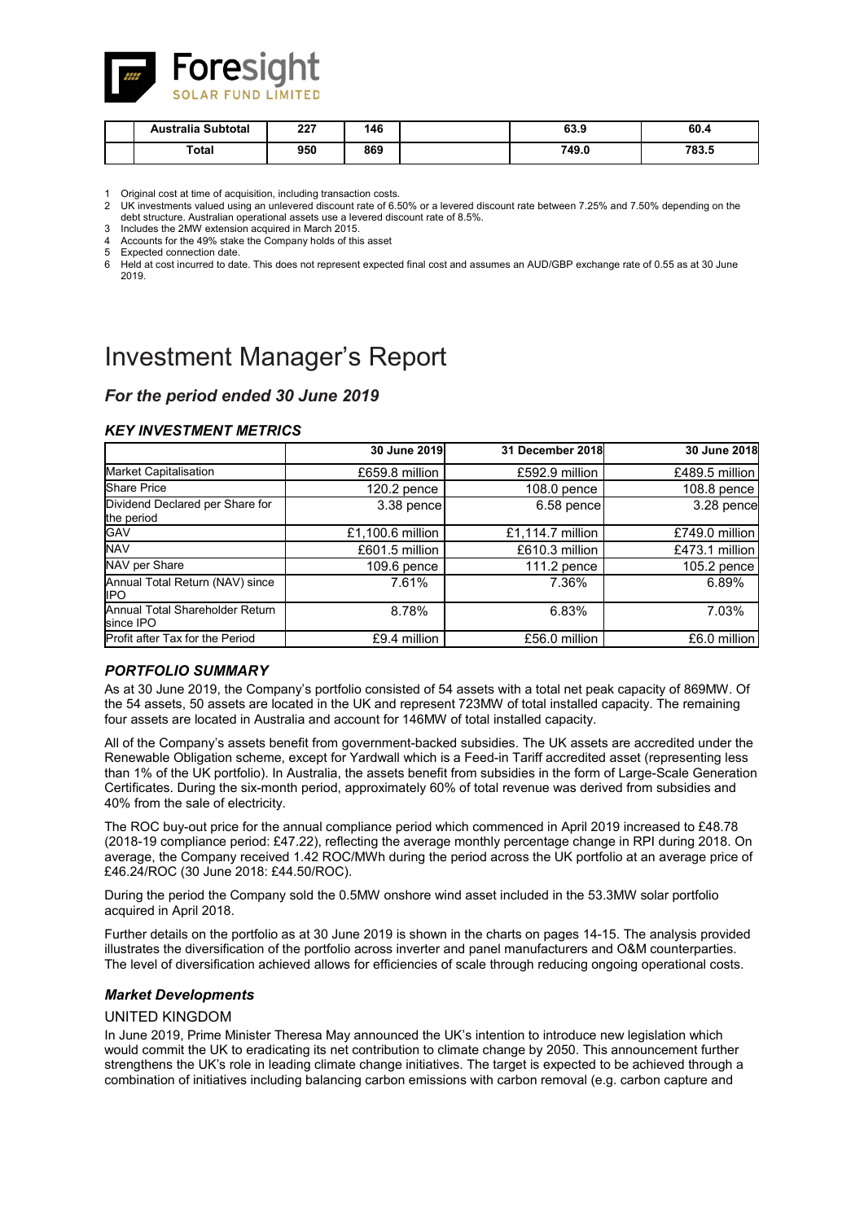| | Australia Subtotal | 227 | 146 | | 63.9 | 60.4 |
|---|---|---|---|---|---|---|
| | Total | 950 | 869 | | 749.0 | 783.5 |

1 Original cost at time of acquisition, including transaction costs.
2 UK investments valued using an unlevered discount rate of 6.50% or a levered discount rate between 7.25% and 7.50% depending on the debt structure. Australian operational assets use a levered discount rate of 8.5%.
3 Includes the 2MW extension acquired in March 2015.
4 Accounts for the 49% stake the Company holds of this asset
5 Expected connection date.
6 Held at cost incurred to date. This does not represent expected final cost and assumes an AUD/GBP exchange rate of 0.55 as at 30 June 2019.

# Investment Manager's Report

## *For the period ended 30 June 2019*

### *KEY INVESTMENT METRICS*

| | 30 June 2019 | 31 December 2018 | 30 June 2018 |
|---|---|---|---|
| Market Capitalisation | £659.8 million | £592.9 million | £489.5 million |
| Share Price | 120.2 pence | 108.0 pence | 108.8 pence |
| Dividend Declared per Share for the period | 3.38 pence | 6.58 pence | 3.28 pence |
| GAV | £1,100.6 million | £1,114.7 million | £749.0 million |
| NAV | £601.5 million | £610.3 million | £473.1 million |
| NAV per Share | 109.6 pence | 111.2 pence | 105.2 pence |
| Annual Total Return (NAV) since IPO | 7.61% | 7.36% | 6.89% |
| Annual Total Shareholder Return since IPO | 8.78% | 6.83% | 7.03% |
| Profit after Tax for the Period | £9.4 million | £56.0 million | £6.0 million |

### *PORTFOLIO SUMMARY*

As at 30 June 2019, the Company's portfolio consisted of 54 assets with a total net peak capacity of 869MW. Of the 54 assets, 50 assets are located in the UK and represent 723MW of total installed capacity. The remaining four assets are located in Australia and account for 146MW of total installed capacity.

All of the Company's assets benefit from government-backed subsidies. The UK assets are accredited under the Renewable Obligation scheme, except for Yardwall which is a Feed-in Tariff accredited asset (representing less than 1% of the UK portfolio). In Australia, the assets benefit from subsidies in the form of Large-Scale Generation Certificates. During the six-month period, approximately 60% of total revenue was derived from subsidies and 40% from the sale of electricity.

The ROC buy-out price for the annual compliance period which commenced in April 2019 increased to £48.78 (2018-19 compliance period: £47.22), reflecting the average monthly percentage change in RPI during 2018. On average, the Company received 1.42 ROC/MWh during the period across the UK portfolio at an average price of £46.24/ROC (30 June 2018: £44.50/ROC).

During the period the Company sold the 0.5MW onshore wind asset included in the 53.3MW solar portfolio acquired in April 2018.

Further details on the portfolio as at 30 June 2019 is shown in the charts on pages 14-15. The analysis provided illustrates the diversification of the portfolio across inverter and panel manufacturers and O&M counterparties. The level of diversification achieved allows for efficiencies of scale through reducing ongoing operational costs.

### *Market Developments*

#### UNITED KINGDOM

In June 2019, Prime Minister Theresa May announced the UK's intention to introduce new legislation which would commit the UK to eradicating its net contribution to climate change by 2050. This announcement further strengthens the UK's role in leading climate change initiatives. The target is expected to be achieved through a combination of initiatives including balancing carbon emissions with carbon removal (e.g. carbon capture and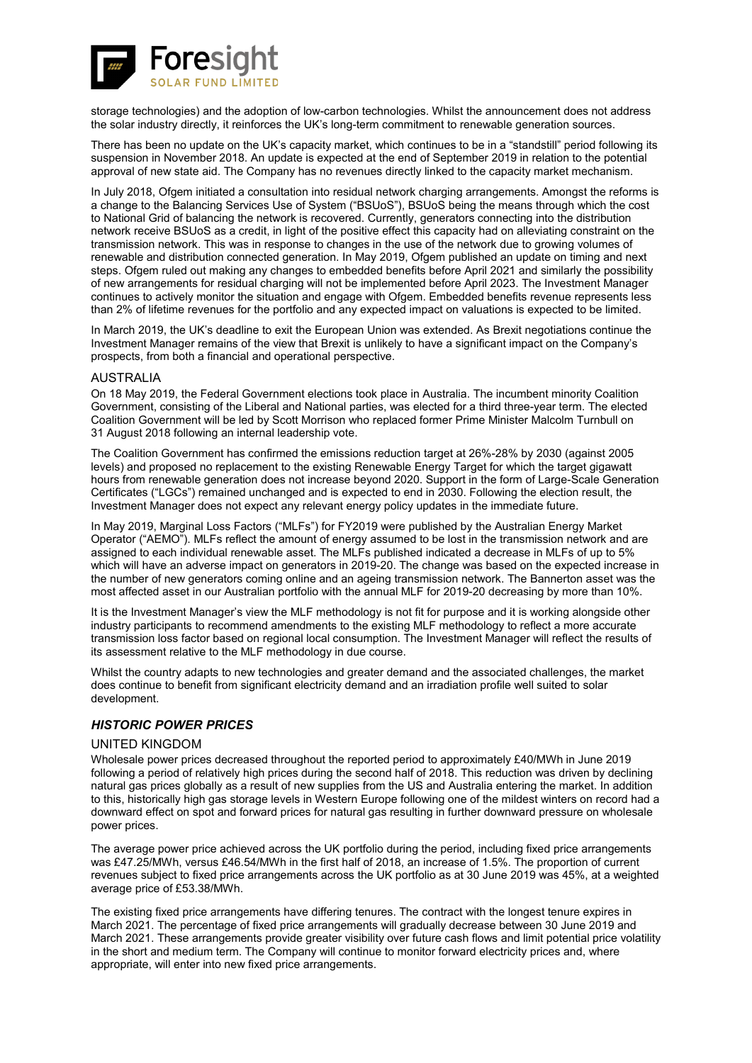storage technologies) and the adoption of low-carbon technologies. Whilst the announcement does not address the solar industry directly, it reinforces the UK's long-term commitment to renewable generation sources.

There has been no update on the UK's capacity market, which continues to be in a "standstill" period following its suspension in November 2018. An update is expected at the end of September 2019 in relation to the potential approval of new state aid. The Company has no revenues directly linked to the capacity market mechanism.

In July 2018, Ofgem initiated a consultation into residual network charging arrangements. Amongst the reforms is a change to the Balancing Services Use of System ("BSUoS"), BSUoS being the means through which the cost to National Grid of balancing the network is recovered. Currently, generators connecting into the distribution network receive BSUoS as a credit, in light of the positive effect this capacity had on alleviating constraint on the transmission network. This was in response to changes in the use of the network due to growing volumes of renewable and distribution connected generation. In May 2019, Ofgem published an update on timing and next steps. Ofgem ruled out making any changes to embedded benefits before April 2021 and similarly the possibility of new arrangements for residual charging will not be implemented before April 2023. The Investment Manager continues to actively monitor the situation and engage with Ofgem. Embedded benefits revenue represents less than 2% of lifetime revenues for the portfolio and any expected impact on valuations is expected to be limited.

In March 2019, the UK's deadline to exit the European Union was extended. As Brexit negotiations continue the Investment Manager remains of the view that Brexit is unlikely to have a significant impact on the Company's prospects, from both a financial and operational perspective.

### AUSTRALIA

On 18 May 2019, the Federal Government elections took place in Australia. The incumbent minority Coalition Government, consisting of the Liberal and National parties, was elected for a third three-year term. The elected Coalition Government will be led by Scott Morrison who replaced former Prime Minister Malcolm Turnbull on 31 August 2018 following an internal leadership vote.

The Coalition Government has confirmed the emissions reduction target at 26%-28% by 2030 (against 2005 levels) and proposed no replacement to the existing Renewable Energy Target for which the target gigawatt hours from renewable generation does not increase beyond 2020. Support in the form of Large-Scale Generation Certificates ("LGCs") remained unchanged and is expected to end in 2030. Following the election result, the Investment Manager does not expect any relevant energy policy updates in the immediate future.

In May 2019, Marginal Loss Factors ("MLFs") for FY2019 were published by the Australian Energy Market Operator ("AEMO"). MLFs reflect the amount of energy assumed to be lost in the transmission network and are assigned to each individual renewable asset. The MLFs published indicated a decrease in MLFs of up to 5% which will have an adverse impact on generators in 2019-20. The change was based on the expected increase in the number of new generators coming online and an ageing transmission network. The Bannerton asset was the most affected asset in our Australian portfolio with the annual MLF for 2019-20 decreasing by more than 10%.

It is the Investment Manager's view the MLF methodology is not fit for purpose and it is working alongside other industry participants to recommend amendments to the existing MLF methodology to reflect a more accurate transmission loss factor based on regional local consumption. The Investment Manager will reflect the results of its assessment relative to the MLF methodology in due course.

Whilst the country adapts to new technologies and greater demand and the associated challenges, the market does continue to benefit from significant electricity demand and an irradiation profile well suited to solar development.

## *HISTORIC POWER PRICES*

### UNITED KINGDOM

Wholesale power prices decreased throughout the reported period to approximately £40/MWh in June 2019 following a period of relatively high prices during the second half of 2018. This reduction was driven by declining natural gas prices globally as a result of new supplies from the US and Australia entering the market. In addition to this, historically high gas storage levels in Western Europe following one of the mildest winters on record had a downward effect on spot and forward prices for natural gas resulting in further downward pressure on wholesale power prices.

The average power price achieved across the UK portfolio during the period, including fixed price arrangements was £47.25/MWh, versus £46.54/MWh in the first half of 2018, an increase of 1.5%. The proportion of current revenues subject to fixed price arrangements across the UK portfolio as at 30 June 2019 was 45%, at a weighted average price of £53.38/MWh.

The existing fixed price arrangements have differing tenures. The contract with the longest tenure expires in March 2021. The percentage of fixed price arrangements will gradually decrease between 30 June 2019 and March 2021. These arrangements provide greater visibility over future cash flows and limit potential price volatility in the short and medium term. The Company will continue to monitor forward electricity prices and, where appropriate, will enter into new fixed price arrangements.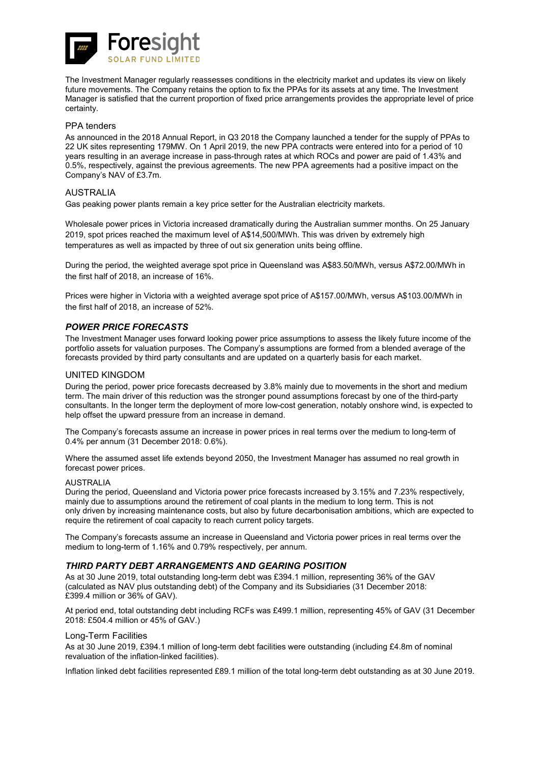The Investment Manager regularly reassesses conditions in the electricity market and updates its view on likely future movements. The Company retains the option to fix the PPAs for its assets at any time. The Investment Manager is satisfied that the current proportion of fixed price arrangements provides the appropriate level of price certainty.

### PPA tenders

As announced in the 2018 Annual Report, in Q3 2018 the Company launched a tender for the supply of PPAs to 22 UK sites representing 179MW. On 1 April 2019, the new PPA contracts were entered into for a period of 10 years resulting in an average increase in pass-through rates at which ROCs and power are paid of 1.43% and 0.5%, respectively, against the previous agreements. The new PPA agreements had a positive impact on the Company's NAV of £3.7m.

### AUSTRALIA

Gas peaking power plants remain a key price setter for the Australian electricity markets.

Wholesale power prices in Victoria increased dramatically during the Australian summer months. On 25 January 2019, spot prices reached the maximum level of A$14,500/MWh. This was driven by extremely high temperatures as well as impacted by three of out six generation units being offline.

During the period, the weighted average spot price in Queensland was A$83.50/MWh, versus A$72.00/MWh in the first half of 2018, an increase of 16%.

Prices were higher in Victoria with a weighted average spot price of A$157.00/MWh, versus A$103.00/MWh in the first half of 2018, an increase of 52%.

## *POWER PRICE FORECASTS*

The Investment Manager uses forward looking power price assumptions to assess the likely future income of the portfolio assets for valuation purposes. The Company's assumptions are formed from a blended average of the forecasts provided by third party consultants and are updated on a quarterly basis for each market.

### UNITED KINGDOM

During the period, power price forecasts decreased by 3.8% mainly due to movements in the short and medium term. The main driver of this reduction was the stronger pound assumptions forecast by one of the third-party consultants. In the longer term the deployment of more low-cost generation, notably onshore wind, is expected to help offset the upward pressure from an increase in demand.

The Company's forecasts assume an increase in power prices in real terms over the medium to long-term of 0.4% per annum (31 December 2018: 0.6%).

Where the assumed asset life extends beyond 2050, the Investment Manager has assumed no real growth in forecast power prices.

### AUSTRALIA

During the period, Queensland and Victoria power price forecasts increased by 3.15% and 7.23% respectively, mainly due to assumptions around the retirement of coal plants in the medium to long term. This is not only driven by increasing maintenance costs, but also by future decarbonisation ambitions, which are expected to require the retirement of coal capacity to reach current policy targets.

The Company's forecasts assume an increase in Queensland and Victoria power prices in real terms over the medium to long-term of 1.16% and 0.79% respectively, per annum.

## *THIRD PARTY DEBT ARRANGEMENTS AND GEARING POSITION*

As at 30 June 2019, total outstanding long-term debt was £394.1 million, representing 36% of the GAV (calculated as NAV plus outstanding debt) of the Company and its Subsidiaries (31 December 2018: £399.4 million or 36% of GAV).

At period end, total outstanding debt including RCFs was £499.1 million, representing 45% of GAV (31 December 2018: £504.4 million or 45% of GAV.)

### Long-Term Facilities

As at 30 June 2019, £394.1 million of long-term debt facilities were outstanding (including £4.8m of nominal revaluation of the inflation-linked facilities).

Inflation linked debt facilities represented £89.1 million of the total long-term debt outstanding as at 30 June 2019.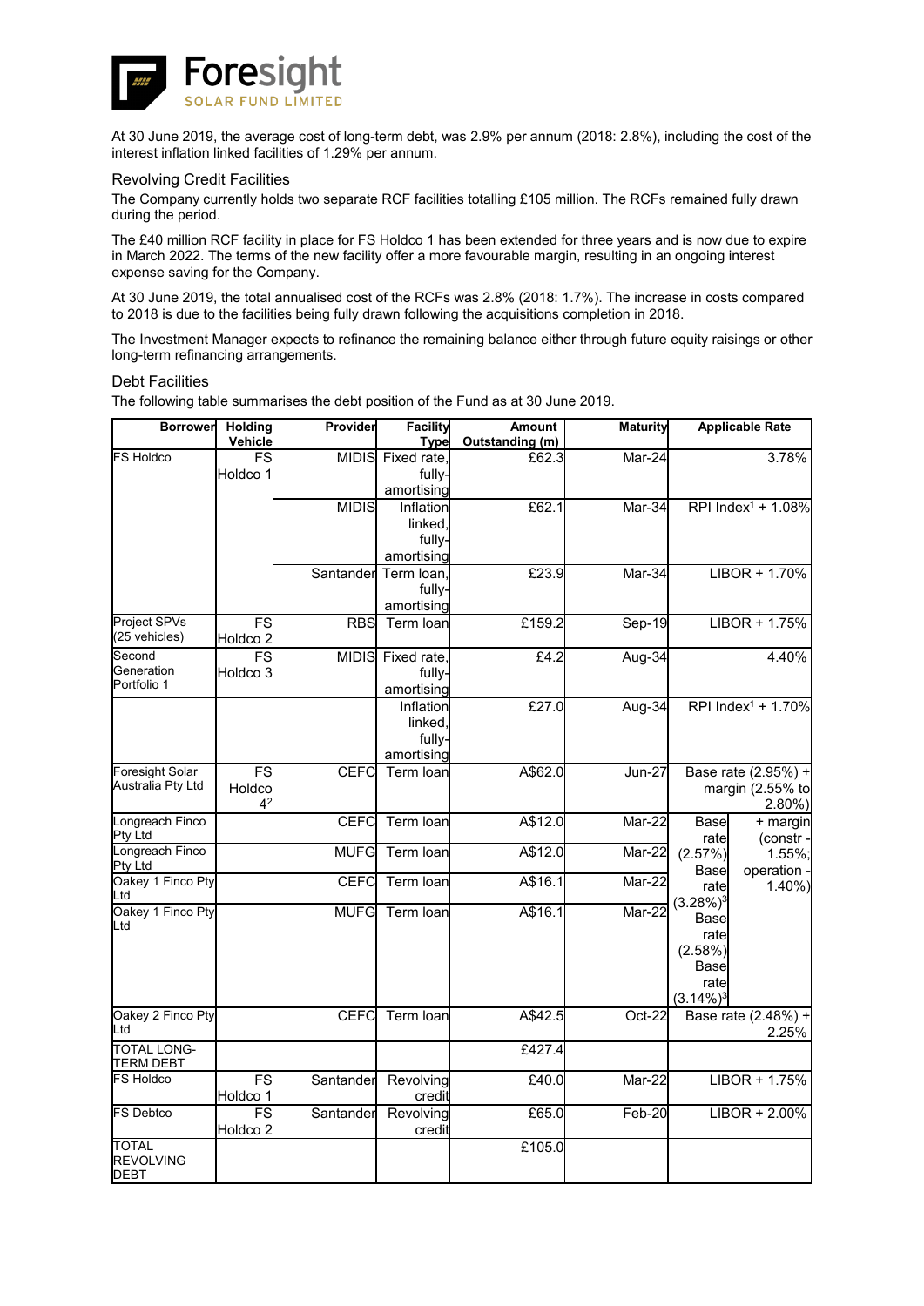At 30 June 2019, the average cost of long-term debt, was 2.9% per annum (2018: 2.8%), including the cost of the interest inflation linked facilities of 1.29% per annum.

### Revolving Credit Facilities

The Company currently holds two separate RCF facilities totalling £105 million. The RCFs remained fully drawn during the period.

The £40 million RCF facility in place for FS Holdco 1 has been extended for three years and is now due to expire in March 2022. The terms of the new facility offer a more favourable margin, resulting in an ongoing interest expense saving for the Company.

At 30 June 2019, the total annualised cost of the RCFs was 2.8% (2018: 1.7%). The increase in costs compared to 2018 is due to the facilities being fully drawn following the acquisitions completion in 2018.

The Investment Manager expects to refinance the remaining balance either through future equity raisings or other long-term refinancing arrangements.

### Debt Facilities

The following table summarises the debt position of the Fund as at 30 June 2019.

| Borrower | Holding Vehicle | Provider | Facility Type | Amount Outstanding (m) | Maturity | Applicable Rate |
|---|---|---|---|---|---|---|
| FS Holdco | FS Holdco 1 | MIDIS | Fixed rate, fully-amortising | £62.3 | Mar-24 | 3.78% |
| | | MIDIS | Inflation linked, fully-amortising | £62.1 | Mar-34 | RPI Index[1] + 1.08% |
| | | Santander | Term loan, fully-amortising | £23.9 | Mar-34 | LIBOR + 1.70% |
| Project SPVs (25 vehicles) | FS Holdco 2 | RBS | Term loan | £159.2 | Sep-19 | LIBOR + 1.75% |
| Second Generation Portfolio 1 | FS Holdco 3 | MIDIS | Fixed rate, fully-amortising | £4.2 | Aug-34 | 4.40% |
| | | | Inflation linked, fully-amortising | £27.0 | Aug-34 | RPI Index[1] + 1.70% |
| Foresight Solar Australia Pty Ltd | FS Holdco 4[2] | CEFC | Term loan | A$62.0 | Jun-27 | Base rate (2.95%) + margin (2.55% to 2.80%) |
| Longreach Finco Pty Ltd | | CEFC | Term loan | A$12.0 | Mar-22 | Base rate (2.57%) + margin (constr - 1.55%; operation - 1.40%) |
| Longreach Finco Pty Ltd | | MUFG | Term loan | A$12.0 | Mar-22 | Base rate (3.28%)[3] |
| Oakey 1 Finco Pty Ltd | | CEFC | Term loan | A$16.1 | Mar-22 | Base rate (2.58%) |
| Oakey 1 Finco Pty Ltd | | MUFG | Term loan | A$16.1 | Mar-22 | Base rate (3.14%)[3] |
| Oakey 2 Finco Pty Ltd | | CEFC | Term loan | A$42.5 | Oct-22 | Base rate (2.48%) + 2.25% |
| TOTAL LONG-TERM DEBT | | | | £427.4 | | |
| FS Holdco | FS Holdco 1 | Santander | Revolving credit | £40.0 | Mar-22 | LIBOR + 1.75% |
| FS Debtco | FS Holdco 2 | Santander | Revolving credit | £65.0 | Feb-20 | LIBOR + 2.00% |
| TOTAL REVOLVING DEBT | | | | £105.0 | | |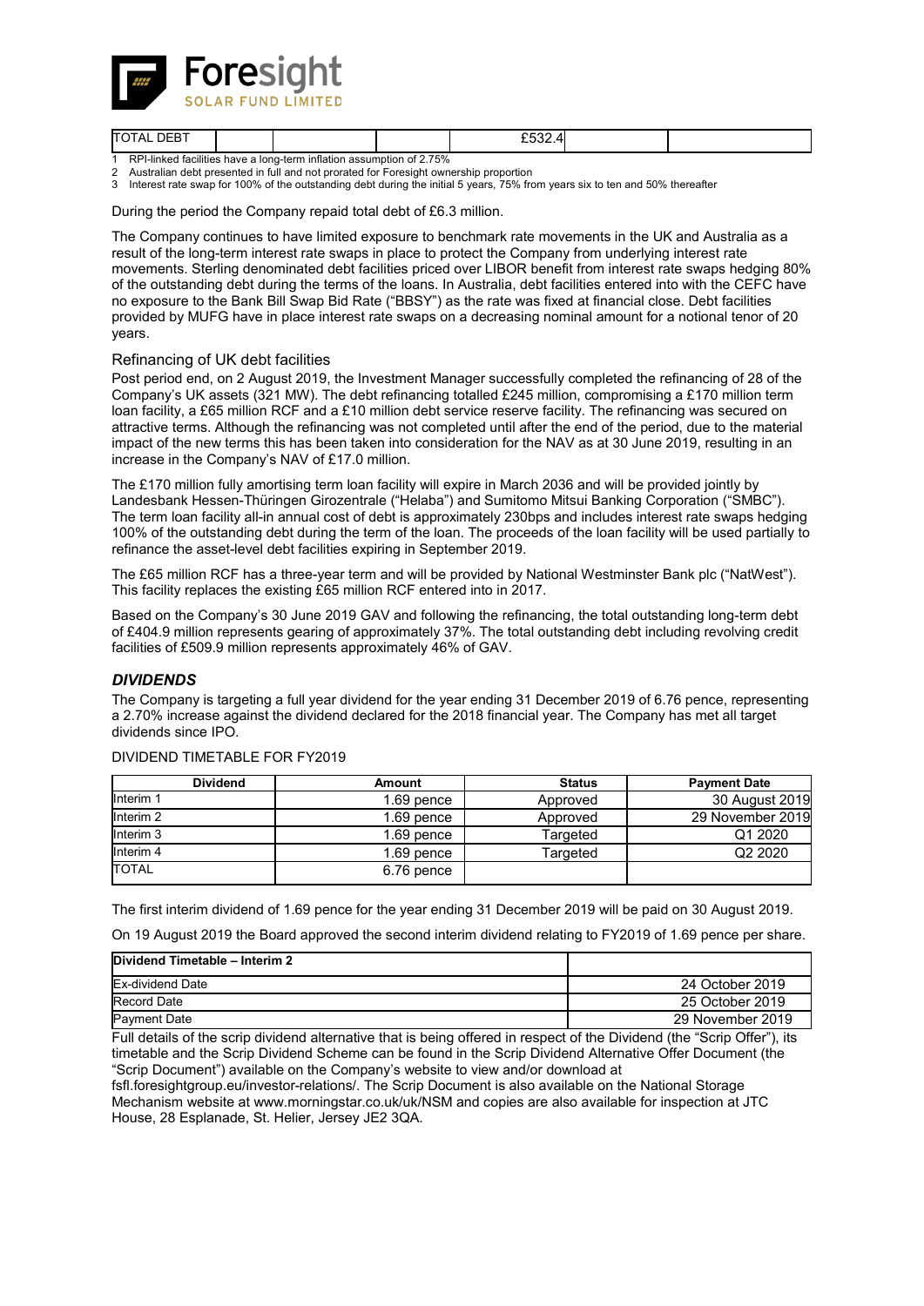| TOTAL DEBT | | | | £532.4 | | |
|---|---|---|---|---|---|---|

1 RPI-linked facilities have a long-term inflation assumption of 2.75%
2 Australian debt presented in full and not prorated for Foresight ownership proportion
3 Interest rate swap for 100% of the outstanding debt during the initial 5 years, 75% from years six to ten and 50% thereafter

During the period the Company repaid total debt of £6.3 million.

The Company continues to have limited exposure to benchmark rate movements in the UK and Australia as a result of the long-term interest rate swaps in place to protect the Company from underlying interest rate movements. Sterling denominated debt facilities priced over LIBOR benefit from interest rate swaps hedging 80% of the outstanding debt during the terms of the loans. In Australia, debt facilities entered into with the CEFC have no exposure to the Bank Bill Swap Bid Rate ("BBSY") as the rate was fixed at financial close. Debt facilities provided by MUFG have in place interest rate swaps on a decreasing nominal amount for a notional tenor of 20 years.

### Refinancing of UK debt facilities

Post period end, on 2 August 2019, the Investment Manager successfully completed the refinancing of 28 of the Company's UK assets (321 MW). The debt refinancing totalled £245 million, compromising a £170 million term loan facility, a £65 million RCF and a £10 million debt service reserve facility. The refinancing was secured on attractive terms. Although the refinancing was not completed until after the end of the period, due to the material impact of the new terms this has been taken into consideration for the NAV as at 30 June 2019, resulting in an increase in the Company's NAV of £17.0 million.

The £170 million fully amortising term loan facility will expire in March 2036 and will be provided jointly by Landesbank Hessen-Thüringen Girozentrale ("Helaba") and Sumitomo Mitsui Banking Corporation ("SMBC"). The term loan facility all-in annual cost of debt is approximately 230bps and includes interest rate swaps hedging 100% of the outstanding debt during the term of the loan. The proceeds of the loan facility will be used partially to refinance the asset-level debt facilities expiring in September 2019.

The £65 million RCF has a three-year term and will be provided by National Westminster Bank plc ("NatWest"). This facility replaces the existing £65 million RCF entered into in 2017.

Based on the Company's 30 June 2019 GAV and following the refinancing, the total outstanding long-term debt of £404.9 million represents gearing of approximately 37%. The total outstanding debt including revolving credit facilities of £509.9 million represents approximately 46% of GAV.

## *DIVIDENDS*

The Company is targeting a full year dividend for the year ending 31 December 2019 of 6.76 pence, representing a 2.70% increase against the dividend declared for the 2018 financial year. The Company has met all target dividends since IPO.

DIVIDEND TIMETABLE FOR FY2019

| Dividend | Amount | Status | Payment Date |
|---|---|---|---|
| Interim 1 | 1.69 pence | Approved | 30 August 2019 |
| Interim 2 | 1.69 pence | Approved | 29 November 2019 |
| Interim 3 | 1.69 pence | Targeted | Q1 2020 |
| Interim 4 | 1.69 pence | Targeted | Q2 2020 |
| TOTAL | 6.76 pence | | |

The first interim dividend of 1.69 pence for the year ending 31 December 2019 will be paid on 30 August 2019.

On 19 August 2019 the Board approved the second interim dividend relating to FY2019 of 1.69 pence per share.

| Dividend Timetable – Interim 2 | |
|---|---|
| Ex-dividend Date | 24 October 2019 |
| Record Date | 25 October 2019 |
| Payment Date | 29 November 2019 |

Full details of the scrip dividend alternative that is being offered in respect of the Dividend (the "Scrip Offer"), its timetable and the Scrip Dividend Scheme can be found in the Scrip Dividend Alternative Offer Document (the "Scrip Document") available on the Company's website to view and/or download at fsfl.foresightgroup.eu/investor-relations/. The Scrip Document is also available on the National Storage Mechanism website at www.morningstar.co.uk/uk/NSM and copies are also available for inspection at JTC House, 28 Esplanade, St. Helier, Jersey JE2 3QA.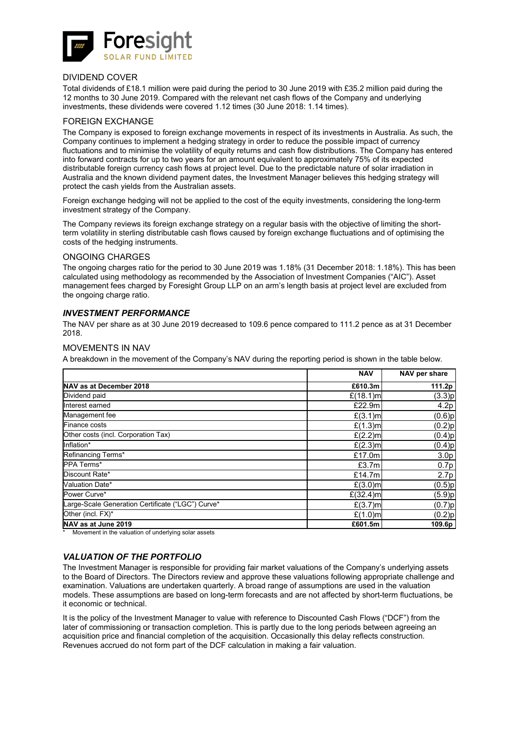## DIVIDEND COVER

Total dividends of £18.1 million were paid during the period to 30 June 2019 with £35.2 million paid during the 12 months to 30 June 2019. Compared with the relevant net cash flows of the Company and underlying investments, these dividends were covered 1.12 times (30 June 2018: 1.14 times).

## FOREIGN EXCHANGE

The Company is exposed to foreign exchange movements in respect of its investments in Australia. As such, the Company continues to implement a hedging strategy in order to reduce the possible impact of currency fluctuations and to minimise the volatility of equity returns and cash flow distributions. The Company has entered into forward contracts for up to two years for an amount equivalent to approximately 75% of its expected distributable foreign currency cash flows at project level. Due to the predictable nature of solar irradiation in Australia and the known dividend payment dates, the Investment Manager believes this hedging strategy will protect the cash yields from the Australian assets.

Foreign exchange hedging will not be applied to the cost of the equity investments, considering the long-term investment strategy of the Company.

The Company reviews its foreign exchange strategy on a regular basis with the objective of limiting the short-term volatility in sterling distributable cash flows caused by foreign exchange fluctuations and of optimising the costs of the hedging instruments.

## ONGOING CHARGES

The ongoing charges ratio for the period to 30 June 2019 was 1.18% (31 December 2018: 1.18%). This has been calculated using methodology as recommended by the Association of Investment Companies ("AIC"). Asset management fees charged by Foresight Group LLP on an arm's length basis at project level are excluded from the ongoing charge ratio.

## *INVESTMENT PERFORMANCE*

The NAV per share as at 30 June 2019 decreased to 109.6 pence compared to 111.2 pence as at 31 December 2018.

## MOVEMENTS IN NAV

A breakdown in the movement of the Company's NAV during the reporting period is shown in the table below.

| | NAV | NAV per share |
|---|---|---|
| **NAV as at December 2018** | **£610.3m** | **111.2p** |
| Dividend paid | £(18.1)m | (3.3)p |
| Interest earned | £22.9m | 4.2p |
| Management fee | £(3.1)m | (0.6)p |
| Finance costs | £(1.3)m | (0.2)p |
| Other costs (incl. Corporation Tax) | £(2.2)m | (0.4)p |
| Inflation* | £(2.3)m | (0.4)p |
| Refinancing Terms* | £17.0m | 3.0p |
| PPA Terms* | £3.7m | 0.7p |
| Discount Rate* | £14.7m | 2.7p |
| Valuation Date* | £(3.0)m | (0.5)p |
| Power Curve* | £(32.4)m | (5.9)p |
| Large-Scale Generation Certificate ("LGC") Curve* | £(3.7)m | (0.7)p |
| Other (incl. FX)* | £(1.0)m | (0.2)p |
| **NAV as at June 2019** | **£601.5m** | **109.6p** |

\* Movement in the valuation of underlying solar assets

## *VALUATION OF THE PORTFOLIO*

The Investment Manager is responsible for providing fair market valuations of the Company's underlying assets to the Board of Directors. The Directors review and approve these valuations following appropriate challenge and examination. Valuations are undertaken quarterly. A broad range of assumptions are used in the valuation models. These assumptions are based on long-term forecasts and are not affected by short-term fluctuations, be it economic or technical.

It is the policy of the Investment Manager to value with reference to Discounted Cash Flows ("DCF") from the later of commissioning or transaction completion. This is partly due to the long periods between agreeing an acquisition price and financial completion of the acquisition. Occasionally this delay reflects construction. Revenues accrued do not form part of the DCF calculation in making a fair valuation.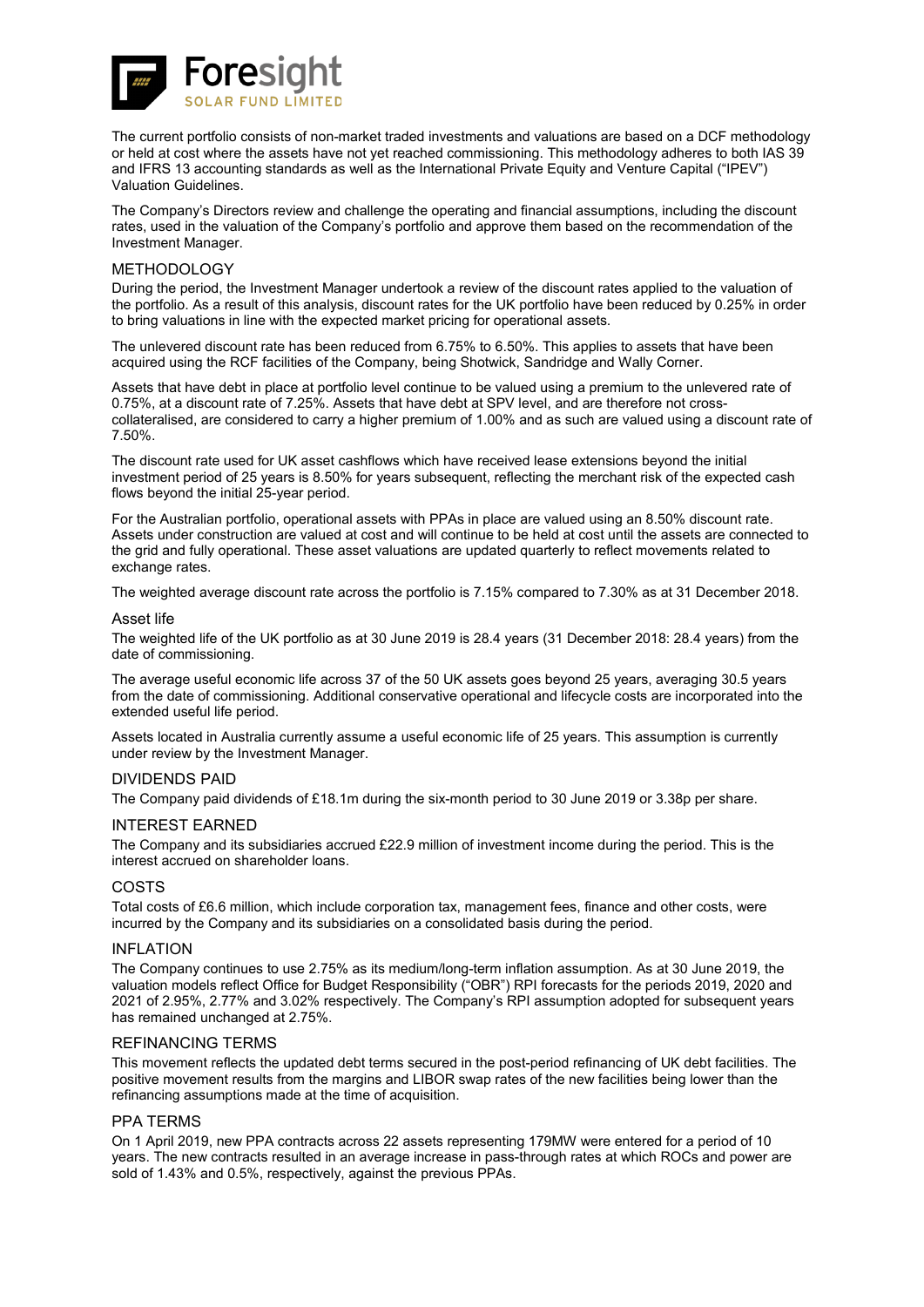The current portfolio consists of non-market traded investments and valuations are based on a DCF methodology or held at cost where the assets have not yet reached commissioning. This methodology adheres to both IAS 39 and IFRS 13 accounting standards as well as the International Private Equity and Venture Capital ("IPEV") Valuation Guidelines.

The Company's Directors review and challenge the operating and financial assumptions, including the discount rates, used in the valuation of the Company's portfolio and approve them based on the recommendation of the Investment Manager.

## METHODOLOGY

During the period, the Investment Manager undertook a review of the discount rates applied to the valuation of the portfolio. As a result of this analysis, discount rates for the UK portfolio have been reduced by 0.25% in order to bring valuations in line with the expected market pricing for operational assets.

The unlevered discount rate has been reduced from 6.75% to 6.50%. This applies to assets that have been acquired using the RCF facilities of the Company, being Shotwick, Sandridge and Wally Corner.

Assets that have debt in place at portfolio level continue to be valued using a premium to the unlevered rate of 0.75%, at a discount rate of 7.25%. Assets that have debt at SPV level, and are therefore not cross-collateralised, are considered to carry a higher premium of 1.00% and as such are valued using a discount rate of 7.50%.

The discount rate used for UK asset cashflows which have received lease extensions beyond the initial investment period of 25 years is 8.50% for years subsequent, reflecting the merchant risk of the expected cash flows beyond the initial 25-year period.

For the Australian portfolio, operational assets with PPAs in place are valued using an 8.50% discount rate. Assets under construction are valued at cost and will continue to be held at cost until the assets are connected to the grid and fully operational. These asset valuations are updated quarterly to reflect movements related to exchange rates.

The weighted average discount rate across the portfolio is 7.15% compared to 7.30% as at 31 December 2018.

### Asset life

The weighted life of the UK portfolio as at 30 June 2019 is 28.4 years (31 December 2018: 28.4 years) from the date of commissioning.

The average useful economic life across 37 of the 50 UK assets goes beyond 25 years, averaging 30.5 years from the date of commissioning. Additional conservative operational and lifecycle costs are incorporated into the extended useful life period.

Assets located in Australia currently assume a useful economic life of 25 years. This assumption is currently under review by the Investment Manager.

## DIVIDENDS PAID

The Company paid dividends of £18.1m during the six-month period to 30 June 2019 or 3.38p per share.

## INTEREST EARNED

The Company and its subsidiaries accrued £22.9 million of investment income during the period. This is the interest accrued on shareholder loans.

## COSTS

Total costs of £6.6 million, which include corporation tax, management fees, finance and other costs, were incurred by the Company and its subsidiaries on a consolidated basis during the period.

## INFLATION

The Company continues to use 2.75% as its medium/long-term inflation assumption. As at 30 June 2019, the valuation models reflect Office for Budget Responsibility ("OBR") RPI forecasts for the periods 2019, 2020 and 2021 of 2.95%, 2.77% and 3.02% respectively. The Company's RPI assumption adopted for subsequent years has remained unchanged at 2.75%.

## REFINANCING TERMS

This movement reflects the updated debt terms secured in the post-period refinancing of UK debt facilities. The positive movement results from the margins and LIBOR swap rates of the new facilities being lower than the refinancing assumptions made at the time of acquisition.

## PPA TERMS

On 1 April 2019, new PPA contracts across 22 assets representing 179MW were entered for a period of 10 years. The new contracts resulted in an average increase in pass-through rates at which ROCs and power are sold of 1.43% and 0.5%, respectively, against the previous PPAs.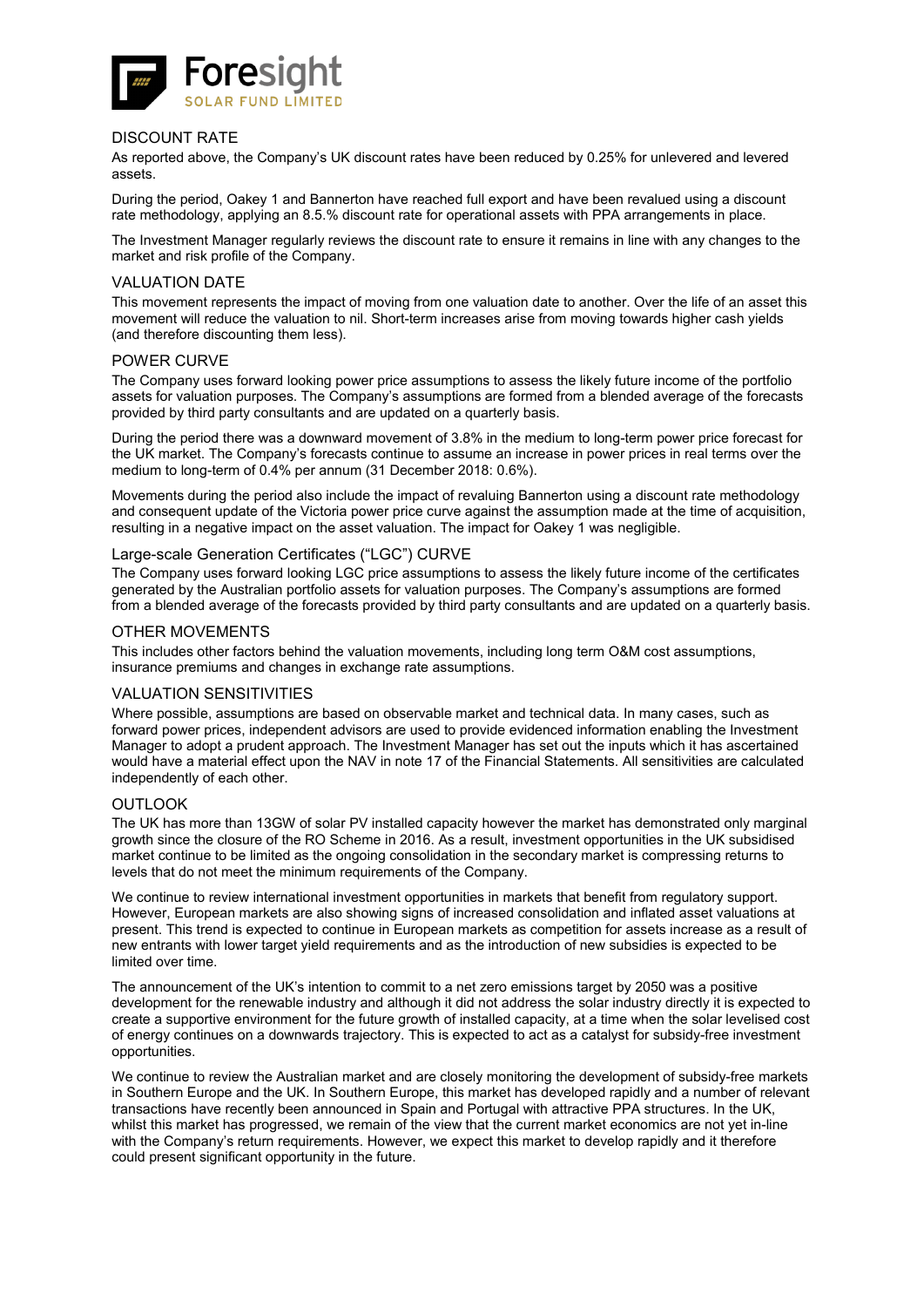## DISCOUNT RATE

As reported above, the Company's UK discount rates have been reduced by 0.25% for unlevered and levered assets.

During the period, Oakey 1 and Bannerton have reached full export and have been revalued using a discount rate methodology, applying an 8.5.% discount rate for operational assets with PPA arrangements in place.

The Investment Manager regularly reviews the discount rate to ensure it remains in line with any changes to the market and risk profile of the Company.

## VALUATION DATE

This movement represents the impact of moving from one valuation date to another. Over the life of an asset this movement will reduce the valuation to nil. Short-term increases arise from moving towards higher cash yields (and therefore discounting them less).

## POWER CURVE

The Company uses forward looking power price assumptions to assess the likely future income of the portfolio assets for valuation purposes. The Company's assumptions are formed from a blended average of the forecasts provided by third party consultants and are updated on a quarterly basis.

During the period there was a downward movement of 3.8% in the medium to long-term power price forecast for the UK market. The Company's forecasts continue to assume an increase in power prices in real terms over the medium to long-term of 0.4% per annum (31 December 2018: 0.6%).

Movements during the period also include the impact of revaluing Bannerton using a discount rate methodology and consequent update of the Victoria power price curve against the assumption made at the time of acquisition, resulting in a negative impact on the asset valuation. The impact for Oakey 1 was negligible.

## Large-scale Generation Certificates ("LGC") CURVE

The Company uses forward looking LGC price assumptions to assess the likely future income of the certificates generated by the Australian portfolio assets for valuation purposes. The Company's assumptions are formed from a blended average of the forecasts provided by third party consultants and are updated on a quarterly basis.

## OTHER MOVEMENTS

This includes other factors behind the valuation movements, including long term O&M cost assumptions, insurance premiums and changes in exchange rate assumptions.

## VALUATION SENSITIVITIES

Where possible, assumptions are based on observable market and technical data. In many cases, such as forward power prices, independent advisors are used to provide evidenced information enabling the Investment Manager to adopt a prudent approach. The Investment Manager has set out the inputs which it has ascertained would have a material effect upon the NAV in note 17 of the Financial Statements. All sensitivities are calculated independently of each other.

## OUTLOOK

The UK has more than 13GW of solar PV installed capacity however the market has demonstrated only marginal growth since the closure of the RO Scheme in 2016. As a result, investment opportunities in the UK subsidised market continue to be limited as the ongoing consolidation in the secondary market is compressing returns to levels that do not meet the minimum requirements of the Company.

We continue to review international investment opportunities in markets that benefit from regulatory support. However, European markets are also showing signs of increased consolidation and inflated asset valuations at present. This trend is expected to continue in European markets as competition for assets increase as a result of new entrants with lower target yield requirements and as the introduction of new subsidies is expected to be limited over time.

The announcement of the UK's intention to commit to a net zero emissions target by 2050 was a positive development for the renewable industry and although it did not address the solar industry directly it is expected to create a supportive environment for the future growth of installed capacity, at a time when the solar levelised cost of energy continues on a downwards trajectory. This is expected to act as a catalyst for subsidy-free investment opportunities.

We continue to review the Australian market and are closely monitoring the development of subsidy-free markets in Southern Europe and the UK. In Southern Europe, this market has developed rapidly and a number of relevant transactions have recently been announced in Spain and Portugal with attractive PPA structures. In the UK, whilst this market has progressed, we remain of the view that the current market economics are not yet in-line with the Company's return requirements. However, we expect this market to develop rapidly and it therefore could present significant opportunity in the future.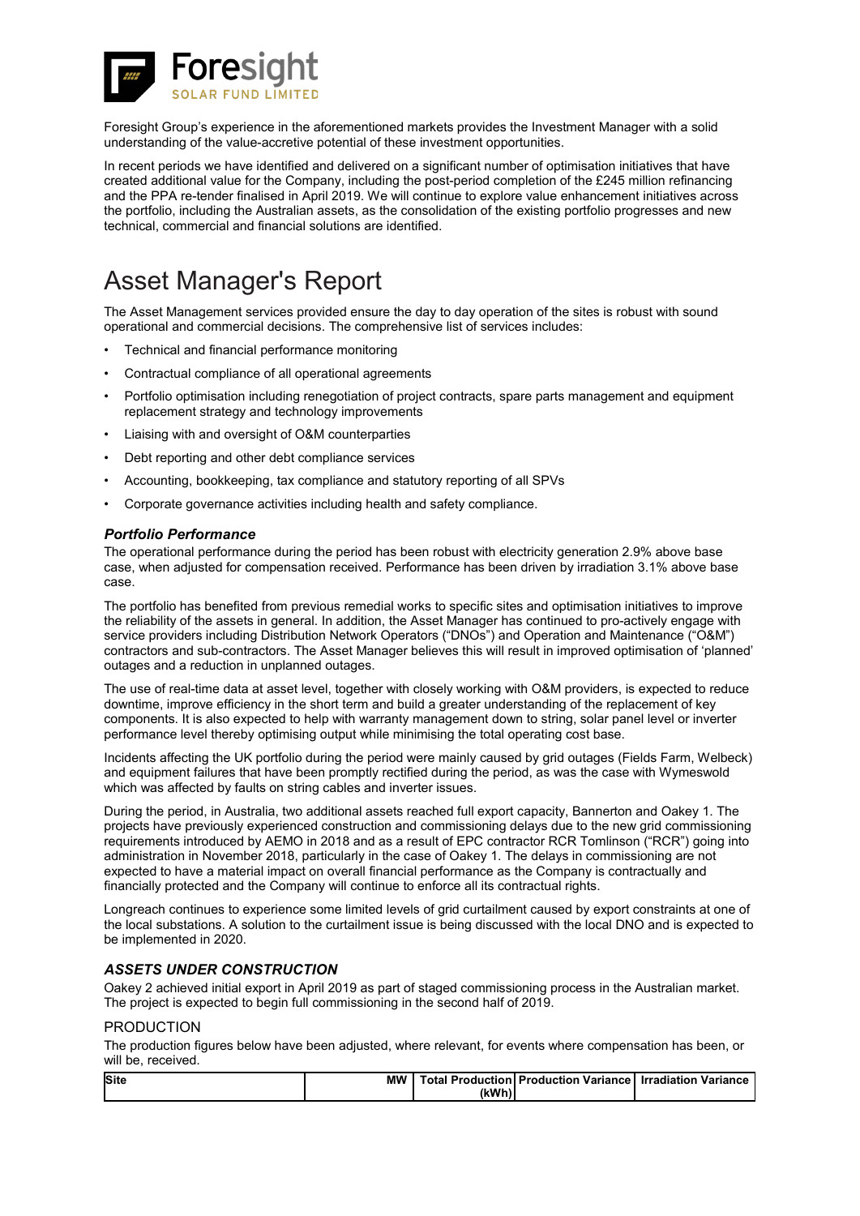Foresight Group's experience in the aforementioned markets provides the Investment Manager with a solid understanding of the value-accretive potential of these investment opportunities.

In recent periods we have identified and delivered on a significant number of optimisation initiatives that have created additional value for the Company, including the post-period completion of the £245 million refinancing and the PPA re-tender finalised in April 2019. We will continue to explore value enhancement initiatives across the portfolio, including the Australian assets, as the consolidation of the existing portfolio progresses and new technical, commercial and financial solutions are identified.

# Asset Manager's Report

The Asset Management services provided ensure the day to day operation of the sites is robust with sound operational and commercial decisions. The comprehensive list of services includes:

- Technical and financial performance monitoring
- Contractual compliance of all operational agreements
- Portfolio optimisation including renegotiation of project contracts, spare parts management and equipment replacement strategy and technology improvements
- Liaising with and oversight of O&M counterparties
- Debt reporting and other debt compliance services
- Accounting, bookkeeping, tax compliance and statutory reporting of all SPVs
- Corporate governance activities including health and safety compliance.

### *Portfolio Performance*

The operational performance during the period has been robust with electricity generation 2.9% above base case, when adjusted for compensation received. Performance has been driven by irradiation 3.1% above base case.

The portfolio has benefited from previous remedial works to specific sites and optimisation initiatives to improve the reliability of the assets in general. In addition, the Asset Manager has continued to pro-actively engage with service providers including Distribution Network Operators ("DNOs") and Operation and Maintenance ("O&M") contractors and sub-contractors. The Asset Manager believes this will result in improved optimisation of 'planned' outages and a reduction in unplanned outages.

The use of real-time data at asset level, together with closely working with O&M providers, is expected to reduce downtime, improve efficiency in the short term and build a greater understanding of the replacement of key components. It is also expected to help with warranty management down to string, solar panel level or inverter performance level thereby optimising output while minimising the total operating cost base.

Incidents affecting the UK portfolio during the period were mainly caused by grid outages (Fields Farm, Welbeck) and equipment failures that have been promptly rectified during the period, as was the case with Wymeswold which was affected by faults on string cables and inverter issues.

During the period, in Australia, two additional assets reached full export capacity, Bannerton and Oakey 1. The projects have previously experienced construction and commissioning delays due to the new grid commissioning requirements introduced by AEMO in 2018 and as a result of EPC contractor RCR Tomlinson ("RCR") going into administration in November 2018, particularly in the case of Oakey 1. The delays in commissioning are not expected to have a material impact on overall financial performance as the Company is contractually and financially protected and the Company will continue to enforce all its contractual rights.

Longreach continues to experience some limited levels of grid curtailment caused by export constraints at one of the local substations. A solution to the curtailment issue is being discussed with the local DNO and is expected to be implemented in 2020.

### *ASSETS UNDER CONSTRUCTION*

Oakey 2 achieved initial export in April 2019 as part of staged commissioning process in the Australian market. The project is expected to begin full commissioning in the second half of 2019.

### PRODUCTION

The production figures below have been adjusted, where relevant, for events where compensation has been, or will be, received.

| Site | MW | Total Production (kWh) | Production Variance | Irradiation Variance |
| --- | --- | --- | --- | --- |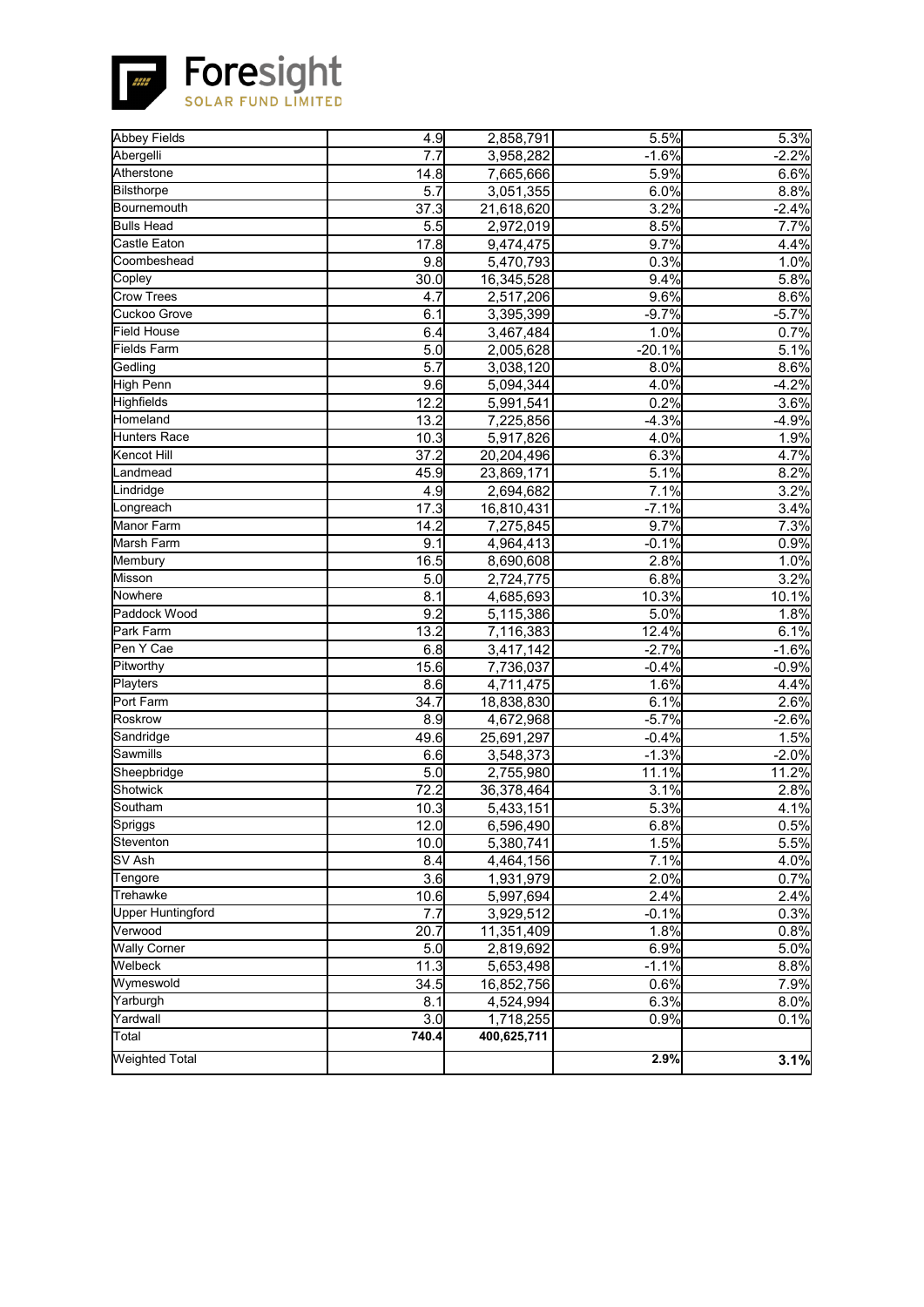**Foresight**
SOLAR FUND LIMITED

| | | | | |
|---|---|---|---|---|
| Abbey Fields | 4.9 | 2,858,791 | 5.5% | 5.3% |
| Abergelli | 7.7 | 3,958,282 | -1.6% | -2.2% |
| Atherstone | 14.8 | 7,665,666 | 5.9% | 6.6% |
| Bilsthorpe | 5.7 | 3,051,355 | 6.0% | 8.8% |
| Bournemouth | 37.3 | 21,618,620 | 3.2% | -2.4% |
| Bulls Head | 5.5 | 2,972,019 | 8.5% | 7.7% |
| Castle Eaton | 17.8 | 9,474,475 | 9.7% | 4.4% |
| Coombeshead | 9.8 | 5,470,793 | 0.3% | 1.0% |
| Copley | 30.0 | 16,345,528 | 9.4% | 5.8% |
| Crow Trees | 4.7 | 2,517,206 | 9.6% | 8.6% |
| Cuckoo Grove | 6.1 | 3,395,399 | -9.7% | -5.7% |
| Field House | 6.4 | 3,467,484 | 1.0% | 0.7% |
| Fields Farm | 5.0 | 2,005,628 | -20.1% | 5.1% |
| Gedling | 5.7 | 3,038,120 | 8.0% | 8.6% |
| High Penn | 9.6 | 5,094,344 | 4.0% | -4.2% |
| Highfields | 12.2 | 5,991,541 | 0.2% | 3.6% |
| Homeland | 13.2 | 7,225,856 | -4.3% | -4.9% |
| Hunters Race | 10.3 | 5,917,826 | 4.0% | 1.9% |
| Kencot Hill | 37.2 | 20,204,496 | 6.3% | 4.7% |
| Landmead | 45.9 | 23,869,171 | 5.1% | 8.2% |
| Lindridge | 4.9 | 2,694,682 | 7.1% | 3.2% |
| Longreach | 17.3 | 16,810,431 | -7.1% | 3.4% |
| Manor Farm | 14.2 | 7,275,845 | 9.7% | 7.3% |
| Marsh Farm | 9.1 | 4,964,413 | -0.1% | 0.9% |
| Membury | 16.5 | 8,690,608 | 2.8% | 1.0% |
| Misson | 5.0 | 2,724,775 | 6.8% | 3.2% |
| Nowhere | 8.1 | 4,685,693 | 10.3% | 10.1% |
| Paddock Wood | 9.2 | 5,115,386 | 5.0% | 1.8% |
| Park Farm | 13.2 | 7,116,383 | 12.4% | 6.1% |
| Pen Y Cae | 6.8 | 3,417,142 | -2.7% | -1.6% |
| Pitworthy | 15.6 | 7,736,037 | -0.4% | -0.9% |
| Playters | 8.6 | 4,711,475 | 1.6% | 4.4% |
| Port Farm | 34.7 | 18,838,830 | 6.1% | 2.6% |
| Roskrow | 8.9 | 4,672,968 | -5.7% | -2.6% |
| Sandridge | 49.6 | 25,691,297 | -0.4% | 1.5% |
| Sawmills | 6.6 | 3,548,373 | -1.3% | -2.0% |
| Sheepbridge | 5.0 | 2,755,980 | 11.1% | 11.2% |
| Shotwick | 72.2 | 36,378,464 | 3.1% | 2.8% |
| Southam | 10.3 | 5,433,151 | 5.3% | 4.1% |
| Spriggs | 12.0 | 6,596,490 | 6.8% | 0.5% |
| Steventon | 10.0 | 5,380,741 | 1.5% | 5.5% |
| SV Ash | 8.4 | 4,464,156 | 7.1% | 4.0% |
| Tengore | 3.6 | 1,931,979 | 2.0% | 0.7% |
| Trehawke | 10.6 | 5,997,694 | 2.4% | 2.4% |
| Upper Huntingford | 7.7 | 3,929,512 | -0.1% | 0.3% |
| Verwood | 20.7 | 11,351,409 | 1.8% | 0.8% |
| Wally Corner | 5.0 | 2,819,692 | 6.9% | 5.0% |
| Welbeck | 11.3 | 5,653,498 | -1.1% | 8.8% |
| Wymeswold | 34.5 | 16,852,756 | 0.6% | 7.9% |
| Yarburgh | 8.1 | 4,524,994 | 6.3% | 8.0% |
| Yardwall | 3.0 | 1,718,255 | 0.9% | 0.1% |
| Total | **740.4** | **400,625,711** | | |
| Weighted Total | | | **2.9%** | **3.1%** |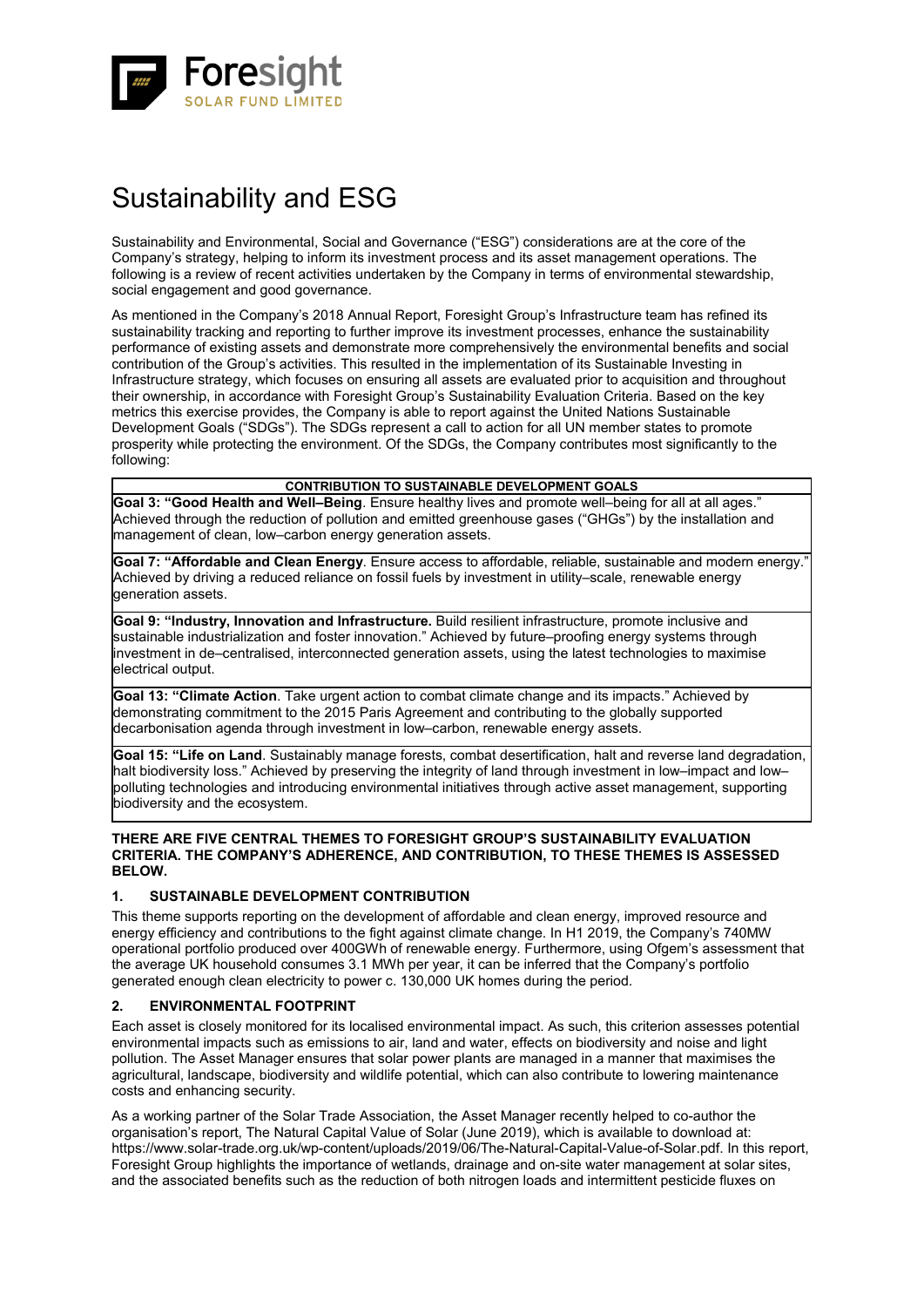# Sustainability and ESG

Sustainability and Environmental, Social and Governance ("ESG") considerations are at the core of the Company's strategy, helping to inform its investment process and its asset management operations. The following is a review of recent activities undertaken by the Company in terms of environmental stewardship, social engagement and good governance.

As mentioned in the Company's 2018 Annual Report, Foresight Group's Infrastructure team has refined its sustainability tracking and reporting to further improve its investment processes, enhance the sustainability performance of existing assets and demonstrate more comprehensively the environmental benefits and social contribution of the Group's activities. This resulted in the implementation of its Sustainable Investing in Infrastructure strategy, which focuses on ensuring all assets are evaluated prior to acquisition and throughout their ownership, in accordance with Foresight Group's Sustainability Evaluation Criteria. Based on the key metrics this exercise provides, the Company is able to report against the United Nations Sustainable Development Goals ("SDGs"). The SDGs represent a call to action for all UN member states to promote prosperity while protecting the environment. Of the SDGs, the Company contributes most significantly to the following:

| CONTRIBUTION TO SUSTAINABLE DEVELOPMENT GOALS |
| --- |
| **Goal 3: "Good Health and Well–Being**. Ensure healthy lives and promote well–being for all at all ages." Achieved through the reduction of pollution and emitted greenhouse gases ("GHGs") by the installation and management of clean, low–carbon energy generation assets. |
| **Goal 7: "Affordable and Clean Energy**. Ensure access to affordable, reliable, sustainable and modern energy." Achieved by driving a reduced reliance on fossil fuels by investment in utility–scale, renewable energy generation assets. |
| **Goal 9: "Industry, Innovation and Infrastructure.** Build resilient infrastructure, promote inclusive and sustainable industrialization and foster innovation." Achieved by future–proofing energy systems through investment in de–centralised, interconnected generation assets, using the latest technologies to maximise electrical output. |
| **Goal 13: "Climate Action**. Take urgent action to combat climate change and its impacts." Achieved by demonstrating commitment to the 2015 Paris Agreement and contributing to the globally supported decarbonisation agenda through investment in low–carbon, renewable energy assets. |
| **Goal 15: "Life on Land**. Sustainably manage forests, combat desertification, halt and reverse land degradation, halt biodiversity loss." Achieved by preserving the integrity of land through investment in low–impact and low–polluting technologies and introducing environmental initiatives through active asset management, supporting biodiversity and the ecosystem. |

**THERE ARE FIVE CENTRAL THEMES TO FORESIGHT GROUP'S SUSTAINABILITY EVALUATION CRITERIA. THE COMPANY'S ADHERENCE, AND CONTRIBUTION, TO THESE THEMES IS ASSESSED BELOW.**

### 1. SUSTAINABLE DEVELOPMENT CONTRIBUTION

This theme supports reporting on the development of affordable and clean energy, improved resource and energy efficiency and contributions to the fight against climate change. In H1 2019, the Company's 740MW operational portfolio produced over 400GWh of renewable energy. Furthermore, using Ofgem's assessment that the average UK household consumes 3.1 MWh per year, it can be inferred that the Company's portfolio generated enough clean electricity to power c. 130,000 UK homes during the period.

### 2. ENVIRONMENTAL FOOTPRINT

Each asset is closely monitored for its localised environmental impact. As such, this criterion assesses potential environmental impacts such as emissions to air, land and water, effects on biodiversity and noise and light pollution. The Asset Manager ensures that solar power plants are managed in a manner that maximises the agricultural, landscape, biodiversity and wildlife potential, which can also contribute to lowering maintenance costs and enhancing security.

As a working partner of the Solar Trade Association, the Asset Manager recently helped to co-author the organisation's report, The Natural Capital Value of Solar (June 2019), which is available to download at: https://www.solar-trade.org.uk/wp-content/uploads/2019/06/The-Natural-Capital-Value-of-Solar.pdf. In this report, Foresight Group highlights the importance of wetlands, drainage and on-site water management at solar sites, and the associated benefits such as the reduction of both nitrogen loads and intermittent pesticide fluxes on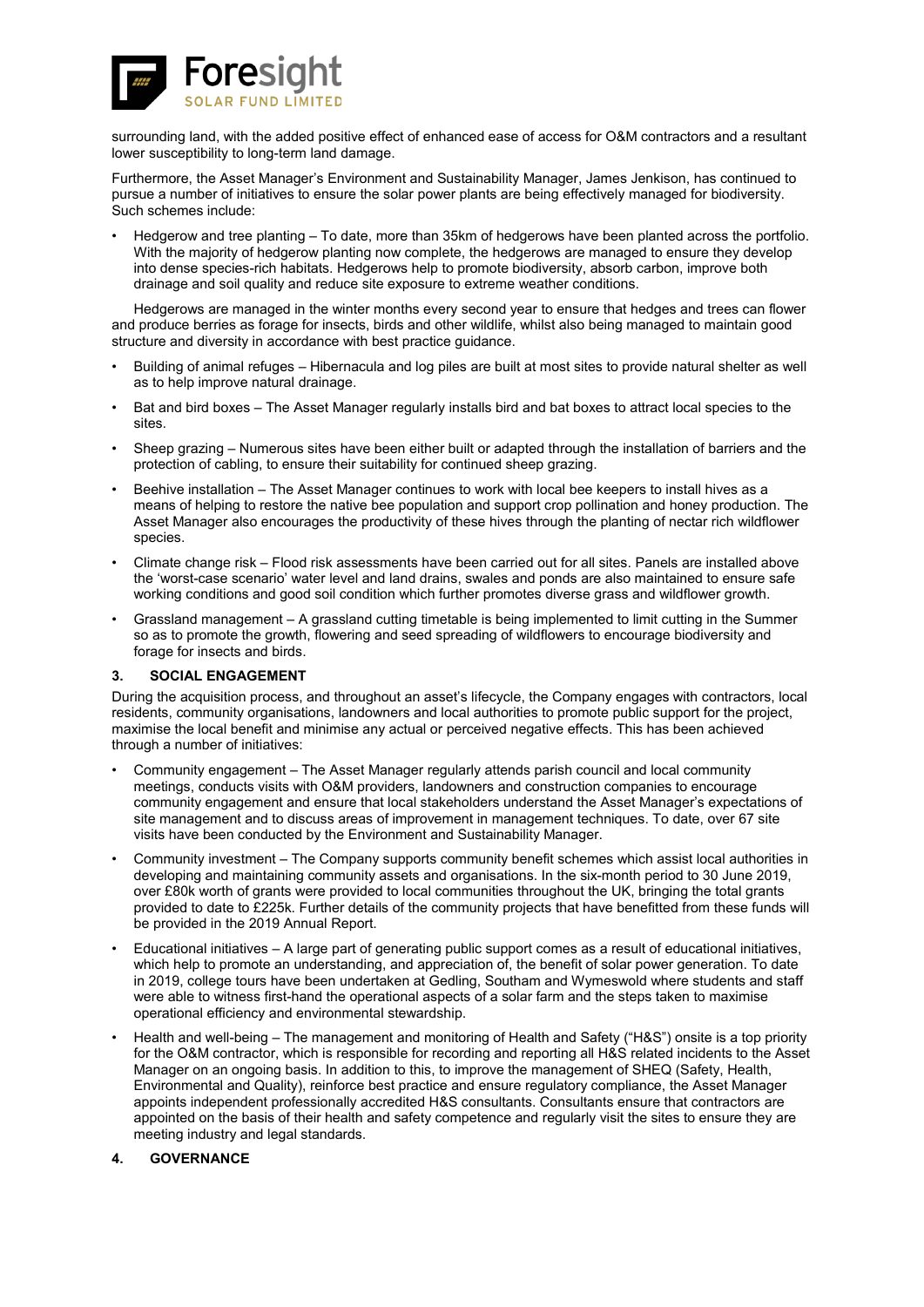surrounding land, with the added positive effect of enhanced ease of access for O&M contractors and a resultant lower susceptibility to long-term land damage.

Furthermore, the Asset Manager's Environment and Sustainability Manager, James Jenkison, has continued to pursue a number of initiatives to ensure the solar power plants are being effectively managed for biodiversity. Such schemes include:

- Hedgerow and tree planting – To date, more than 35km of hedgerows have been planted across the portfolio. With the majority of hedgerow planting now complete, the hedgerows are managed to ensure they develop into dense species-rich habitats. Hedgerows help to promote biodiversity, absorb carbon, improve both drainage and soil quality and reduce site exposure to extreme weather conditions.

  Hedgerows are managed in the winter months every second year to ensure that hedges and trees can flower and produce berries as forage for insects, birds and other wildlife, whilst also being managed to maintain good structure and diversity in accordance with best practice guidance.

- Building of animal refuges – Hibernacula and log piles are built at most sites to provide natural shelter as well as to help improve natural drainage.
- Bat and bird boxes – The Asset Manager regularly installs bird and bat boxes to attract local species to the sites.
- Sheep grazing – Numerous sites have been either built or adapted through the installation of barriers and the protection of cabling, to ensure their suitability for continued sheep grazing.
- Beehive installation – The Asset Manager continues to work with local bee keepers to install hives as a means of helping to restore the native bee population and support crop pollination and honey production. The Asset Manager also encourages the productivity of these hives through the planting of nectar rich wildflower species.
- Climate change risk – Flood risk assessments have been carried out for all sites. Panels are installed above the 'worst-case scenario' water level and land drains, swales and ponds are also maintained to ensure safe working conditions and good soil condition which further promotes diverse grass and wildflower growth.
- Grassland management – A grassland cutting timetable is being implemented to limit cutting in the Summer so as to promote the growth, flowering and seed spreading of wildflowers to encourage biodiversity and forage for insects and birds.

## 3. SOCIAL ENGAGEMENT

During the acquisition process, and throughout an asset's lifecycle, the Company engages with contractors, local residents, community organisations, landowners and local authorities to promote public support for the project, maximise the local benefit and minimise any actual or perceived negative effects. This has been achieved through a number of initiatives:

- Community engagement – The Asset Manager regularly attends parish council and local community meetings, conducts visits with O&M providers, landowners and construction companies to encourage community engagement and ensure that local stakeholders understand the Asset Manager's expectations of site management and to discuss areas of improvement in management techniques. To date, over 67 site visits have been conducted by the Environment and Sustainability Manager.
- Community investment – The Company supports community benefit schemes which assist local authorities in developing and maintaining community assets and organisations. In the six-month period to 30 June 2019, over £80k worth of grants were provided to local communities throughout the UK, bringing the total grants provided to date to £225k. Further details of the community projects that have benefitted from these funds will be provided in the 2019 Annual Report.
- Educational initiatives – A large part of generating public support comes as a result of educational initiatives, which help to promote an understanding, and appreciation of, the benefit of solar power generation. To date in 2019, college tours have been undertaken at Gedling, Southam and Wymeswold where students and staff were able to witness first-hand the operational aspects of a solar farm and the steps taken to maximise operational efficiency and environmental stewardship.
- Health and well-being – The management and monitoring of Health and Safety ("H&S") onsite is a top priority for the O&M contractor, which is responsible for recording and reporting all H&S related incidents to the Asset Manager on an ongoing basis. In addition to this, to improve the management of SHEQ (Safety, Health, Environmental and Quality), reinforce best practice and ensure regulatory compliance, the Asset Manager appoints independent professionally accredited H&S consultants. Consultants ensure that contractors are appointed on the basis of their health and safety competence and regularly visit the sites to ensure they are meeting industry and legal standards.

## 4. GOVERNANCE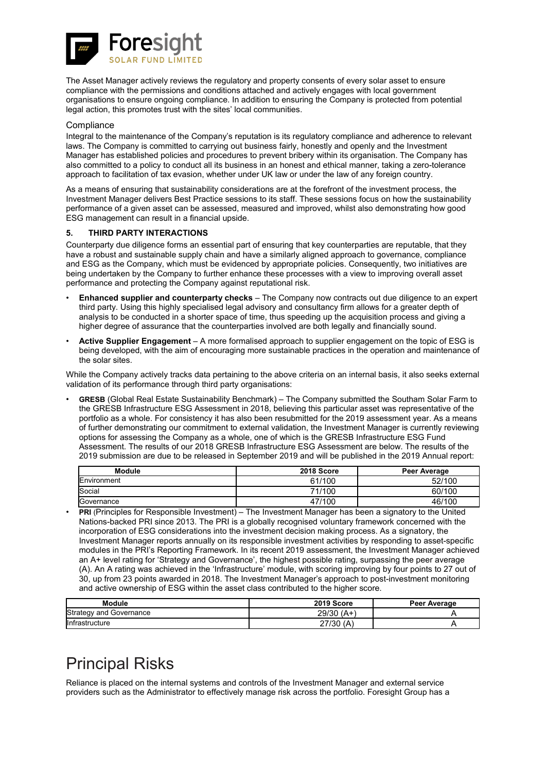The Asset Manager actively reviews the regulatory and property consents of every solar asset to ensure compliance with the permissions and conditions attached and actively engages with local government organisations to ensure ongoing compliance. In addition to ensuring the Company is protected from potential legal action, this promotes trust with the sites' local communities.

### Compliance

Integral to the maintenance of the Company's reputation is its regulatory compliance and adherence to relevant laws. The Company is committed to carrying out business fairly, honestly and openly and the Investment Manager has established policies and procedures to prevent bribery within its organisation. The Company has also committed to a policy to conduct all its business in an honest and ethical manner, taking a zero-tolerance approach to facilitation of tax evasion, whether under UK law or under the law of any foreign country.

As a means of ensuring that sustainability considerations are at the forefront of the investment process, the Investment Manager delivers Best Practice sessions to its staff. These sessions focus on how the sustainability performance of a given asset can be assessed, measured and improved, whilst also demonstrating how good ESG management can result in a financial upside.

### 5. THIRD PARTY INTERACTIONS

Counterparty due diligence forms an essential part of ensuring that key counterparties are reputable, that they have a robust and sustainable supply chain and have a similarly aligned approach to governance, compliance and ESG as the Company, which must be evidenced by appropriate policies. Consequently, two initiatives are being undertaken by the Company to further enhance these processes with a view to improving overall asset performance and protecting the Company against reputational risk.

- **Enhanced supplier and counterparty checks** – The Company now contracts out due diligence to an expert third party. Using this highly specialised legal advisory and consultancy firm allows for a greater depth of analysis to be conducted in a shorter space of time, thus speeding up the acquisition process and giving a higher degree of assurance that the counterparties involved are both legally and financially sound.
- **Active Supplier Engagement** – A more formalised approach to supplier engagement on the topic of ESG is being developed, with the aim of encouraging more sustainable practices in the operation and maintenance of the solar sites.

While the Company actively tracks data pertaining to the above criteria on an internal basis, it also seeks external validation of its performance through third party organisations:

- **GRESB** (Global Real Estate Sustainability Benchmark) – The Company submitted the Southam Solar Farm to the GRESB Infrastructure ESG Assessment in 2018, believing this particular asset was representative of the portfolio as a whole. For consistency it has also been resubmitted for the 2019 assessment year. As a means of further demonstrating our commitment to external validation, the Investment Manager is currently reviewing options for assessing the Company as a whole, one of which is the GRESB Infrastructure ESG Fund Assessment. The results of our 2018 GRESB Infrastructure ESG Assessment are below. The results of the 2019 submission are due to be released in September 2019 and will be published in the 2019 Annual report:

| Module | 2018 Score | Peer Average |
|---|---|---|
| Environment | 61/100 | 52/100 |
| Social | 71/100 | 60/100 |
| Governance | 47/100 | 46/100 |

- **PRI** (Principles for Responsible Investment) – The Investment Manager has been a signatory to the United Nations-backed PRI since 2013. The PRI is a globally recognised voluntary framework concerned with the incorporation of ESG considerations into the investment decision making process. As a signatory, the Investment Manager reports annually on its responsible investment activities by responding to asset-specific modules in the PRI's Reporting Framework. In its recent 2019 assessment, the Investment Manager achieved an A+ level rating for 'Strategy and Governance', the highest possible rating, surpassing the peer average (A). An A rating was achieved in the 'Infrastructure' module, with scoring improving by four points to 27 out of 30, up from 23 points awarded in 2018. The Investment Manager's approach to post-investment monitoring and active ownership of ESG within the asset class contributed to the higher score.

| Module | 2019 Score | Peer Average |
|---|---|---|
| Strategy and Governance | 29/30 (A+) | A |
| Infrastructure | 27/30 (A) | A |

# Principal Risks

Reliance is placed on the internal systems and controls of the Investment Manager and external service providers such as the Administrator to effectively manage risk across the portfolio. Foresight Group has a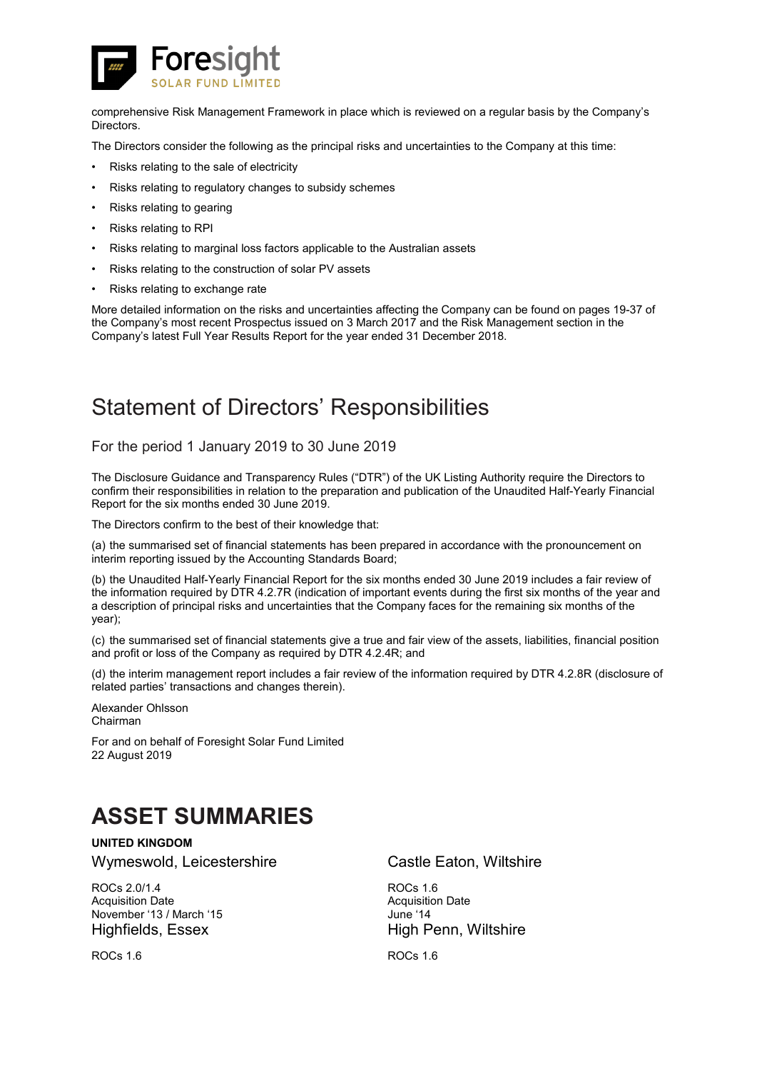comprehensive Risk Management Framework in place which is reviewed on a regular basis by the Company's Directors.

The Directors consider the following as the principal risks and uncertainties to the Company at this time:

- Risks relating to the sale of electricity
- Risks relating to regulatory changes to subsidy schemes
- Risks relating to gearing
- Risks relating to RPI
- Risks relating to marginal loss factors applicable to the Australian assets
- Risks relating to the construction of solar PV assets
- Risks relating to exchange rate

More detailed information on the risks and uncertainties affecting the Company can be found on pages 19-37 of the Company's most recent Prospectus issued on 3 March 2017 and the Risk Management section in the Company's latest Full Year Results Report for the year ended 31 December 2018.

# Statement of Directors' Responsibilities

## For the period 1 January 2019 to 30 June 2019

The Disclosure Guidance and Transparency Rules ("DTR") of the UK Listing Authority require the Directors to confirm their responsibilities in relation to the preparation and publication of the Unaudited Half-Yearly Financial Report for the six months ended 30 June 2019.

The Directors confirm to the best of their knowledge that:

(a) the summarised set of financial statements has been prepared in accordance with the pronouncement on interim reporting issued by the Accounting Standards Board;

(b) the Unaudited Half-Yearly Financial Report for the six months ended 30 June 2019 includes a fair review of the information required by DTR 4.2.7R (indication of important events during the first six months of the year and a description of principal risks and uncertainties that the Company faces for the remaining six months of the year);

(c) the summarised set of financial statements give a true and fair view of the assets, liabilities, financial position and profit or loss of the Company as required by DTR 4.2.4R; and

(d) the interim management report includes a fair review of the information required by DTR 4.2.8R (disclosure of related parties' transactions and changes therein).

Alexander Ohlsson
Chairman

For and on behalf of Foresight Solar Fund Limited
22 August 2019

# ASSET SUMMARIES

**UNITED KINGDOM**

### Wymeswold, Leicestershire

ROCs 2.0/1.4
Acquisition Date
November '13 / March '15

### Castle Eaton, Wiltshire

ROCs 1.6
Acquisition Date
June '14

### Highfields, Essex

ROCs 1.6

### High Penn, Wiltshire

ROCs 1.6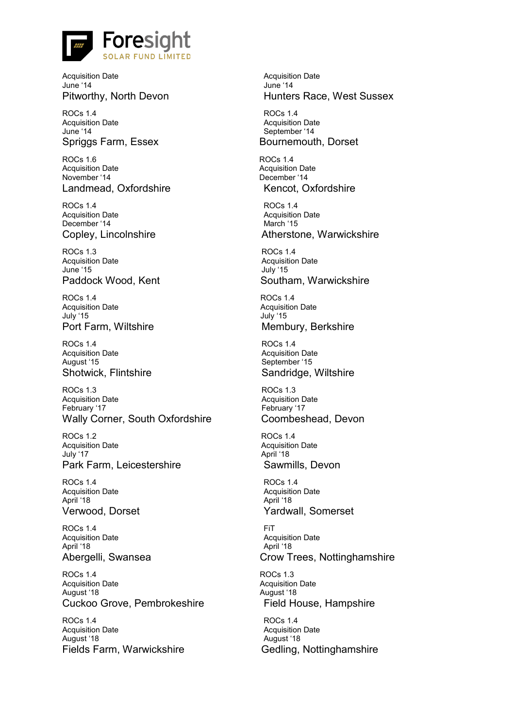Acquisition Date
June '14
Pitworthy, North Devon

ROCs 1.4
Acquisition Date
June '14
Spriggs Farm, Essex

ROCs 1.6
Acquisition Date
November '14
Landmead, Oxfordshire

ROCs 1.4
Acquisition Date
December '14
Copley, Lincolnshire

ROCs 1.3
Acquisition Date
June '15
Paddock Wood, Kent

ROCs 1.4
Acquisition Date
July '15
Port Farm, Wiltshire

ROCs 1.4
Acquisition Date
August '15
Shotwick, Flintshire

ROCs 1.3
Acquisition Date
February '17
Wally Corner, South Oxfordshire

ROCs 1.2
Acquisition Date
July '17
Park Farm, Leicestershire

ROCs 1.4
Acquisition Date
April '18
Verwood, Dorset

ROCs 1.4
Acquisition Date
April '18
Abergelli, Swansea

ROCs 1.4
Acquisition Date
August '18
Cuckoo Grove, Pembrokeshire

ROCs 1.4
Acquisition Date
August '18
Fields Farm, Warwickshire

Acquisition Date
June '14
Hunters Race, West Sussex

ROCs 1.4
Acquisition Date
September '14
Bournemouth, Dorset

ROCs 1.4
Acquisition Date
December '14
Kencot, Oxfordshire

ROCs 1.4
Acquisition Date
March '15
Atherstone, Warwickshire

ROCs 1.4
Acquisition Date
July '15
Southam, Warwickshire

ROCs 1.4
Acquisition Date
July '15
Membury, Berkshire

ROCs 1.4
Acquisition Date
September '15
Sandridge, Wiltshire

ROCs 1.3
Acquisition Date
February '17
Coombeshead, Devon

ROCs 1.4
Acquisition Date
April '18
Sawmills, Devon

ROCs 1.4
Acquisition Date
April '18
Yardwall, Somerset

FiT
Acquisition Date
April '18
Crow Trees, Nottinghamshire

ROCs 1.3
Acquisition Date
August '18
Field House, Hampshire

ROCs 1.4
Acquisition Date
August '18
Gedling, Nottinghamshire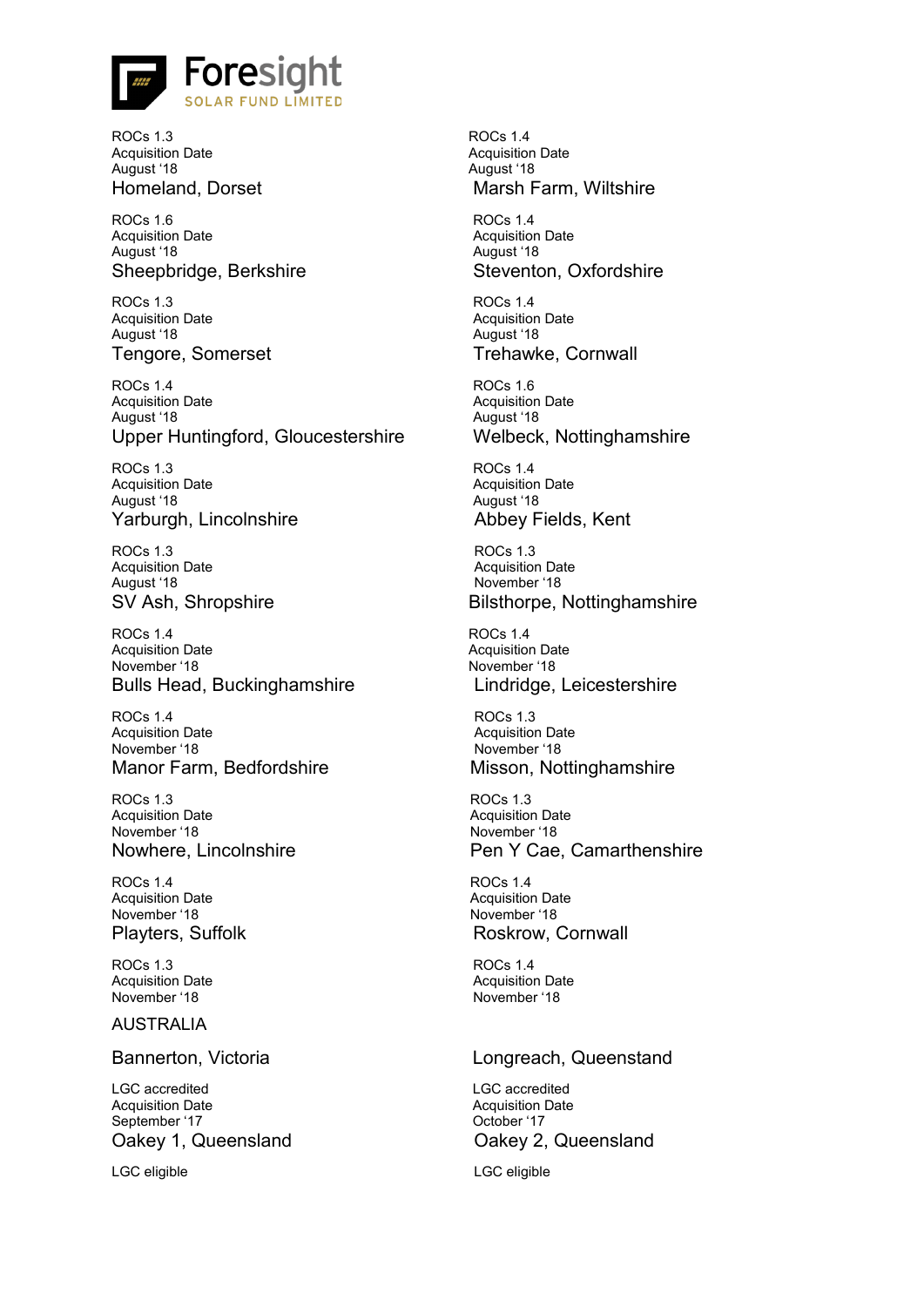ROCs 1.3
Acquisition Date
August '18

Homeland, Dorset

ROCs 1.6
Acquisition Date
August '18

Sheepbridge, Berkshire

ROCs 1.3
Acquisition Date
August '18

Tengore, Somerset

ROCs 1.4
Acquisition Date
August '18

Upper Huntingford, Gloucestershire

ROCs 1.3
Acquisition Date
August '18

Yarburgh, Lincolnshire

ROCs 1.3
Acquisition Date
August '18

SV Ash, Shropshire

ROCs 1.4
Acquisition Date
November '18

Bulls Head, Buckinghamshire

ROCs 1.4
Acquisition Date
November '18

Manor Farm, Bedfordshire

ROCs 1.3
Acquisition Date
November '18

Nowhere, Lincolnshire

ROCs 1.4
Acquisition Date
November '18

Playters, Suffolk

ROCs 1.3
Acquisition Date
November '18

ROCs 1.4
Acquisition Date
August '18

Marsh Farm, Wiltshire

ROCs 1.4
Acquisition Date
August '18

Steventon, Oxfordshire

ROCs 1.4
Acquisition Date
August '18

Trehawke, Cornwall

ROCs 1.6
Acquisition Date
August '18

Welbeck, Nottinghamshire

ROCs 1.4
Acquisition Date
August '18

Abbey Fields, Kent

ROCs 1.3
Acquisition Date
November '18

Bilsthorpe, Nottinghamshire

ROCs 1.4
Acquisition Date
November '18

Lindridge, Leicestershire

ROCs 1.3
Acquisition Date
November '18

Misson, Nottinghamshire

ROCs 1.3
Acquisition Date
November '18

Pen Y Cae, Camarthenshire

ROCs 1.4
Acquisition Date
November '18

Roskrow, Cornwall

ROCs 1.4
Acquisition Date
November '18

## AUSTRALIA

Bannerton, Victoria

LGC accredited
Acquisition Date
September '17

Oakey 1, Queensland

LGC eligible

Longreach, Queenstand

LGC accredited
Acquisition Date
October '17

Oakey 2, Queensland

LGC eligible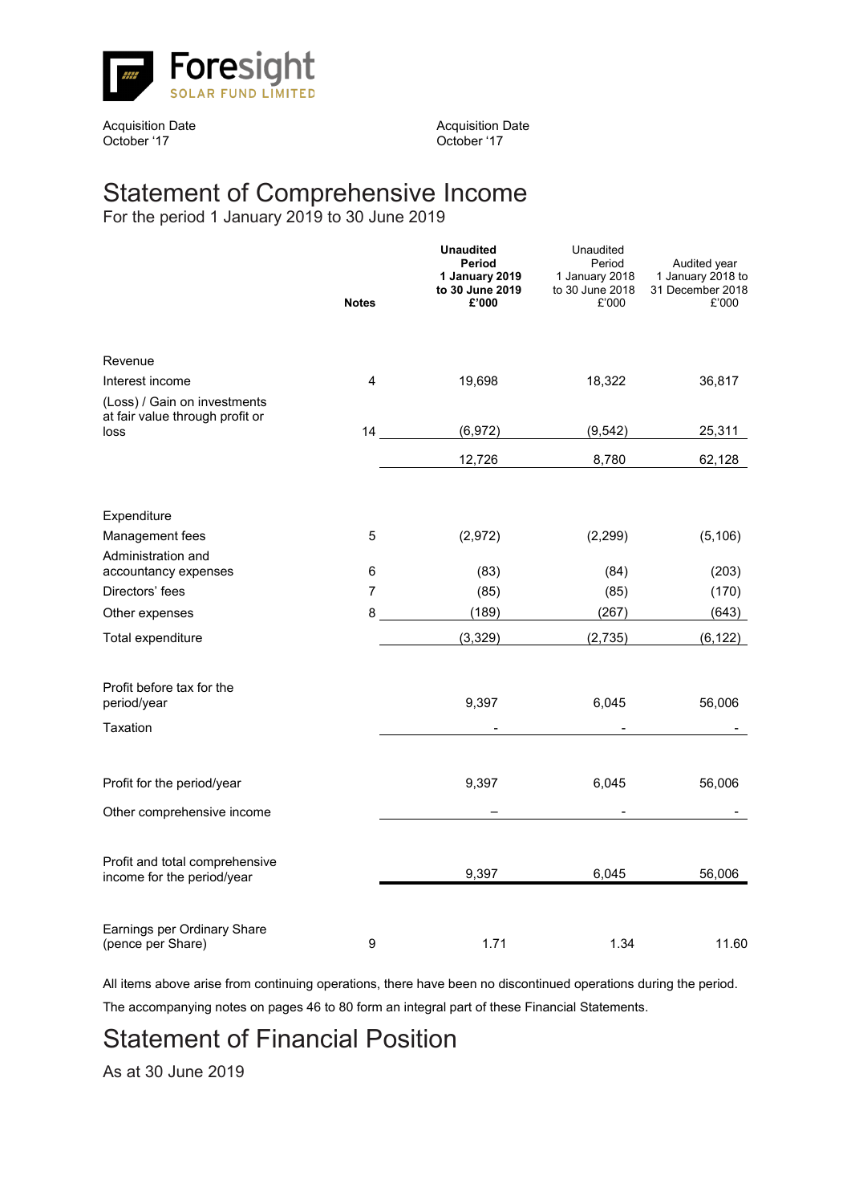Acquisition Date
October '17

Acquisition Date
October '17

# Statement of Comprehensive Income

For the period 1 January 2019 to 30 June 2019

| | Notes | **Unaudited Period 1 January 2019 to 30 June 2019 £'000** | Unaudited Period 1 January 2018 to 30 June 2018 £'000 | Audited year 1 January 2018 to 31 December 2018 £'000 |
|---|---|---|---|---|
| Revenue | | | | |
| Interest income | 4 | 19,698 | 18,322 | 36,817 |
| (Loss) / Gain on investments at fair value through profit or loss | 14 | (6,972) | (9,542) | 25,311 |
| | | 12,726 | 8,780 | 62,128 |
| Expenditure | | | | |
| Management fees | 5 | (2,972) | (2,299) | (5,106) |
| Administration and accountancy expenses | 6 | (83) | (84) | (203) |
| Directors' fees | 7 | (85) | (85) | (170) |
| Other expenses | 8 | (189) | (267) | (643) |
| Total expenditure | | (3,329) | (2,735) | (6,122) |
| Profit before tax for the period/year | | 9,397 | 6,045 | 56,006 |
| Taxation | | - | - | - |
| Profit for the period/year | | 9,397 | 6,045 | 56,006 |
| Other comprehensive income | | – | - | - |
| Profit and total comprehensive income for the period/year | | 9,397 | 6,045 | 56,006 |
| Earnings per Ordinary Share (pence per Share) | 9 | 1.71 | 1.34 | 11.60 |

All items above arise from continuing operations, there have been no discontinued operations during the period.

The accompanying notes on pages 46 to 80 form an integral part of these Financial Statements.

# Statement of Financial Position

As at 30 June 2019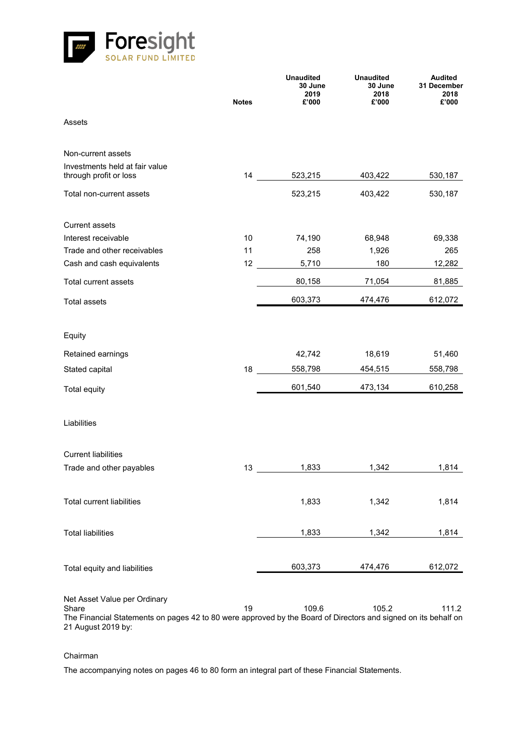**Foresight**
SOLAR FUND LIMITED

| | Notes | Unaudited 30 June 2019 £'000 | Unaudited 30 June 2018 £'000 | Audited 31 December 2018 £'000 |
|---|---|---|---|---|
| Assets | | | | |
| Non-current assets | | | | |
| Investments held at fair value through profit or loss | 14 | 523,215 | 403,422 | 530,187 |
| Total non-current assets | | 523,215 | 403,422 | 530,187 |
| Current assets | | | | |
| Interest receivable | 10 | 74,190 | 68,948 | 69,338 |
| Trade and other receivables | 11 | 258 | 1,926 | 265 |
| Cash and cash equivalents | 12 | 5,710 | 180 | 12,282 |
| Total current assets | | 80,158 | 71,054 | 81,885 |
| Total assets | | 603,373 | 474,476 | 612,072 |
| Equity | | | | |
| Retained earnings | | 42,742 | 18,619 | 51,460 |
| Stated capital | 18 | 558,798 | 454,515 | 558,798 |
| Total equity | | 601,540 | 473,134 | 610,258 |
| Liabilities | | | | |
| Current liabilities | | | | |
| Trade and other payables | 13 | 1,833 | 1,342 | 1,814 |
| Total current liabilities | | 1,833 | 1,342 | 1,814 |
| Total liabilities | | 1,833 | 1,342 | 1,814 |
| Total equity and liabilities | | 603,373 | 474,476 | 612,072 |
| Net Asset Value per Ordinary Share | 19 | 109.6 | 105.2 | 111.2 |

The Financial Statements on pages 42 to 80 were approved by the Board of Directors and signed on its behalf on 21 August 2019 by:

Chairman

The accompanying notes on pages 46 to 80 form an integral part of these Financial Statements.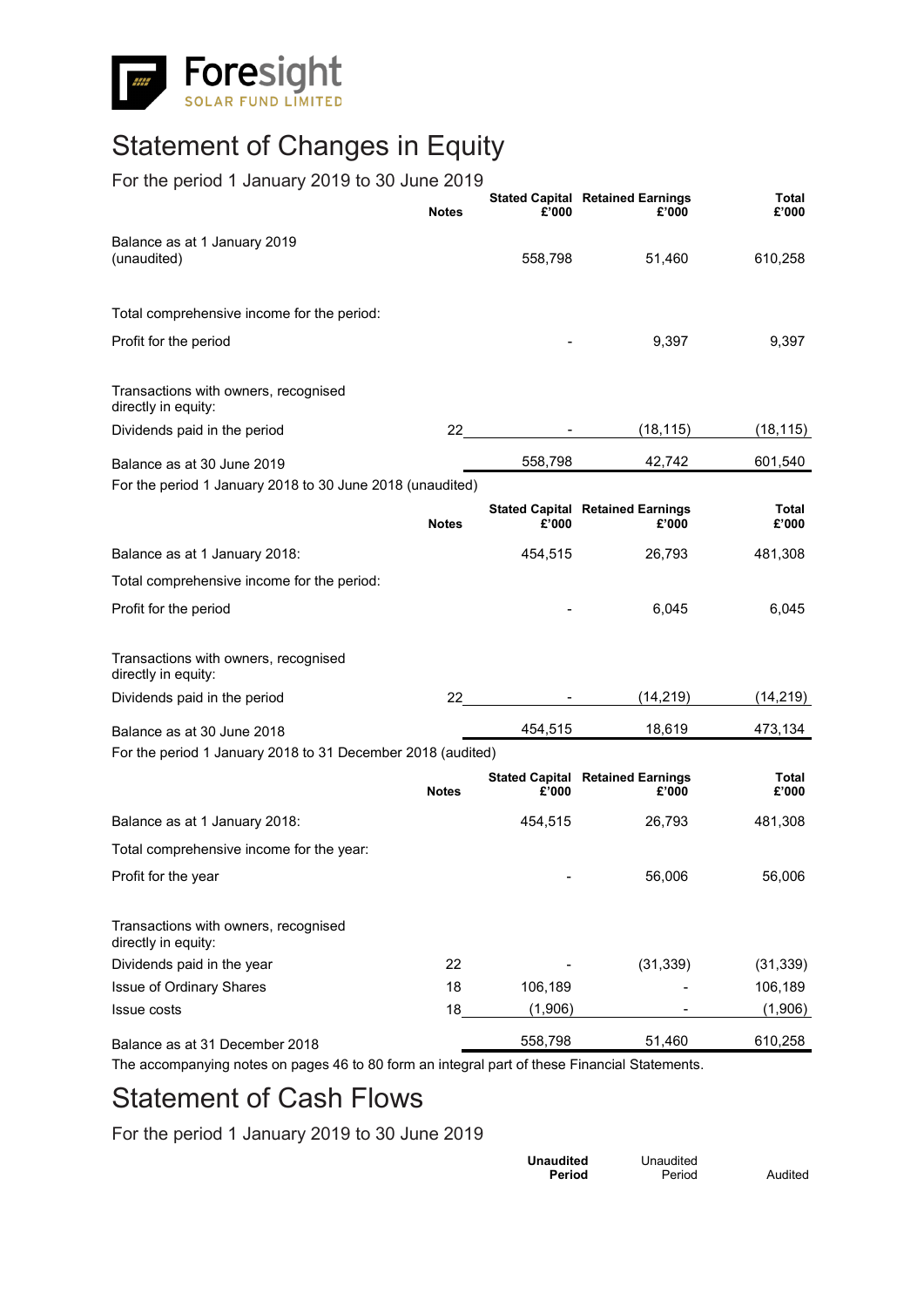# Statement of Changes in Equity

For the period 1 January 2019 to 30 June 2019

| | Notes | Stated Capital £'000 | Retained Earnings £'000 | Total £'000 |
|---|---|---|---|---|
| Balance as at 1 January 2019 (unaudited) | | 558,798 | 51,460 | 610,258 |
| Total comprehensive income for the period: | | | | |
| Profit for the period | | - | 9,397 | 9,397 |
| Transactions with owners, recognised directly in equity: | | | | |
| Dividends paid in the period | 22 | - | (18,115) | (18,115) |
| Balance as at 30 June 2019 | | 558,798 | 42,742 | 601,540 |

For the period 1 January 2018 to 30 June 2018 (unaudited)

| | Notes | Stated Capital £'000 | Retained Earnings £'000 | Total £'000 |
|---|---|---|---|---|
| Balance as at 1 January 2018: | | 454,515 | 26,793 | 481,308 |
| Total comprehensive income for the period: | | | | |
| Profit for the period | | - | 6,045 | 6,045 |
| Transactions with owners, recognised directly in equity: | | | | |
| Dividends paid in the period | 22 | - | (14,219) | (14,219) |
| Balance as at 30 June 2018 | | 454,515 | 18,619 | 473,134 |

For the period 1 January 2018 to 31 December 2018 (audited)

| | Notes | Stated Capital £'000 | Retained Earnings £'000 | Total £'000 |
|---|---|---|---|---|
| Balance as at 1 January 2018: | | 454,515 | 26,793 | 481,308 |
| Total comprehensive income for the year: | | | | |
| Profit for the year | | - | 56,006 | 56,006 |
| Transactions with owners, recognised directly in equity: | | | | |
| Dividends paid in the year | 22 | - | (31,339) | (31,339) |
| Issue of Ordinary Shares | 18 | 106,189 | - | 106,189 |
| Issue costs | 18 | (1,906) | - | (1,906) |
| Balance as at 31 December 2018 | | 558,798 | 51,460 | 610,258 |

The accompanying notes on pages 46 to 80 form an integral part of these Financial Statements.

# Statement of Cash Flows

For the period 1 January 2019 to 30 June 2019

| | **Unaudited Period** | Unaudited Period | Audited |
|---|---|---|---|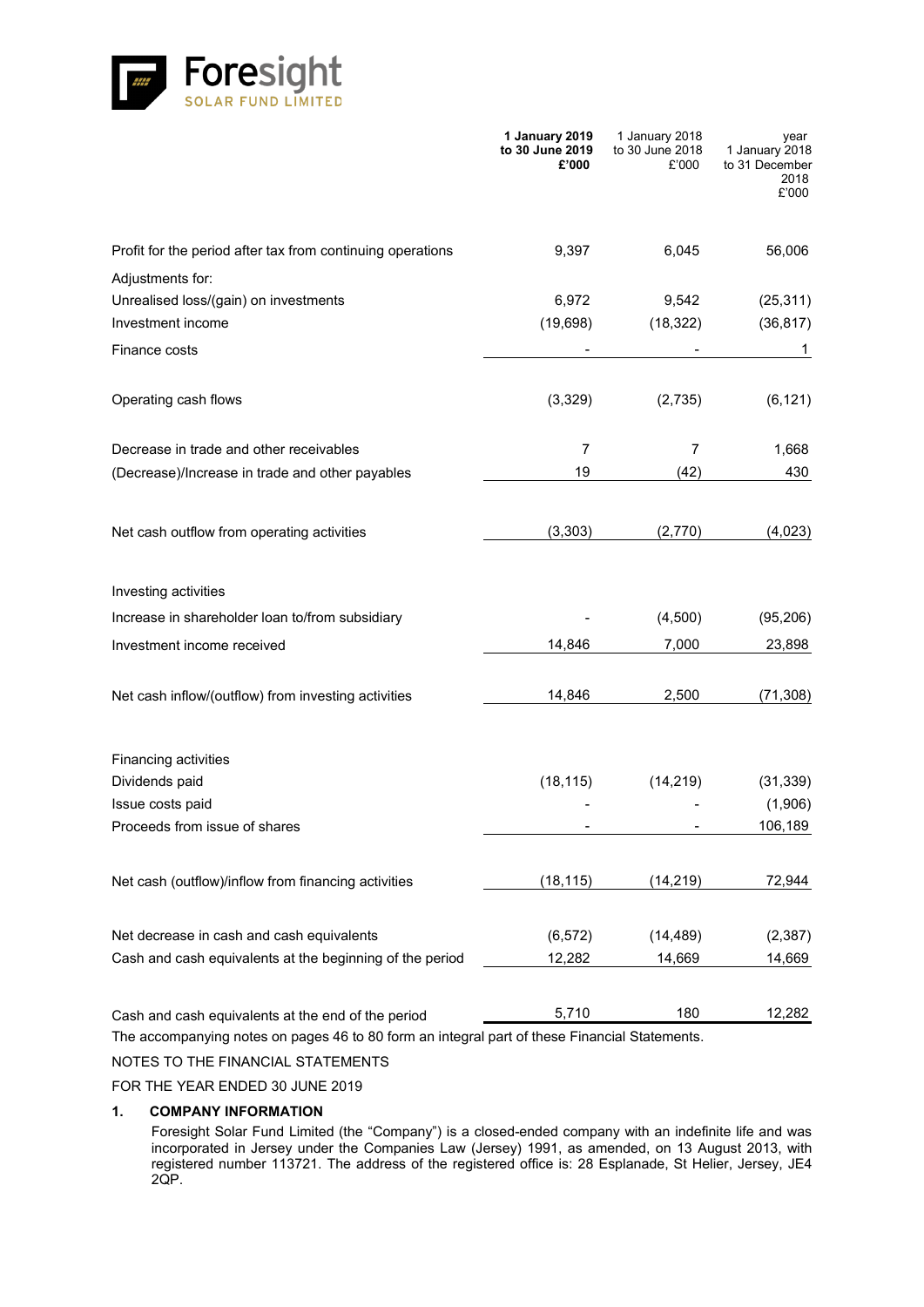| | 1 January 2019 to 30 June 2019 £'000 | 1 January 2018 to 30 June 2018 £'000 | year 1 January 2018 to 31 December 2018 £'000 |
|---|---|---|---|
| Profit for the period after tax from continuing operations | 9,397 | 6,045 | 56,006 |
| Adjustments for: | | | |
| Unrealised loss/(gain) on investments | 6,972 | 9,542 | (25,311) |
| Investment income | (19,698) | (18,322) | (36,817) |
| Finance costs | - | - | 1 |
| Operating cash flows | (3,329) | (2,735) | (6,121) |
| Decrease in trade and other receivables | 7 | 7 | 1,668 |
| (Decrease)/Increase in trade and other payables | 19 | (42) | 430 |
| Net cash outflow from operating activities | (3,303) | (2,770) | (4,023) |
| Investing activities | | | |
| Increase in shareholder loan to/from subsidiary | - | (4,500) | (95,206) |
| Investment income received | 14,846 | 7,000 | 23,898 |
| Net cash inflow/(outflow) from investing activities | 14,846 | 2,500 | (71,308) |
| Financing activities | | | |
| Dividends paid | (18,115) | (14,219) | (31,339) |
| Issue costs paid | - | - | (1,906) |
| Proceeds from issue of shares | - | - | 106,189 |
| Net cash (outflow)/inflow from financing activities | (18,115) | (14,219) | 72,944 |
| Net decrease in cash and cash equivalents | (6,572) | (14,489) | (2,387) |
| Cash and cash equivalents at the beginning of the period | 12,282 | 14,669 | 14,669 |
| Cash and cash equivalents at the end of the period | 5,710 | 180 | 12,282 |

The accompanying notes on pages 46 to 80 form an integral part of these Financial Statements.

NOTES TO THE FINANCIAL STATEMENTS

FOR THE YEAR ENDED 30 JUNE 2019

## 1. COMPANY INFORMATION

Foresight Solar Fund Limited (the "Company") is a closed-ended company with an indefinite life and was incorporated in Jersey under the Companies Law (Jersey) 1991, as amended, on 13 August 2013, with registered number 113721. The address of the registered office is: 28 Esplanade, St Helier, Jersey, JE4 2QP.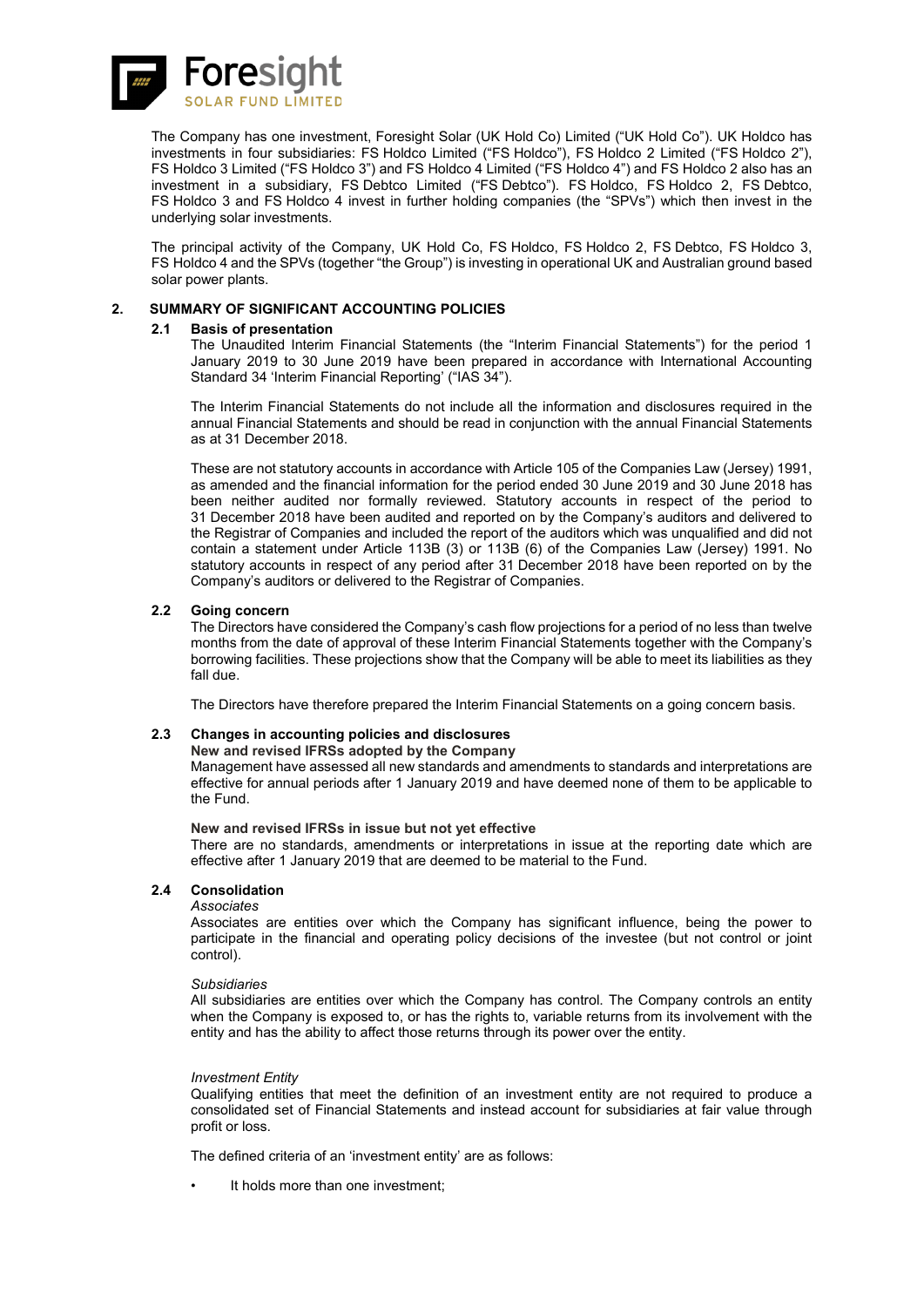The Company has one investment, Foresight Solar (UK Hold Co) Limited ("UK Hold Co"). UK Holdco has investments in four subsidiaries: FS Holdco Limited ("FS Holdco"), FS Holdco 2 Limited ("FS Holdco 2"), FS Holdco 3 Limited ("FS Holdco 3") and FS Holdco 4 Limited ("FS Holdco 4") and FS Holdco 2 also has an investment in a subsidiary, FS Debtco Limited ("FS Debtco"). FS Holdco, FS Holdco 2, FS Debtco, FS Holdco 3 and FS Holdco 4 invest in further holding companies (the "SPVs") which then invest in the underlying solar investments.

The principal activity of the Company, UK Hold Co, FS Holdco, FS Holdco 2, FS Debtco, FS Holdco 3, FS Holdco 4 and the SPVs (together "the Group") is investing in operational UK and Australian ground based solar power plants.

## 2. SUMMARY OF SIGNIFICANT ACCOUNTING POLICIES

### 2.1 Basis of presentation

The Unaudited Interim Financial Statements (the "Interim Financial Statements") for the period 1 January 2019 to 30 June 2019 have been prepared in accordance with International Accounting Standard 34 'Interim Financial Reporting' ("IAS 34").

The Interim Financial Statements do not include all the information and disclosures required in the annual Financial Statements and should be read in conjunction with the annual Financial Statements as at 31 December 2018.

These are not statutory accounts in accordance with Article 105 of the Companies Law (Jersey) 1991, as amended and the financial information for the period ended 30 June 2019 and 30 June 2018 has been neither audited nor formally reviewed. Statutory accounts in respect of the period to 31 December 2018 have been audited and reported on by the Company's auditors and delivered to the Registrar of Companies and included the report of the auditors which was unqualified and did not contain a statement under Article 113B (3) or 113B (6) of the Companies Law (Jersey) 1991. No statutory accounts in respect of any period after 31 December 2018 have been reported on by the Company's auditors or delivered to the Registrar of Companies.

### 2.2 Going concern

The Directors have considered the Company's cash flow projections for a period of no less than twelve months from the date of approval of these Interim Financial Statements together with the Company's borrowing facilities. These projections show that the Company will be able to meet its liabilities as they fall due.

The Directors have therefore prepared the Interim Financial Statements on a going concern basis.

### 2.3 Changes in accounting policies and disclosures

**New and revised IFRSs adopted by the Company**

Management have assessed all new standards and amendments to standards and interpretations are effective for annual periods after 1 January 2019 and have deemed none of them to be applicable to the Fund.

**New and revised IFRSs in issue but not yet effective**

There are no standards, amendments or interpretations in issue at the reporting date which are effective after 1 January 2019 that are deemed to be material to the Fund.

### 2.4 Consolidation

*Associates*

Associates are entities over which the Company has significant influence, being the power to participate in the financial and operating policy decisions of the investee (but not control or joint control).

*Subsidiaries*

All subsidiaries are entities over which the Company has control. The Company controls an entity when the Company is exposed to, or has the rights to, variable returns from its involvement with the entity and has the ability to affect those returns through its power over the entity.

*Investment Entity*

Qualifying entities that meet the definition of an investment entity are not required to produce a consolidated set of Financial Statements and instead account for subsidiaries at fair value through profit or loss.

The defined criteria of an 'investment entity' are as follows:

- It holds more than one investment;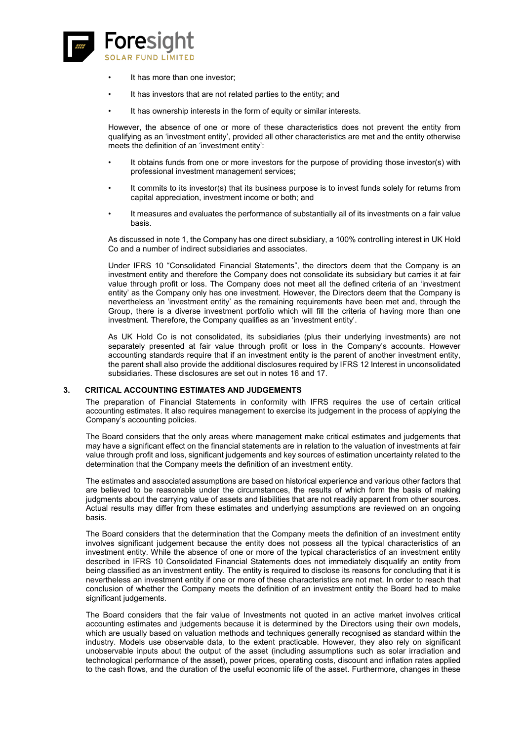- It has more than one investor;
- It has investors that are not related parties to the entity; and
- It has ownership interests in the form of equity or similar interests.

However, the absence of one or more of these characteristics does not prevent the entity from qualifying as an 'investment entity', provided all other characteristics are met and the entity otherwise meets the definition of an 'investment entity':

- It obtains funds from one or more investors for the purpose of providing those investor(s) with professional investment management services;
- It commits to its investor(s) that its business purpose is to invest funds solely for returns from capital appreciation, investment income or both; and
- It measures and evaluates the performance of substantially all of its investments on a fair value basis.

As discussed in note 1, the Company has one direct subsidiary, a 100% controlling interest in UK Hold Co and a number of indirect subsidiaries and associates.

Under IFRS 10 "Consolidated Financial Statements", the directors deem that the Company is an investment entity and therefore the Company does not consolidate its subsidiary but carries it at fair value through profit or loss. The Company does not meet all the defined criteria of an 'investment entity' as the Company only has one investment. However, the Directors deem that the Company is nevertheless an 'investment entity' as the remaining requirements have been met and, through the Group, there is a diverse investment portfolio which will fill the criteria of having more than one investment. Therefore, the Company qualifies as an 'investment entity'.

As UK Hold Co is not consolidated, its subsidiaries (plus their underlying investments) are not separately presented at fair value through profit or loss in the Company's accounts. However accounting standards require that if an investment entity is the parent of another investment entity, the parent shall also provide the additional disclosures required by IFRS 12 Interest in unconsolidated subsidiaries. These disclosures are set out in notes 16 and 17.

## 3. CRITICAL ACCOUNTING ESTIMATES AND JUDGEMENTS

The preparation of Financial Statements in conformity with IFRS requires the use of certain critical accounting estimates. It also requires management to exercise its judgement in the process of applying the Company's accounting policies.

The Board considers that the only areas where management make critical estimates and judgements that may have a significant effect on the financial statements are in relation to the valuation of investments at fair value through profit and loss, significant judgements and key sources of estimation uncertainty related to the determination that the Company meets the definition of an investment entity.

The estimates and associated assumptions are based on historical experience and various other factors that are believed to be reasonable under the circumstances, the results of which form the basis of making judgments about the carrying value of assets and liabilities that are not readily apparent from other sources. Actual results may differ from these estimates and underlying assumptions are reviewed on an ongoing basis.

The Board considers that the determination that the Company meets the definition of an investment entity involves significant judgement because the entity does not possess all the typical characteristics of an investment entity. While the absence of one or more of the typical characteristics of an investment entity described in IFRS 10 Consolidated Financial Statements does not immediately disqualify an entity from being classified as an investment entity. The entity is required to disclose its reasons for concluding that it is nevertheless an investment entity if one or more of these characteristics are not met. In order to reach that conclusion of whether the Company meets the definition of an investment entity the Board had to make significant judgements.

The Board considers that the fair value of Investments not quoted in an active market involves critical accounting estimates and judgements because it is determined by the Directors using their own models, which are usually based on valuation methods and techniques generally recognised as standard within the industry. Models use observable data, to the extent practicable. However, they also rely on significant unobservable inputs about the output of the asset (including assumptions such as solar irradiation and technological performance of the asset), power prices, operating costs, discount and inflation rates applied to the cash flows, and the duration of the useful economic life of the asset. Furthermore, changes in these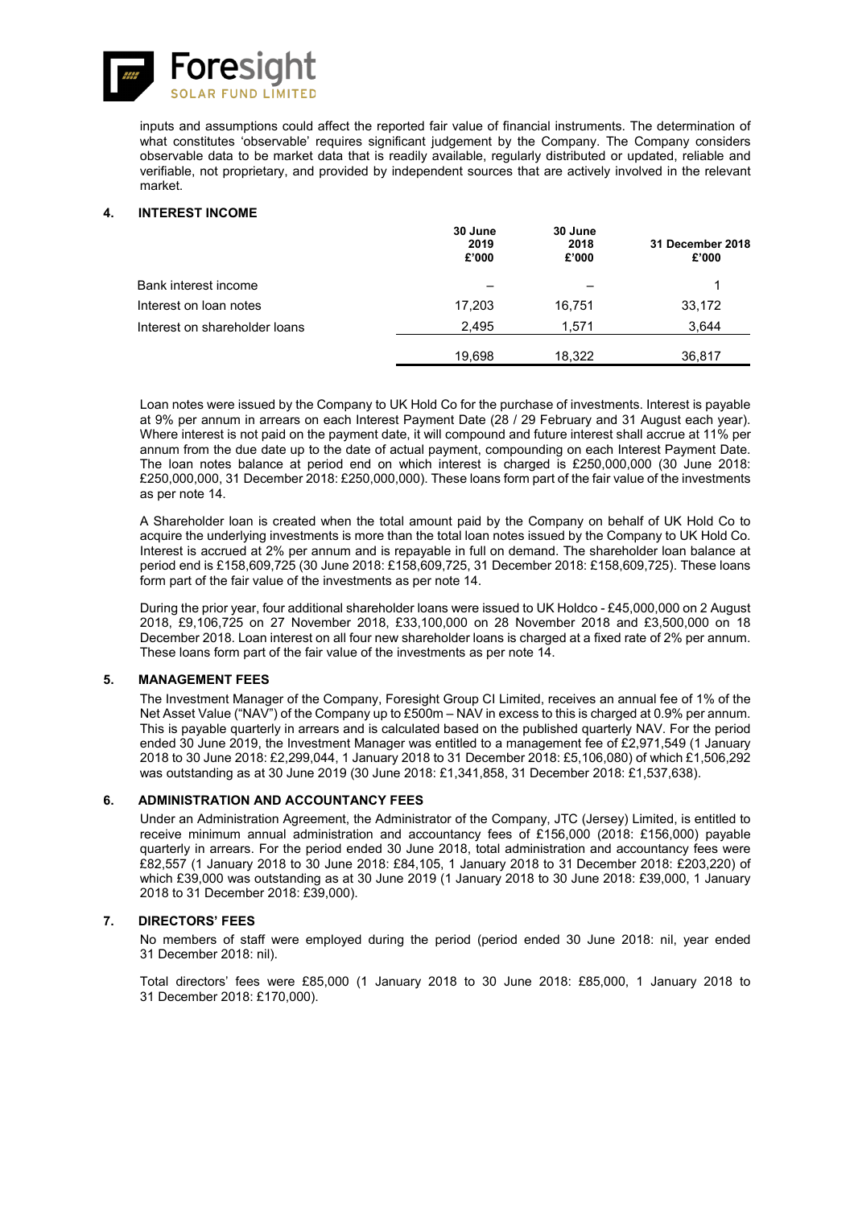inputs and assumptions could affect the reported fair value of financial instruments. The determination of what constitutes 'observable' requires significant judgement by the Company. The Company considers observable data to be market data that is readily available, regularly distributed or updated, reliable and verifiable, not proprietary, and provided by independent sources that are actively involved in the relevant market.

## 4. INTEREST INCOME

| | 30 June 2019 £'000 | 30 June 2018 £'000 | 31 December 2018 £'000 |
|---|---|---|---|
| Bank interest income | – | – | 1 |
| Interest on loan notes | 17,203 | 16,751 | 33,172 |
| Interest on shareholder loans | 2,495 | 1,571 | 3,644 |
| | 19,698 | 18,322 | 36,817 |

Loan notes were issued by the Company to UK Hold Co for the purchase of investments. Interest is payable at 9% per annum in arrears on each Interest Payment Date (28 / 29 February and 31 August each year). Where interest is not paid on the payment date, it will compound and future interest shall accrue at 11% per annum from the due date up to the date of actual payment, compounding on each Interest Payment Date. The loan notes balance at period end on which interest is charged is £250,000,000 (30 June 2018: £250,000,000, 31 December 2018: £250,000,000). These loans form part of the fair value of the investments as per note 14.

A Shareholder loan is created when the total amount paid by the Company on behalf of UK Hold Co to acquire the underlying investments is more than the total loan notes issued by the Company to UK Hold Co. Interest is accrued at 2% per annum and is repayable in full on demand. The shareholder loan balance at period end is £158,609,725 (30 June 2018: £158,609,725, 31 December 2018: £158,609,725). These loans form part of the fair value of the investments as per note 14.

During the prior year, four additional shareholder loans were issued to UK Holdco - £45,000,000 on 2 August 2018, £9,106,725 on 27 November 2018, £33,100,000 on 28 November 2018 and £3,500,000 on 18 December 2018. Loan interest on all four new shareholder loans is charged at a fixed rate of 2% per annum. These loans form part of the fair value of the investments as per note 14.

## 5. MANAGEMENT FEES

The Investment Manager of the Company, Foresight Group CI Limited, receives an annual fee of 1% of the Net Asset Value ("NAV") of the Company up to £500m – NAV in excess to this is charged at 0.9% per annum. This is payable quarterly in arrears and is calculated based on the published quarterly NAV. For the period ended 30 June 2019, the Investment Manager was entitled to a management fee of £2,971,549 (1 January 2018 to 30 June 2018: £2,299,044, 1 January 2018 to 31 December 2018: £5,106,080) of which £1,506,292 was outstanding as at 30 June 2019 (30 June 2018: £1,341,858, 31 December 2018: £1,537,638).

## 6. ADMINISTRATION AND ACCOUNTANCY FEES

Under an Administration Agreement, the Administrator of the Company, JTC (Jersey) Limited, is entitled to receive minimum annual administration and accountancy fees of £156,000 (2018: £156,000) payable quarterly in arrears. For the period ended 30 June 2018, total administration and accountancy fees were £82,557 (1 January 2018 to 30 June 2018: £84,105, 1 January 2018 to 31 December 2018: £203,220) of which £39,000 was outstanding as at 30 June 2019 (1 January 2018 to 30 June 2018: £39,000, 1 January 2018 to 31 December 2018: £39,000).

## 7. DIRECTORS' FEES

No members of staff were employed during the period (period ended 30 June 2018: nil, year ended 31 December 2018: nil).

Total directors' fees were £85,000 (1 January 2018 to 30 June 2018: £85,000, 1 January 2018 to 31 December 2018: £170,000).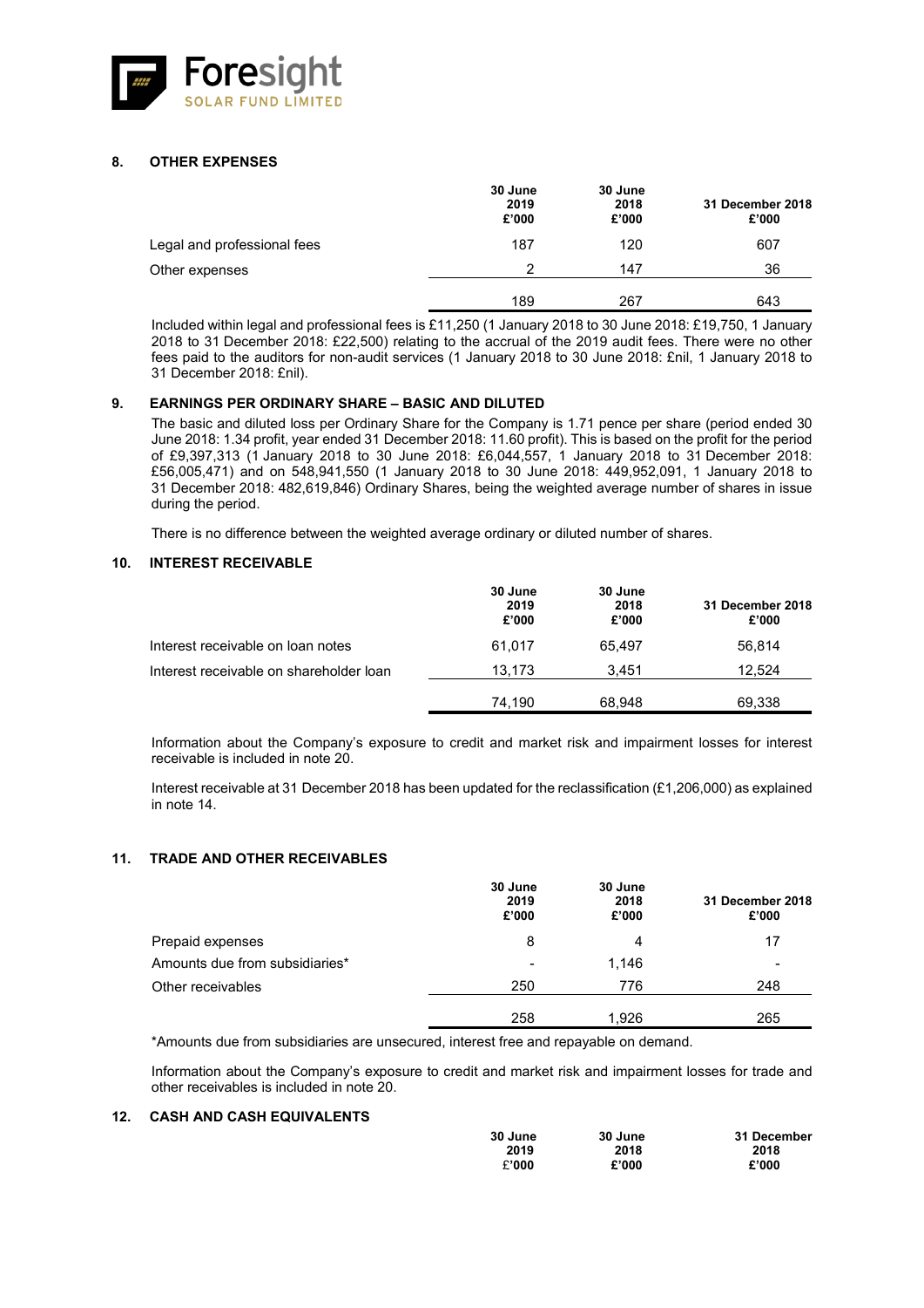## 8. OTHER EXPENSES

| | 30 June 2019 £'000 | 30 June 2018 £'000 | 31 December 2018 £'000 |
|---|---|---|---|
| Legal and professional fees | 187 | 120 | 607 |
| Other expenses | 2 | 147 | 36 |
| | 189 | 267 | 643 |

Included within legal and professional fees is £11,250 (1 January 2018 to 30 June 2018: £19,750, 1 January 2018 to 31 December 2018: £22,500) relating to the accrual of the 2019 audit fees. There were no other fees paid to the auditors for non-audit services (1 January 2018 to 30 June 2018: £nil, 1 January 2018 to 31 December 2018: £nil).

## 9. EARNINGS PER ORDINARY SHARE – BASIC AND DILUTED

The basic and diluted loss per Ordinary Share for the Company is 1.71 pence per share (period ended 30 June 2018: 1.34 profit, year ended 31 December 2018: 11.60 profit). This is based on the profit for the period of £9,397,313 (1 January 2018 to 30 June 2018: £6,044,557, 1 January 2018 to 31 December 2018: £56,005,471) and on 548,941,550 (1 January 2018 to 30 June 2018: 449,952,091, 1 January 2018 to 31 December 2018: 482,619,846) Ordinary Shares, being the weighted average number of shares in issue during the period.

There is no difference between the weighted average ordinary or diluted number of shares.

## 10. INTEREST RECEIVABLE

| | 30 June 2019 £'000 | 30 June 2018 £'000 | 31 December 2018 £'000 |
|---|---|---|---|
| Interest receivable on loan notes | 61,017 | 65,497 | 56,814 |
| Interest receivable on shareholder loan | 13,173 | 3,451 | 12,524 |
| | 74,190 | 68,948 | 69,338 |

Information about the Company's exposure to credit and market risk and impairment losses for interest receivable is included in note 20.

Interest receivable at 31 December 2018 has been updated for the reclassification (£1,206,000) as explained in note 14.

## 11. TRADE AND OTHER RECEIVABLES

| | 30 June 2019 £'000 | 30 June 2018 £'000 | 31 December 2018 £'000 |
|---|---|---|---|
| Prepaid expenses | 8 | 4 | 17 |
| Amounts due from subsidiaries* | - | 1,146 | - |
| Other receivables | 250 | 776 | 248 |
| | 258 | 1,926 | 265 |

*Amounts due from subsidiaries are unsecured, interest free and repayable on demand.

Information about the Company's exposure to credit and market risk and impairment losses for trade and other receivables is included in note 20.

## 12. CASH AND CASH EQUIVALENTS

| | 30 June 2019 £'000 | 30 June 2018 £'000 | 31 December 2018 £'000 |
|---|---|---|---|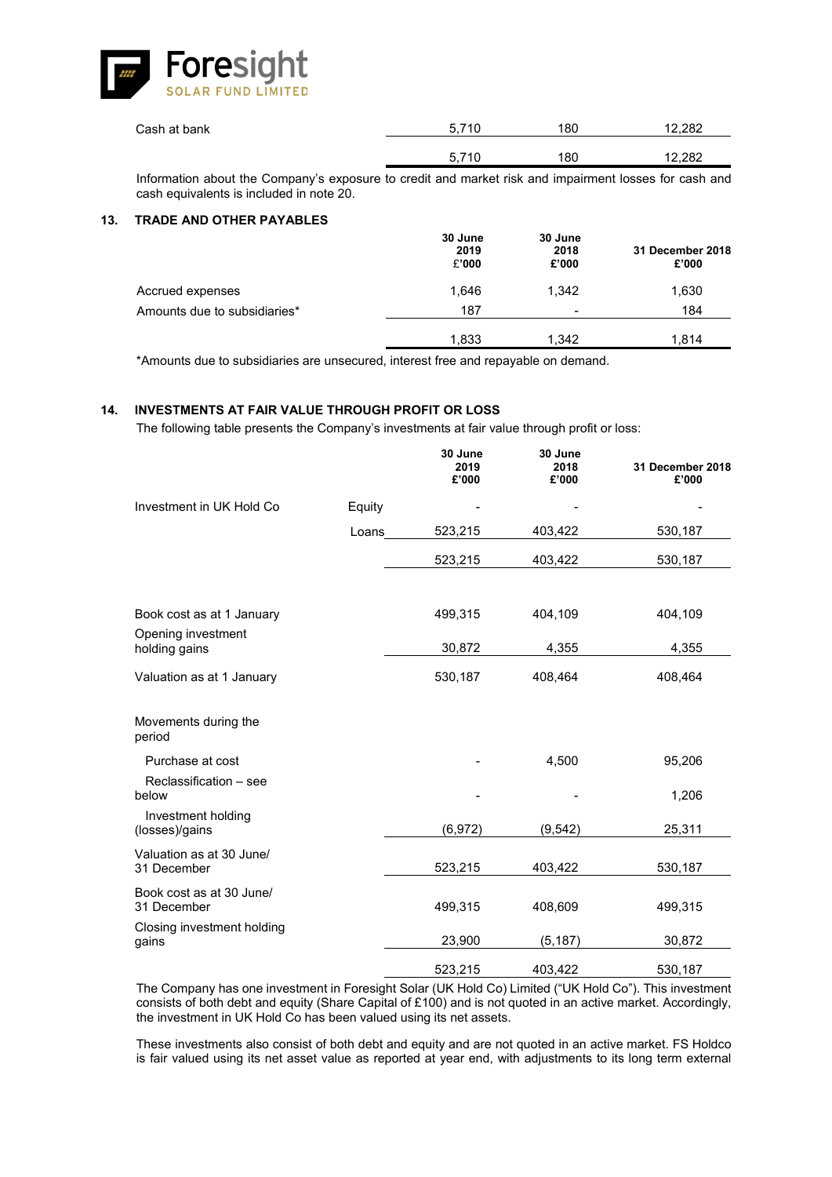| | | | |
|---|---|---|---|
| Cash at bank | 5,710 | 180 | 12,282 |
| | 5,710 | 180 | 12,282 |

Information about the Company's exposure to credit and market risk and impairment losses for cash and cash equivalents is included in note 20.

## 13. TRADE AND OTHER PAYABLES

| | 30 June 2019 £'000 | 30 June 2018 £'000 | 31 December 2018 £'000 |
|---|---|---|---|
| Accrued expenses | 1,646 | 1,342 | 1,630 |
| Amounts due to subsidiaries* | 187 | - | 184 |
| | 1,833 | 1,342 | 1,814 |

*Amounts due to subsidiaries are unsecured, interest free and repayable on demand.

## 14. INVESTMENTS AT FAIR VALUE THROUGH PROFIT OR LOSS

The following table presents the Company's investments at fair value through profit or loss:

| | | 30 June 2019 £'000 | 30 June 2018 £'000 | 31 December 2018 £'000 |
|---|---|---|---|---|
| Investment in UK Hold Co | Equity | - | - | - |
| | Loans | 523,215 | 403,422 | 530,187 |
| | | 523,215 | 403,422 | 530,187 |
| | | | | |
| Book cost as at 1 January | | 499,315 | 404,109 | 404,109 |
| Opening investment holding gains | | 30,872 | 4,355 | 4,355 |
| Valuation as at 1 January | | 530,187 | 408,464 | 408,464 |
| | | | | |
| Movements during the period | | | | |
| Purchase at cost | | - | 4,500 | 95,206 |
| Reclassification – see below | | - | - | 1,206 |
| Investment holding (losses)/gains | | (6,972) | (9,542) | 25,311 |
| Valuation as at 30 June/ 31 December | | 523,215 | 403,422 | 530,187 |
| Book cost as at 30 June/ 31 December | | 499,315 | 408,609 | 499,315 |
| Closing investment holding gains | | 23,900 | (5,187) | 30,872 |
| | | 523,215 | 403,422 | 530,187 |

The Company has one investment in Foresight Solar (UK Hold Co) Limited ("UK Hold Co"). This investment consists of both debt and equity (Share Capital of £100) and is not quoted in an active market. Accordingly, the investment in UK Hold Co has been valued using its net assets.

These investments also consist of both debt and equity and are not quoted in an active market. FS Holdco is fair valued using its net asset value as reported at year end, with adjustments to its long term external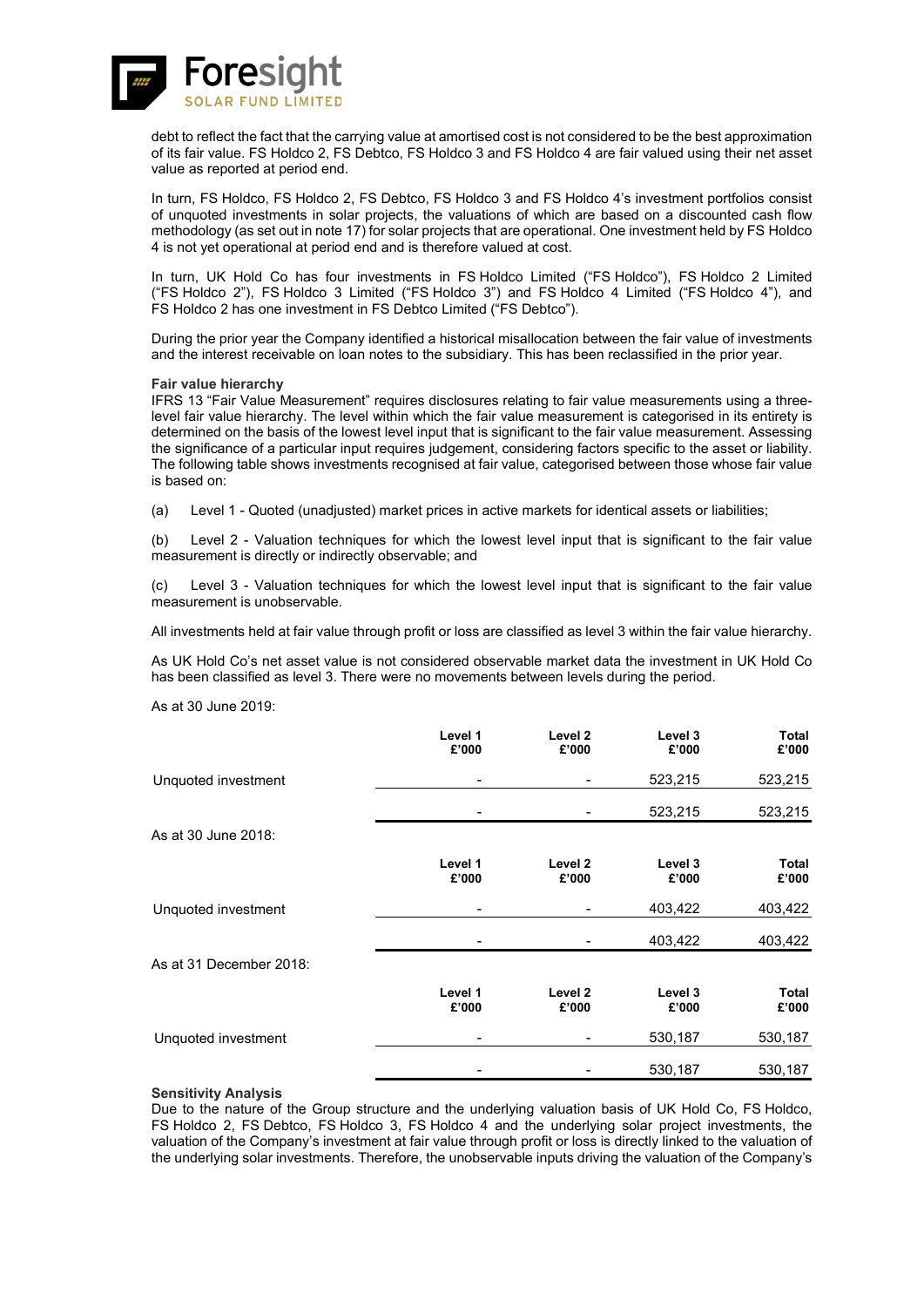debt to reflect the fact that the carrying value at amortised cost is not considered to be the best approximation of its fair value. FS Holdco 2, FS Debtco, FS Holdco 3 and FS Holdco 4 are fair valued using their net asset value as reported at period end.

In turn, FS Holdco, FS Holdco 2, FS Debtco, FS Holdco 3 and FS Holdco 4's investment portfolios consist of unquoted investments in solar projects, the valuations of which are based on a discounted cash flow methodology (as set out in note 17) for solar projects that are operational. One investment held by FS Holdco 4 is not yet operational at period end and is therefore valued at cost.

In turn, UK Hold Co has four investments in FS Holdco Limited ("FS Holdco"), FS Holdco 2 Limited ("FS Holdco 2"), FS Holdco 3 Limited ("FS Holdco 3") and FS Holdco 4 Limited ("FS Holdco 4"), and FS Holdco 2 has one investment in FS Debtco Limited ("FS Debtco").

During the prior year the Company identified a historical misallocation between the fair value of investments and the interest receivable on loan notes to the subsidiary. This has been reclassified in the prior year.

**Fair value hierarchy**

IFRS 13 "Fair Value Measurement" requires disclosures relating to fair value measurements using a three-level fair value hierarchy. The level within which the fair value measurement is categorised in its entirety is determined on the basis of the lowest level input that is significant to the fair value measurement. Assessing the significance of a particular input requires judgement, considering factors specific to the asset or liability. The following table shows investments recognised at fair value, categorised between those whose fair value is based on:

(a) Level 1 - Quoted (unadjusted) market prices in active markets for identical assets or liabilities;

(b) Level 2 - Valuation techniques for which the lowest level input that is significant to the fair value measurement is directly or indirectly observable; and

(c) Level 3 - Valuation techniques for which the lowest level input that is significant to the fair value measurement is unobservable.

All investments held at fair value through profit or loss are classified as level 3 within the fair value hierarchy.

As UK Hold Co's net asset value is not considered observable market data the investment in UK Hold Co has been classified as level 3. There were no movements between levels during the period.

As at 30 June 2019:

| | Level 1 £'000 | Level 2 £'000 | Level 3 £'000 | Total £'000 |
|---|---|---|---|---|
| Unquoted investment | - | - | 523,215 | 523,215 |
| | - | - | 523,215 | 523,215 |

As at 30 June 2018:

| | Level 1 £'000 | Level 2 £'000 | Level 3 £'000 | Total £'000 |
|---|---|---|---|---|
| Unquoted investment | - | - | 403,422 | 403,422 |
| | - | - | 403,422 | 403,422 |

As at 31 December 2018:

| | Level 1 £'000 | Level 2 £'000 | Level 3 £'000 | Total £'000 |
|---|---|---|---|---|
| Unquoted investment | - | - | 530,187 | 530,187 |
| | - | - | 530,187 | 530,187 |

**Sensitivity Analysis**

Due to the nature of the Group structure and the underlying valuation basis of UK Hold Co, FS Holdco, FS Holdco 2, FS Debtco, FS Holdco 3, FS Holdco 4 and the underlying solar project investments, the valuation of the Company's investment at fair value through profit or loss is directly linked to the valuation of the underlying solar investments. Therefore, the unobservable inputs driving the valuation of the Company's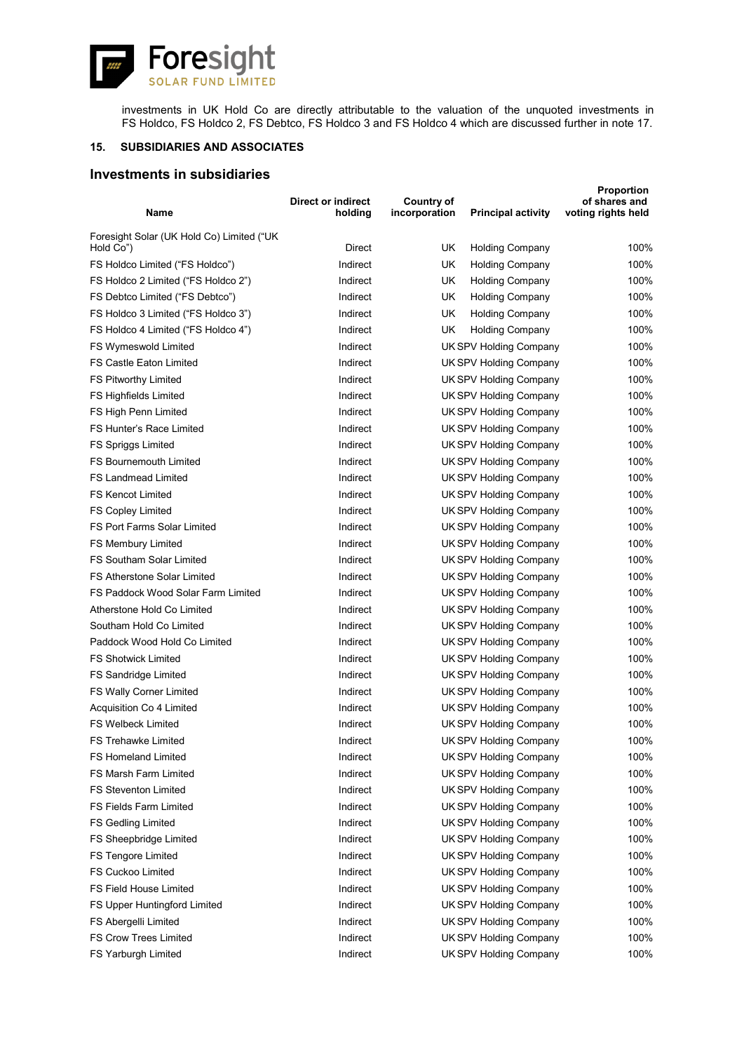investments in UK Hold Co are directly attributable to the valuation of the unquoted investments in FS Holdco, FS Holdco 2, FS Debtco, FS Holdco 3 and FS Holdco 4 which are discussed further in note 17.

## 15. SUBSIDIARIES AND ASSOCIATES

### Investments in subsidiaries

| Name | Direct or indirect holding | Country of incorporation | Principal activity | Proportion of shares and voting rights held |
|---|---|---|---|---|
| Foresight Solar (UK Hold Co) Limited ("UK Hold Co") | Direct | UK | Holding Company | 100% |
| FS Holdco Limited ("FS Holdco") | Indirect | UK | Holding Company | 100% |
| FS Holdco 2 Limited ("FS Holdco 2") | Indirect | UK | Holding Company | 100% |
| FS Debtco Limited ("FS Debtco") | Indirect | UK | Holding Company | 100% |
| FS Holdco 3 Limited ("FS Holdco 3") | Indirect | UK | Holding Company | 100% |
| FS Holdco 4 Limited ("FS Holdco 4") | Indirect | UK | Holding Company | 100% |
| FS Wymeswold Limited | Indirect | UK | SPV Holding Company | 100% |
| FS Castle Eaton Limited | Indirect | UK | SPV Holding Company | 100% |
| FS Pitworthy Limited | Indirect | UK | SPV Holding Company | 100% |
| FS Highfields Limited | Indirect | UK | SPV Holding Company | 100% |
| FS High Penn Limited | Indirect | UK | SPV Holding Company | 100% |
| FS Hunter's Race Limited | Indirect | UK | SPV Holding Company | 100% |
| FS Spriggs Limited | Indirect | UK | SPV Holding Company | 100% |
| FS Bournemouth Limited | Indirect | UK | SPV Holding Company | 100% |
| FS Landmead Limited | Indirect | UK | SPV Holding Company | 100% |
| FS Kencot Limited | Indirect | UK | SPV Holding Company | 100% |
| FS Copley Limited | Indirect | UK | SPV Holding Company | 100% |
| FS Port Farms Solar Limited | Indirect | UK | SPV Holding Company | 100% |
| FS Membury Limited | Indirect | UK | SPV Holding Company | 100% |
| FS Southam Solar Limited | Indirect | UK | SPV Holding Company | 100% |
| FS Atherstone Solar Limited | Indirect | UK | SPV Holding Company | 100% |
| FS Paddock Wood Solar Farm Limited | Indirect | UK | SPV Holding Company | 100% |
| Atherstone Hold Co Limited | Indirect | UK | SPV Holding Company | 100% |
| Southam Hold Co Limited | Indirect | UK | SPV Holding Company | 100% |
| Paddock Wood Hold Co Limited | Indirect | UK | SPV Holding Company | 100% |
| FS Shotwick Limited | Indirect | UK | SPV Holding Company | 100% |
| FS Sandridge Limited | Indirect | UK | SPV Holding Company | 100% |
| FS Wally Corner Limited | Indirect | UK | SPV Holding Company | 100% |
| Acquisition Co 4 Limited | Indirect | UK | SPV Holding Company | 100% |
| FS Welbeck Limited | Indirect | UK | SPV Holding Company | 100% |
| FS Trehawke Limited | Indirect | UK | SPV Holding Company | 100% |
| FS Homeland Limited | Indirect | UK | SPV Holding Company | 100% |
| FS Marsh Farm Limited | Indirect | UK | SPV Holding Company | 100% |
| FS Steventon Limited | Indirect | UK | SPV Holding Company | 100% |
| FS Fields Farm Limited | Indirect | UK | SPV Holding Company | 100% |
| FS Gedling Limited | Indirect | UK | SPV Holding Company | 100% |
| FS Sheepbridge Limited | Indirect | UK | SPV Holding Company | 100% |
| FS Tengore Limited | Indirect | UK | SPV Holding Company | 100% |
| FS Cuckoo Limited | Indirect | UK | SPV Holding Company | 100% |
| FS Field House Limited | Indirect | UK | SPV Holding Company | 100% |
| FS Upper Huntingford Limited | Indirect | UK | SPV Holding Company | 100% |
| FS Abergelli Limited | Indirect | UK | SPV Holding Company | 100% |
| FS Crow Trees Limited | Indirect | UK | SPV Holding Company | 100% |
| FS Yarburgh Limited | Indirect | UK | SPV Holding Company | 100% |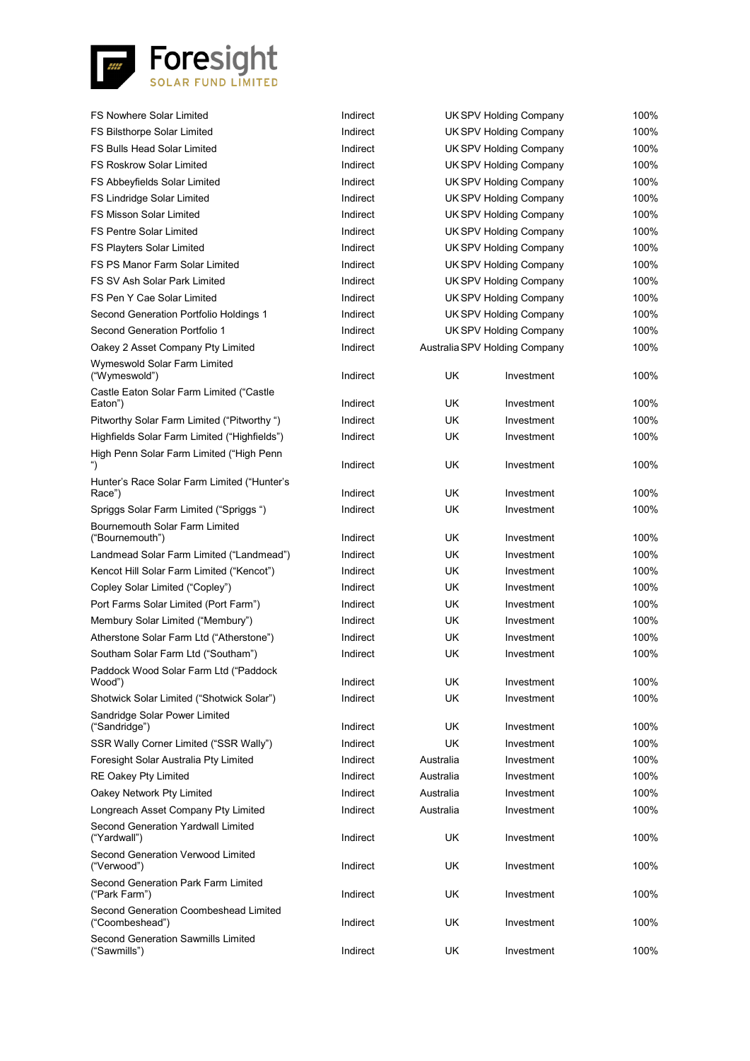| | | | | |
|---|---|---|---|---|
| FS Nowhere Solar Limited | Indirect | UK | SPV Holding Company | 100% |
| FS Bilsthorpe Solar Limited | Indirect | UK | SPV Holding Company | 100% |
| FS Bulls Head Solar Limited | Indirect | UK | SPV Holding Company | 100% |
| FS Roskrow Solar Limited | Indirect | UK | SPV Holding Company | 100% |
| FS Abbeyfields Solar Limited | Indirect | UK | SPV Holding Company | 100% |
| FS Lindridge Solar Limited | Indirect | UK | SPV Holding Company | 100% |
| FS Misson Solar Limited | Indirect | UK | SPV Holding Company | 100% |
| FS Pentre Solar Limited | Indirect | UK | SPV Holding Company | 100% |
| FS Playters Solar Limited | Indirect | UK | SPV Holding Company | 100% |
| FS PS Manor Farm Solar Limited | Indirect | UK | SPV Holding Company | 100% |
| FS SV Ash Solar Park Limited | Indirect | UK | SPV Holding Company | 100% |
| FS Pen Y Cae Solar Limited | Indirect | UK | SPV Holding Company | 100% |
| Second Generation Portfolio Holdings 1 | Indirect | UK | SPV Holding Company | 100% |
| Second Generation Portfolio 1 | Indirect | UK | SPV Holding Company | 100% |
| Oakey 2 Asset Company Pty Limited | Indirect | Australia | SPV Holding Company | 100% |
| Wymeswold Solar Farm Limited ("Wymeswold") | Indirect | UK | Investment | 100% |
| Castle Eaton Solar Farm Limited ("Castle Eaton") | Indirect | UK | Investment | 100% |
| Pitworthy Solar Farm Limited ("Pitworthy ") | Indirect | UK | Investment | 100% |
| Highfields Solar Farm Limited ("Highfields") | Indirect | UK | Investment | 100% |
| High Penn Solar Farm Limited ("High Penn ") | Indirect | UK | Investment | 100% |
| Hunter's Race Solar Farm Limited ("Hunter's Race") | Indirect | UK | Investment | 100% |
| Spriggs Solar Farm Limited ("Spriggs ") | Indirect | UK | Investment | 100% |
| Bournemouth Solar Farm Limited ("Bournemouth") | Indirect | UK | Investment | 100% |
| Landmead Solar Farm Limited ("Landmead") | Indirect | UK | Investment | 100% |
| Kencot Hill Solar Farm Limited ("Kencot") | Indirect | UK | Investment | 100% |
| Copley Solar Limited ("Copley") | Indirect | UK | Investment | 100% |
| Port Farms Solar Limited (Port Farm") | Indirect | UK | Investment | 100% |
| Membury Solar Limited ("Membury") | Indirect | UK | Investment | 100% |
| Atherstone Solar Farm Ltd ("Atherstone") | Indirect | UK | Investment | 100% |
| Southam Solar Farm Ltd ("Southam") | Indirect | UK | Investment | 100% |
| Paddock Wood Solar Farm Ltd ("Paddock Wood") | Indirect | UK | Investment | 100% |
| Shotwick Solar Limited ("Shotwick Solar") | Indirect | UK | Investment | 100% |
| Sandridge Solar Power Limited ("Sandridge") | Indirect | UK | Investment | 100% |
| SSR Wally Corner Limited ("SSR Wally") | Indirect | UK | Investment | 100% |
| Foresight Solar Australia Pty Limited | Indirect | Australia | Investment | 100% |
| RE Oakey Pty Limited | Indirect | Australia | Investment | 100% |
| Oakey Network Pty Limited | Indirect | Australia | Investment | 100% |
| Longreach Asset Company Pty Limited | Indirect | Australia | Investment | 100% |
| Second Generation Yardwall Limited ("Yardwall") | Indirect | UK | Investment | 100% |
| Second Generation Verwood Limited ("Verwood") | Indirect | UK | Investment | 100% |
| Second Generation Park Farm Limited ("Park Farm") | Indirect | UK | Investment | 100% |
| Second Generation Coombeshead Limited ("Coombeshead") | Indirect | UK | Investment | 100% |
| Second Generation Sawmills Limited ("Sawmills") | Indirect | UK | Investment | 100% |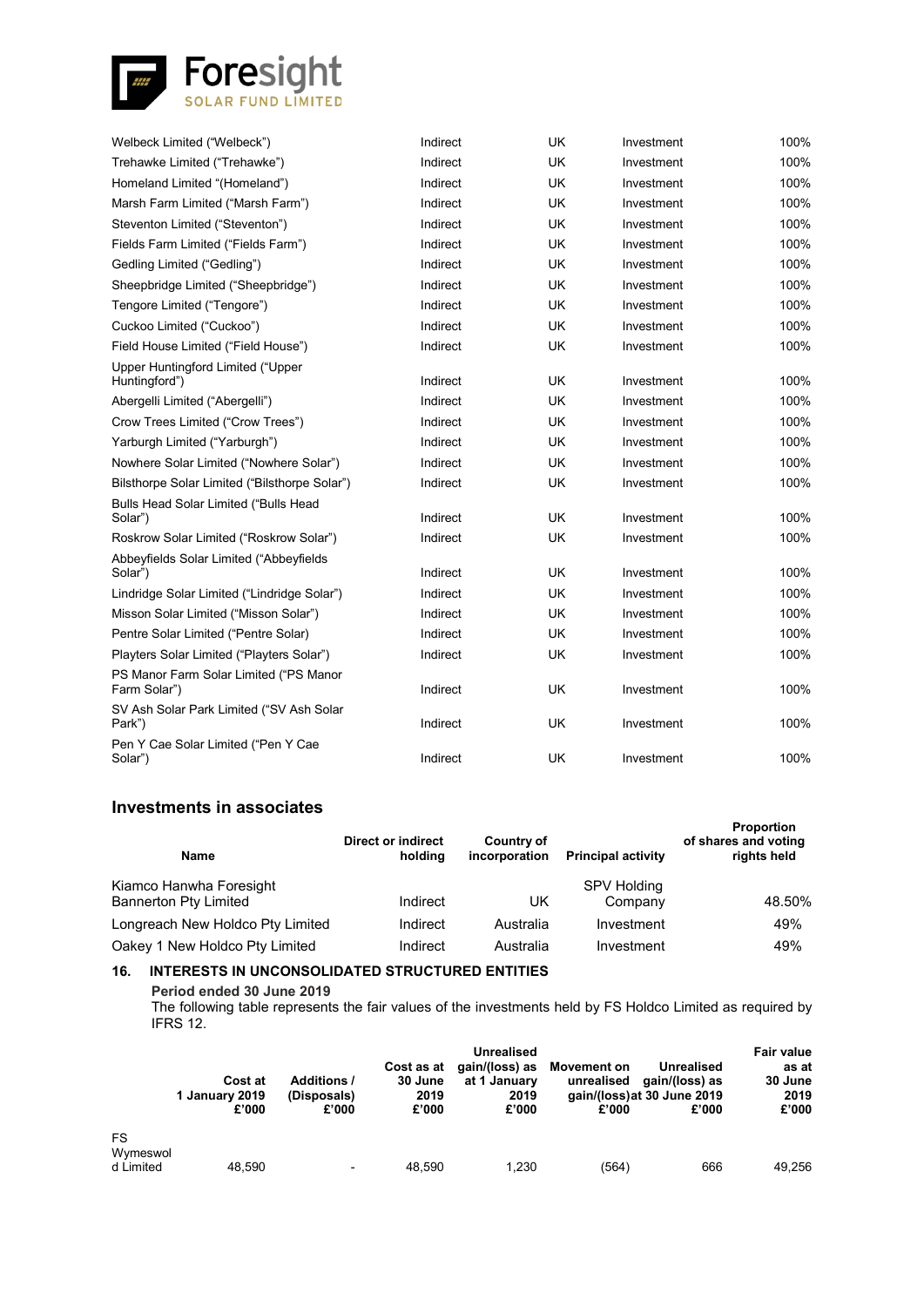| | | | | |
|---|---|---|---|---|
| Welbeck Limited ("Welbeck") | Indirect | UK | Investment | 100% |
| Trehawke Limited ("Trehawke") | Indirect | UK | Investment | 100% |
| Homeland Limited "(Homeland") | Indirect | UK | Investment | 100% |
| Marsh Farm Limited ("Marsh Farm") | Indirect | UK | Investment | 100% |
| Steventon Limited ("Steventon") | Indirect | UK | Investment | 100% |
| Fields Farm Limited ("Fields Farm") | Indirect | UK | Investment | 100% |
| Gedling Limited ("Gedling") | Indirect | UK | Investment | 100% |
| Sheepbridge Limited ("Sheepbridge") | Indirect | UK | Investment | 100% |
| Tengore Limited ("Tengore") | Indirect | UK | Investment | 100% |
| Cuckoo Limited ("Cuckoo") | Indirect | UK | Investment | 100% |
| Field House Limited ("Field House") | Indirect | UK | Investment | 100% |
| Upper Huntingford Limited ("Upper Huntingford") | Indirect | UK | Investment | 100% |
| Abergelli Limited ("Abergelli") | Indirect | UK | Investment | 100% |
| Crow Trees Limited ("Crow Trees") | Indirect | UK | Investment | 100% |
| Yarburgh Limited ("Yarburgh") | Indirect | UK | Investment | 100% |
| Nowhere Solar Limited ("Nowhere Solar") | Indirect | UK | Investment | 100% |
| Bilsthorpe Solar Limited ("Bilsthorpe Solar") | Indirect | UK | Investment | 100% |
| Bulls Head Solar Limited ("Bulls Head Solar") | Indirect | UK | Investment | 100% |
| Roskrow Solar Limited ("Roskrow Solar") | Indirect | UK | Investment | 100% |
| Abbeyfields Solar Limited ("Abbeyfields Solar") | Indirect | UK | Investment | 100% |
| Lindridge Solar Limited ("Lindridge Solar") | Indirect | UK | Investment | 100% |
| Misson Solar Limited ("Misson Solar") | Indirect | UK | Investment | 100% |
| Pentre Solar Limited ("Pentre Solar) | Indirect | UK | Investment | 100% |
| Playters Solar Limited ("Playters Solar") | Indirect | UK | Investment | 100% |
| PS Manor Farm Solar Limited ("PS Manor Farm Solar") | Indirect | UK | Investment | 100% |
| SV Ash Solar Park Limited ("SV Ash Solar Park") | Indirect | UK | Investment | 100% |
| Pen Y Cae Solar Limited ("Pen Y Cae Solar") | Indirect | UK | Investment | 100% |

## Investments in associates

| Name | Direct or indirect holding | Country of incorporation | Principal activity | Proportion of shares and voting rights held |
|---|---|---|---|---|
| Kiamco Hanwha Foresight Bannerton Pty Limited | Indirect | UK | SPV Holding Company | 48.50% |
| Longreach New Holdco Pty Limited | Indirect | Australia | Investment | 49% |
| Oakey 1 New Holdco Pty Limited | Indirect | Australia | Investment | 49% |

## 16. INTERESTS IN UNCONSOLIDATED STRUCTURED ENTITIES

**Period ended 30 June 2019**

The following table represents the fair values of the investments held by FS Holdco Limited as required by IFRS 12.

| | Cost at 1 January 2019 £'000 | Additions / (Disposals) £'000 | Cost as at 30 June 2019 £'000 | Unrealised gain/(loss) as at 1 January 2019 £'000 | Movement on unrealised gain/(loss)at 30 June 2019 £'000 | Unrealised gain/(loss) as £'000 | Fair value as at 30 June 2019 £'000 |
|---|---|---|---|---|---|---|---|
| FS Wymeswold Limited | 48,590 | - | 48,590 | 1,230 | (564) | 666 | 49,256 |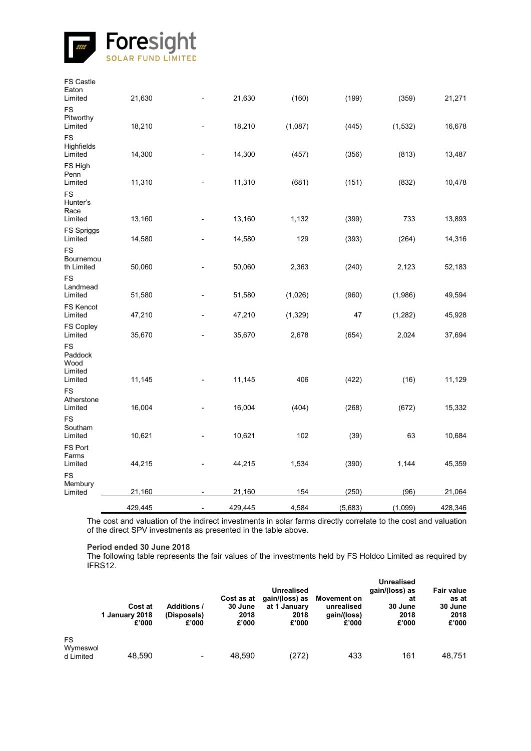| | | | | | | | |
|---|---|---|---|---|---|---|---|
| FS Castle Eaton Limited | 21,630 | - | 21,630 | (160) | (199) | (359) | 21,271 |
| FS Pitworthy Limited | 18,210 | - | 18,210 | (1,087) | (445) | (1,532) | 16,678 |
| FS Highfields Limited | 14,300 | - | 14,300 | (457) | (356) | (813) | 13,487 |
| FS High Penn Limited | 11,310 | - | 11,310 | (681) | (151) | (832) | 10,478 |
| FS Hunter's Race Limited | 13,160 | - | 13,160 | 1,132 | (399) | 733 | 13,893 |
| FS Spriggs Limited | 14,580 | - | 14,580 | 129 | (393) | (264) | 14,316 |
| FS Bournemouth Limited | 50,060 | - | 50,060 | 2,363 | (240) | 2,123 | 52,183 |
| FS Landmead Limited | 51,580 | - | 51,580 | (1,026) | (960) | (1,986) | 49,594 |
| FS Kencot Limited | 47,210 | - | 47,210 | (1,329) | 47 | (1,282) | 45,928 |
| FS Copley Limited | 35,670 | - | 35,670 | 2,678 | (654) | 2,024 | 37,694 |
| FS Paddock Wood Limited | 11,145 | - | 11,145 | 406 | (422) | (16) | 11,129 |
| FS Atherstone Limited | 16,004 | - | 16,004 | (404) | (268) | (672) | 15,332 |
| FS Southam Limited | 10,621 | - | 10,621 | 102 | (39) | 63 | 10,684 |
| FS Port Farms Limited | 44,215 | - | 44,215 | 1,534 | (390) | 1,144 | 45,359 |
| FS Membury Limited | 21,160 | - | 21,160 | 154 | (250) | (96) | 21,064 |
| | 429,445 | - | 429,445 | 4,584 | (5,683) | (1,099) | 428,346 |

The cost and valuation of the indirect investments in solar farms directly correlate to the cost and valuation of the direct SPV investments as presented in the table above.

**Period ended 30 June 2018**

The following table represents the fair values of the investments held by FS Holdco Limited as required by IFRS12.

| | Cost at 1 January 2018 £'000 | Additions / (Disposals) £'000 | Cost as at 30 June 2018 £'000 | Unrealised gain/(loss) as at 1 January 2018 £'000 | Movement on unrealised gain/(loss) £'000 | Unrealised gain/(loss) as at 30 June 2018 £'000 | Fair value as at 30 June 2018 £'000 |
|---|---|---|---|---|---|---|---|
| FS Wymeswold Limited | 48,590 | - | 48,590 | (272) | 433 | 161 | 48,751 |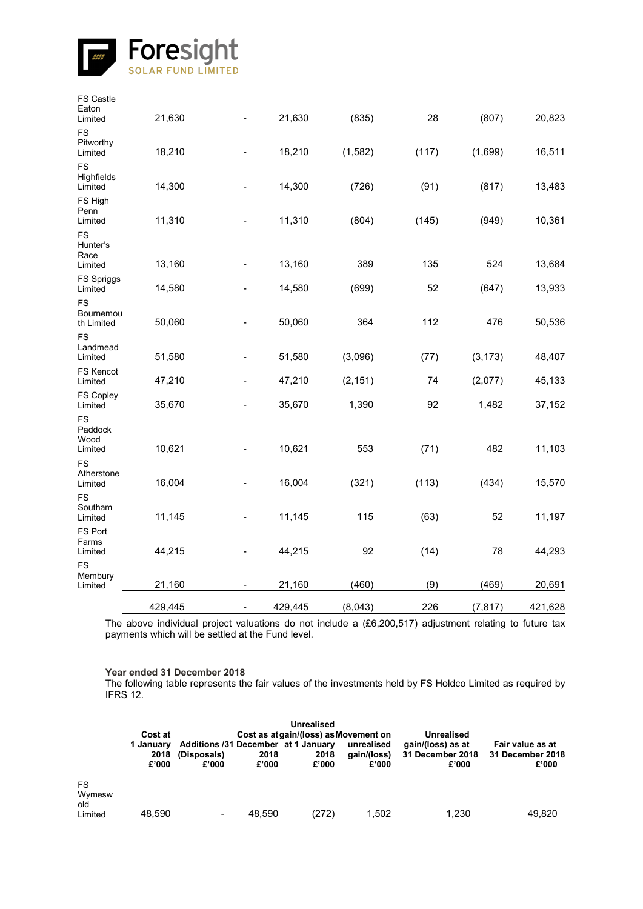| | | | | | | | |
|---|---|---|---|---|---|---|---|
| FS Castle Eaton Limited | 21,630 | - | 21,630 | (835) | 28 | (807) | 20,823 |
| FS Pitworthy Limited | 18,210 | - | 18,210 | (1,582) | (117) | (1,699) | 16,511 |
| FS Highfields Limited | 14,300 | - | 14,300 | (726) | (91) | (817) | 13,483 |
| FS High Penn Limited | 11,310 | - | 11,310 | (804) | (145) | (949) | 10,361 |
| FS Hunter's Race Limited | 13,160 | - | 13,160 | 389 | 135 | 524 | 13,684 |
| FS Spriggs Limited | 14,580 | - | 14,580 | (699) | 52 | (647) | 13,933 |
| FS Bournemouth Limited | 50,060 | - | 50,060 | 364 | 112 | 476 | 50,536 |
| FS Landmead Limited | 51,580 | - | 51,580 | (3,096) | (77) | (3,173) | 48,407 |
| FS Kencot Limited | 47,210 | - | 47,210 | (2,151) | 74 | (2,077) | 45,133 |
| FS Copley Limited | 35,670 | - | 35,670 | 1,390 | 92 | 1,482 | 37,152 |
| FS Paddock Wood Limited | 10,621 | - | 10,621 | 553 | (71) | 482 | 11,103 |
| FS Atherstone Limited | 16,004 | - | 16,004 | (321) | (113) | (434) | 15,570 |
| FS Southam Limited | 11,145 | - | 11,145 | 115 | (63) | 52 | 11,197 |
| FS Port Farms Limited | 44,215 | - | 44,215 | 92 | (14) | 78 | 44,293 |
| FS Membury Limited | 21,160 | - | 21,160 | (460) | (9) | (469) | 20,691 |
| | 429,445 | - | 429,445 | (8,043) | 226 | (7,817) | 421,628 |

The above individual project valuations do not include a (£6,200,517) adjustment relating to future tax payments which will be settled at the Fund level.

**Year ended 31 December 2018**

The following table represents the fair values of the investments held by FS Holdco Limited as required by IFRS 12.

| | Cost at 1 January 2018 £'000 | Additions /(Disposals) £'000 | Cost as at 31 December 2018 £'000 | Unrealised gain/(loss) as at 1 January 2018 £'000 | Movement on unrealised gain/(loss) £'000 | Unrealised gain/(loss) as at 31 December 2018 £'000 | Fair value as at 31 December 2018 £'000 |
|---|---|---|---|---|---|---|---|
| FS Wymeswold Limited | 48,590 | - | 48,590 | (272) | 1,502 | 1,230 | 49,820 |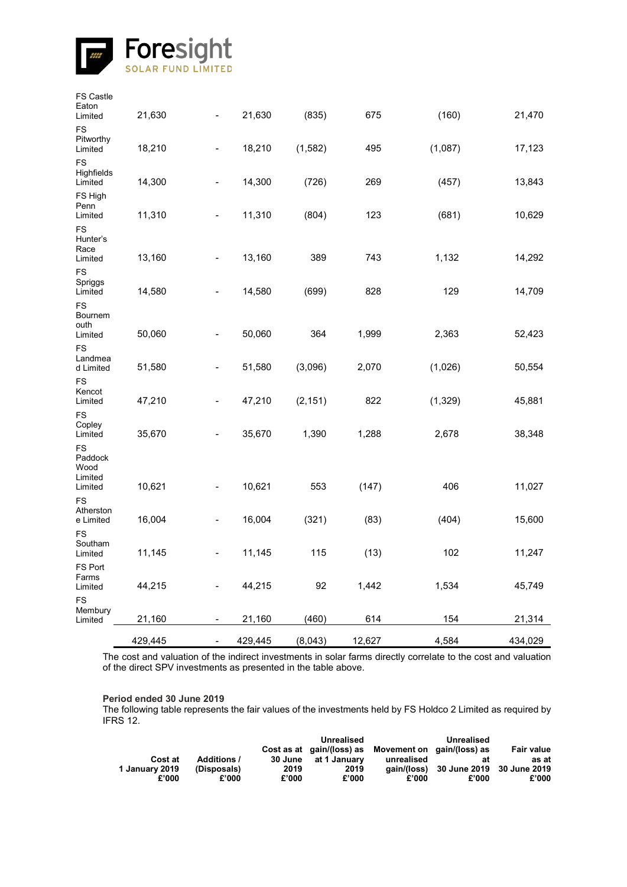| | | | | | | | |
|---|---|---|---|---|---|---|---|
| FS Castle Eaton Limited | 21,630 | - | 21,630 | (835) | 675 | (160) | 21,470 |
| FS Pitworthy Limited | 18,210 | - | 18,210 | (1,582) | 495 | (1,087) | 17,123 |
| FS Highfields Limited | 14,300 | - | 14,300 | (726) | 269 | (457) | 13,843 |
| FS High Penn Limited | 11,310 | - | 11,310 | (804) | 123 | (681) | 10,629 |
| FS Hunter's Race Limited | 13,160 | - | 13,160 | 389 | 743 | 1,132 | 14,292 |
| FS Spriggs Limited | 14,580 | - | 14,580 | (699) | 828 | 129 | 14,709 |
| FS Bournemouth Limited | 50,060 | - | 50,060 | 364 | 1,999 | 2,363 | 52,423 |
| FS Landmead Limited | 51,580 | - | 51,580 | (3,096) | 2,070 | (1,026) | 50,554 |
| FS Kencot Limited | 47,210 | - | 47,210 | (2,151) | 822 | (1,329) | 45,881 |
| FS Copley Limited | 35,670 | - | 35,670 | 1,390 | 1,288 | 2,678 | 38,348 |
| FS Paddock Wood Limited Limited | 10,621 | - | 10,621 | 553 | (147) | 406 | 11,027 |
| FS Atherstone Limited | 16,004 | - | 16,004 | (321) | (83) | (404) | 15,600 |
| FS Southam Limited | 11,145 | - | 11,145 | 115 | (13) | 102 | 11,247 |
| FS Port Farms Limited | 44,215 | - | 44,215 | 92 | 1,442 | 1,534 | 45,749 |
| FS Membury Limited | 21,160 | - | 21,160 | (460) | 614 | 154 | 21,314 |
| | 429,445 | - | 429,445 | (8,043) | 12,627 | 4,584 | 434,029 |

The cost and valuation of the indirect investments in solar farms directly correlate to the cost and valuation of the direct SPV investments as presented in the table above.

**Period ended 30 June 2019**

The following table represents the fair values of the investments held by FS Holdco 2 Limited as required by IFRS 12.

| | Cost at 1 January 2019 £'000 | Additions / (Disposals) £'000 | Cost as at 30 June 2019 £'000 | Unrealised gain/(loss) as at 1 January 2019 £'000 | Movement on unrealised gain/(loss) £'000 | Unrealised gain/(loss) as at 30 June 2019 £'000 | Fair value as at 30 June 2019 £'000 |
|---|---|---|---|---|---|---|---|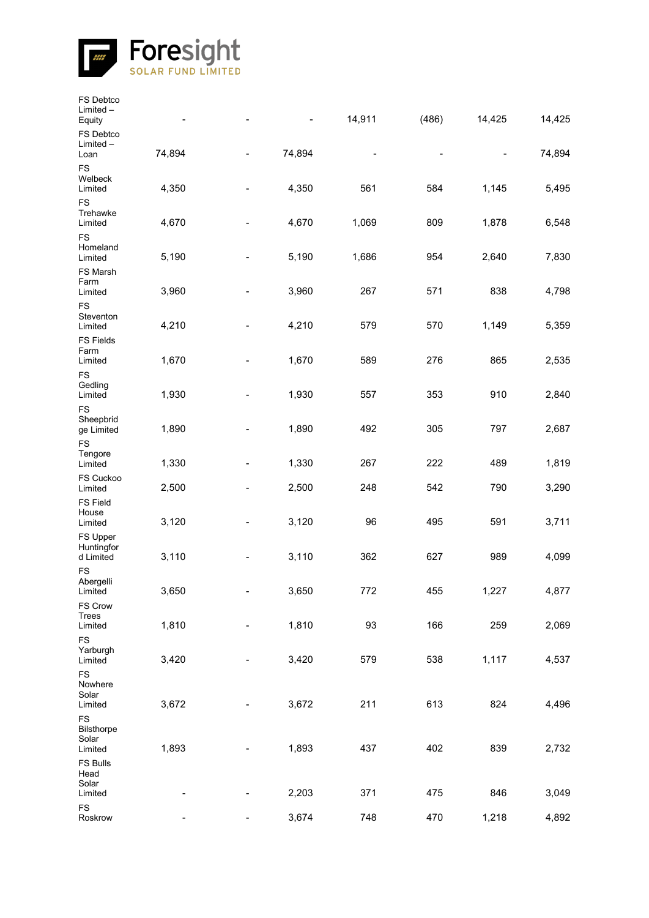| | | | | | | | |
|---|---|---|---|---|---|---|---|
| FS Debtco Limited – Equity | - | - | - | 14,911 | (486) | 14,425 | 14,425 |
| FS Debtco Limited – Loan | 74,894 | - | 74,894 | - | - | - | 74,894 |
| FS Welbeck Limited | 4,350 | - | 4,350 | 561 | 584 | 1,145 | 5,495 |
| FS Trehawke Limited | 4,670 | - | 4,670 | 1,069 | 809 | 1,878 | 6,548 |
| FS Homeland Limited | 5,190 | - | 5,190 | 1,686 | 954 | 2,640 | 7,830 |
| FS Marsh Farm Limited | 3,960 | - | 3,960 | 267 | 571 | 838 | 4,798 |
| FS Steventon Limited | 4,210 | - | 4,210 | 579 | 570 | 1,149 | 5,359 |
| FS Fields Farm Limited | 1,670 | - | 1,670 | 589 | 276 | 865 | 2,535 |
| FS Gedling Limited | 1,930 | - | 1,930 | 557 | 353 | 910 | 2,840 |
| FS Sheepbridge Limited | 1,890 | - | 1,890 | 492 | 305 | 797 | 2,687 |
| FS Tengore Limited | 1,330 | - | 1,330 | 267 | 222 | 489 | 1,819 |
| FS Cuckoo Limited | 2,500 | - | 2,500 | 248 | 542 | 790 | 3,290 |
| FS Field House Limited | 3,120 | - | 3,120 | 96 | 495 | 591 | 3,711 |
| FS Upper Huntingford Limited | 3,110 | - | 3,110 | 362 | 627 | 989 | 4,099 |
| FS Abergelli Limited | 3,650 | - | 3,650 | 772 | 455 | 1,227 | 4,877 |
| FS Crow Trees Limited | 1,810 | - | 1,810 | 93 | 166 | 259 | 2,069 |
| FS Yarburgh Limited | 3,420 | - | 3,420 | 579 | 538 | 1,117 | 4,537 |
| FS Nowhere Solar Limited | 3,672 | - | 3,672 | 211 | 613 | 824 | 4,496 |
| FS Bilsthorpe Solar Limited | 1,893 | - | 1,893 | 437 | 402 | 839 | 2,732 |
| FS Bulls Head Solar Limited | - | - | 2,203 | 371 | 475 | 846 | 3,049 |
| FS Roskrow | - | - | 3,674 | 748 | 470 | 1,218 | 4,892 |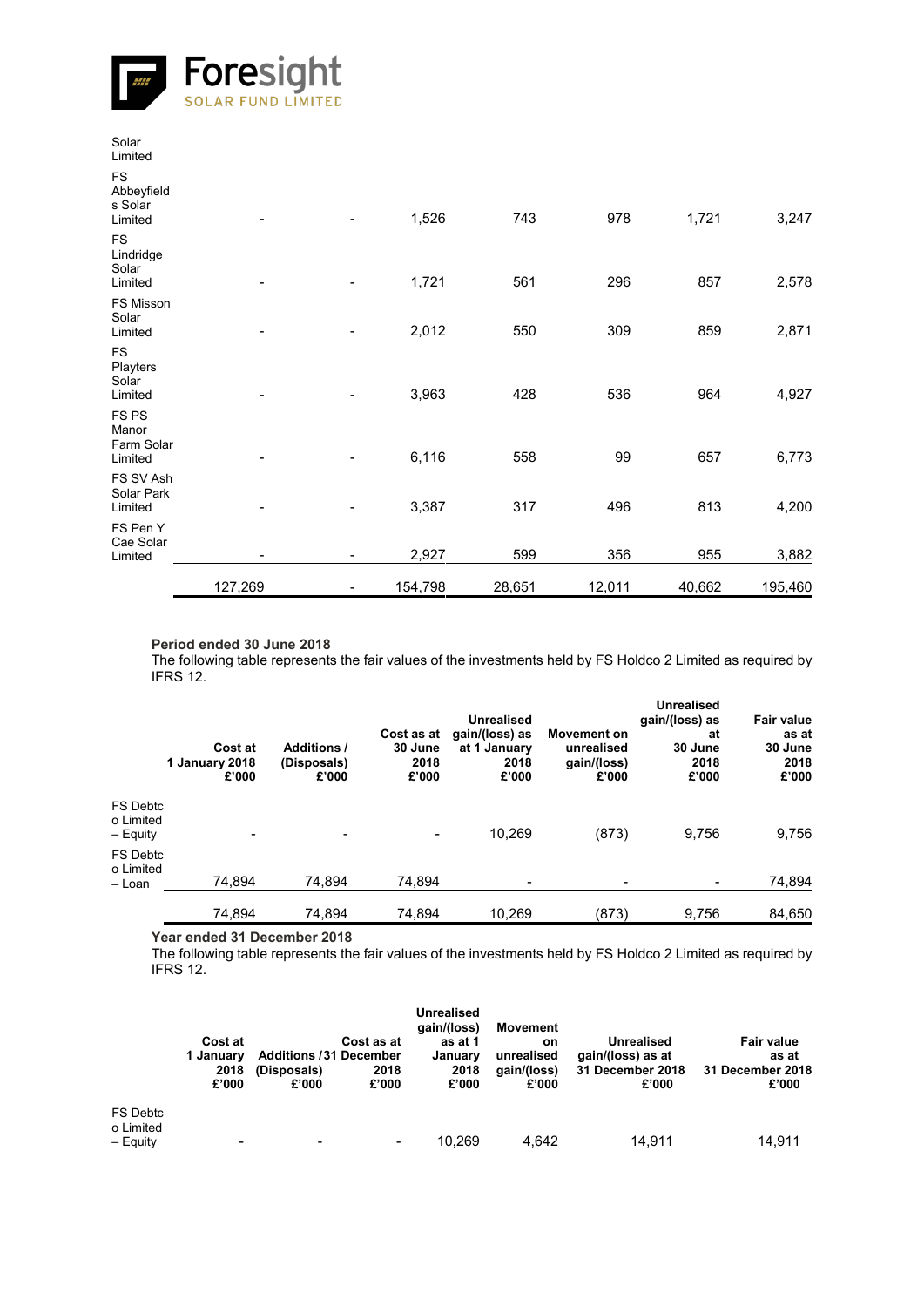| | | | | | | | |
|---|---|---|---|---|---|---|---|
| Solar Limited | | | | | | | |
| FS Abbeyfields Solar Limited | - | - | 1,526 | 743 | 978 | 1,721 | 3,247 |
| FS Lindridge Solar Limited | - | - | 1,721 | 561 | 296 | 857 | 2,578 |
| FS Misson Solar Limited | - | - | 2,012 | 550 | 309 | 859 | 2,871 |
| FS Playters Solar Limited | - | - | 3,963 | 428 | 536 | 964 | 4,927 |
| FS PS Manor Farm Solar Limited | - | - | 6,116 | 558 | 99 | 657 | 6,773 |
| FS SV Ash Solar Park Limited | - | - | 3,387 | 317 | 496 | 813 | 4,200 |
| FS Pen Y Cae Solar Limited | - | - | 2,927 | 599 | 356 | 955 | 3,882 |
| | 127,269 | - | 154,798 | 28,651 | 12,011 | 40,662 | 195,460 |

**Period ended 30 June 2018**

The following table represents the fair values of the investments held by FS Holdco 2 Limited as required by IFRS 12.

| | Cost at 1 January 2018 £'000 | Additions / (Disposals) £'000 | Cost as at 30 June 2018 £'000 | Unrealised gain/(loss) as at 1 January 2018 £'000 | Movement on unrealised gain/(loss) £'000 | Unrealised gain/(loss) as at 30 June 2018 £'000 | Fair value as at 30 June 2018 £'000 |
|---|---|---|---|---|---|---|---|
| FS Debtco Limited – Equity | - | - | - | 10,269 | (873) | 9,756 | 9,756 |
| FS Debtco Limited – Loan | 74,894 | 74,894 | 74,894 | - | - | - | 74,894 |
| | 74,894 | 74,894 | 74,894 | 10,269 | (873) | 9,756 | 84,650 |

**Year ended 31 December 2018**

The following table represents the fair values of the investments held by FS Holdco 2 Limited as required by IFRS 12.

| | Cost at 1 January 2018 £'000 | Additions / (Disposals) £'000 | Cost as at 31 December 2018 £'000 | Unrealised gain/(loss) as at 1 January 2018 £'000 | Movement on unrealised gain/(loss) £'000 | Unrealised gain/(loss) as at 31 December 2018 £'000 | Fair value as at 31 December 2018 £'000 |
|---|---|---|---|---|---|---|---|
| FS Debtco Limited – Equity | - | - | - | 10,269 | 4,642 | 14,911 | 14,911 |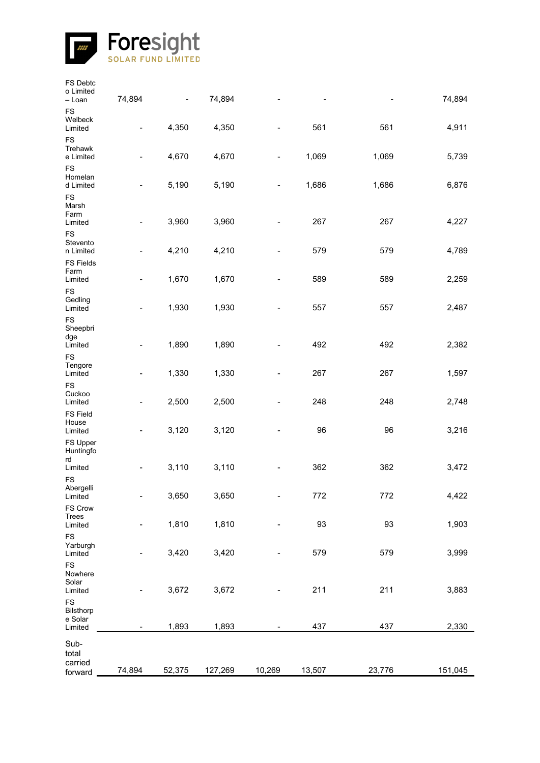| | | | | | | | |
|---|---|---|---|---|---|---|---|
| FS Debtco Limited – Loan | 74,894 | - | 74,894 | - | - | - | 74,894 |
| FS Welbeck Limited | - | 4,350 | 4,350 | - | 561 | 561 | 4,911 |
| FS Trehawke Limited | - | 4,670 | 4,670 | - | 1,069 | 1,069 | 5,739 |
| FS Homeland Limited | - | 5,190 | 5,190 | - | 1,686 | 1,686 | 6,876 |
| FS Marsh Farm Limited | - | 3,960 | 3,960 | - | 267 | 267 | 4,227 |
| FS Steventon Limited | - | 4,210 | 4,210 | - | 579 | 579 | 4,789 |
| FS Fields Farm Limited | - | 1,670 | 1,670 | - | 589 | 589 | 2,259 |
| FS Gedling Limited | - | 1,930 | 1,930 | - | 557 | 557 | 2,487 |
| FS Sheepbridge Limited | - | 1,890 | 1,890 | - | 492 | 492 | 2,382 |
| FS Tengore Limited | - | 1,330 | 1,330 | - | 267 | 267 | 1,597 |
| FS Cuckoo Limited | - | 2,500 | 2,500 | - | 248 | 248 | 2,748 |
| FS Field House Limited | - | 3,120 | 3,120 | - | 96 | 96 | 3,216 |
| FS Upper Huntingford Limited | - | 3,110 | 3,110 | - | 362 | 362 | 3,472 |
| FS Abergelli Limited | - | 3,650 | 3,650 | - | 772 | 772 | 4,422 |
| FS Crow Trees Limited | - | 1,810 | 1,810 | - | 93 | 93 | 1,903 |
| FS Yarburgh Limited | - | 3,420 | 3,420 | - | 579 | 579 | 3,999 |
| FS Nowhere Solar Limited | - | 3,672 | 3,672 | - | 211 | 211 | 3,883 |
| FS Bilsthorpe Solar Limited | - | 1,893 | 1,893 | - | 437 | 437 | 2,330 |
| Sub-total carried forward | 74,894 | 52,375 | 127,269 | 10,269 | 13,507 | 23,776 | 151,045 |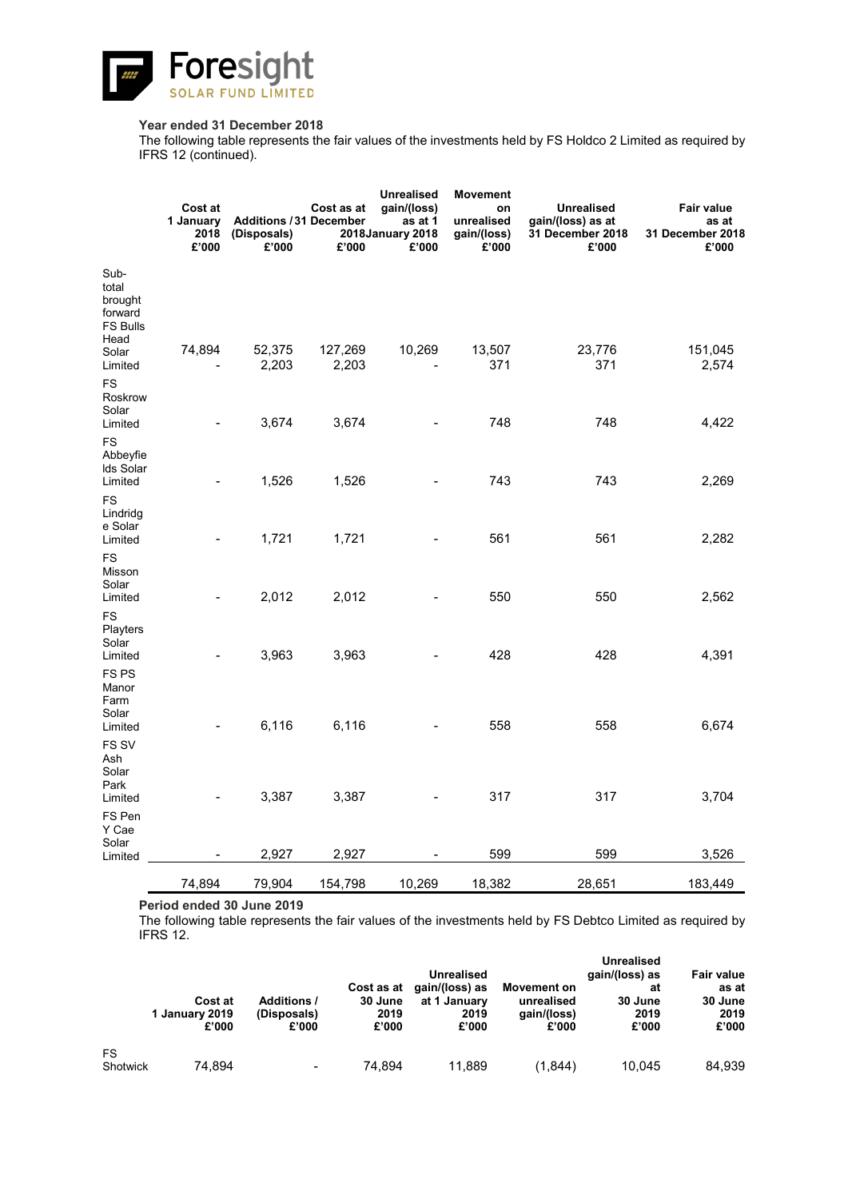**Year ended 31 December 2018**

The following table represents the fair values of the investments held by FS Holdco 2 Limited as required by IFRS 12 (continued).

| | Cost at 1 January 2018 £'000 | Additions / (Disposals) £'000 | Cost as at 31 December 2018 £'000 | Unrealised gain/(loss) as at 1 January 2018 £'000 | Movement on unrealised gain/(loss) £'000 | Unrealised gain/(loss) as at 31 December 2018 £'000 | Fair value as at 31 December 2018 £'000 |
|---|---|---|---|---|---|---|---|
| Sub-total brought forward | 74,894 | 52,375 | 127,269 | 10,269 | 13,507 | 23,776 | 151,045 |
| FS Bulls Head Solar Limited | - | 2,203 | 2,203 | - | 371 | 371 | 2,574 |
| FS Roskrow Solar Limited | - | 3,674 | 3,674 | - | 748 | 748 | 4,422 |
| FS Abbeyfields Solar Limited | - | 1,526 | 1,526 | - | 743 | 743 | 2,269 |
| FS Lindridge Solar Limited | - | 1,721 | 1,721 | - | 561 | 561 | 2,282 |
| FS Misson Solar Limited | - | 2,012 | 2,012 | - | 550 | 550 | 2,562 |
| FS Playters Solar Limited | - | 3,963 | 3,963 | - | 428 | 428 | 4,391 |
| FS PS Manor Farm Solar Limited | - | 6,116 | 6,116 | - | 558 | 558 | 6,674 |
| FS SV Ash Solar Park Limited | - | 3,387 | 3,387 | - | 317 | 317 | 3,704 |
| FS Pen Y Cae Solar Limited | - | 2,927 | 2,927 | - | 599 | 599 | 3,526 |
| | 74,894 | 79,904 | 154,798 | 10,269 | 18,382 | 28,651 | 183,449 |

**Period ended 30 June 2019**

The following table represents the fair values of the investments held by FS Debtco Limited as required by IFRS 12.

| | Cost at 1 January 2019 £'000 | Additions / (Disposals) £'000 | Cost as at 30 June 2019 £'000 | Unrealised gain/(loss) as at 1 January 2019 £'000 | Movement on unrealised gain/(loss) £'000 | Unrealised gain/(loss) as at 30 June 2019 £'000 | Fair value as at 30 June 2019 £'000 |
|---|---|---|---|---|---|---|---|
| FS Shotwick | 74,894 | - | 74,894 | 11,889 | (1,844) | 10,045 | 84,939 |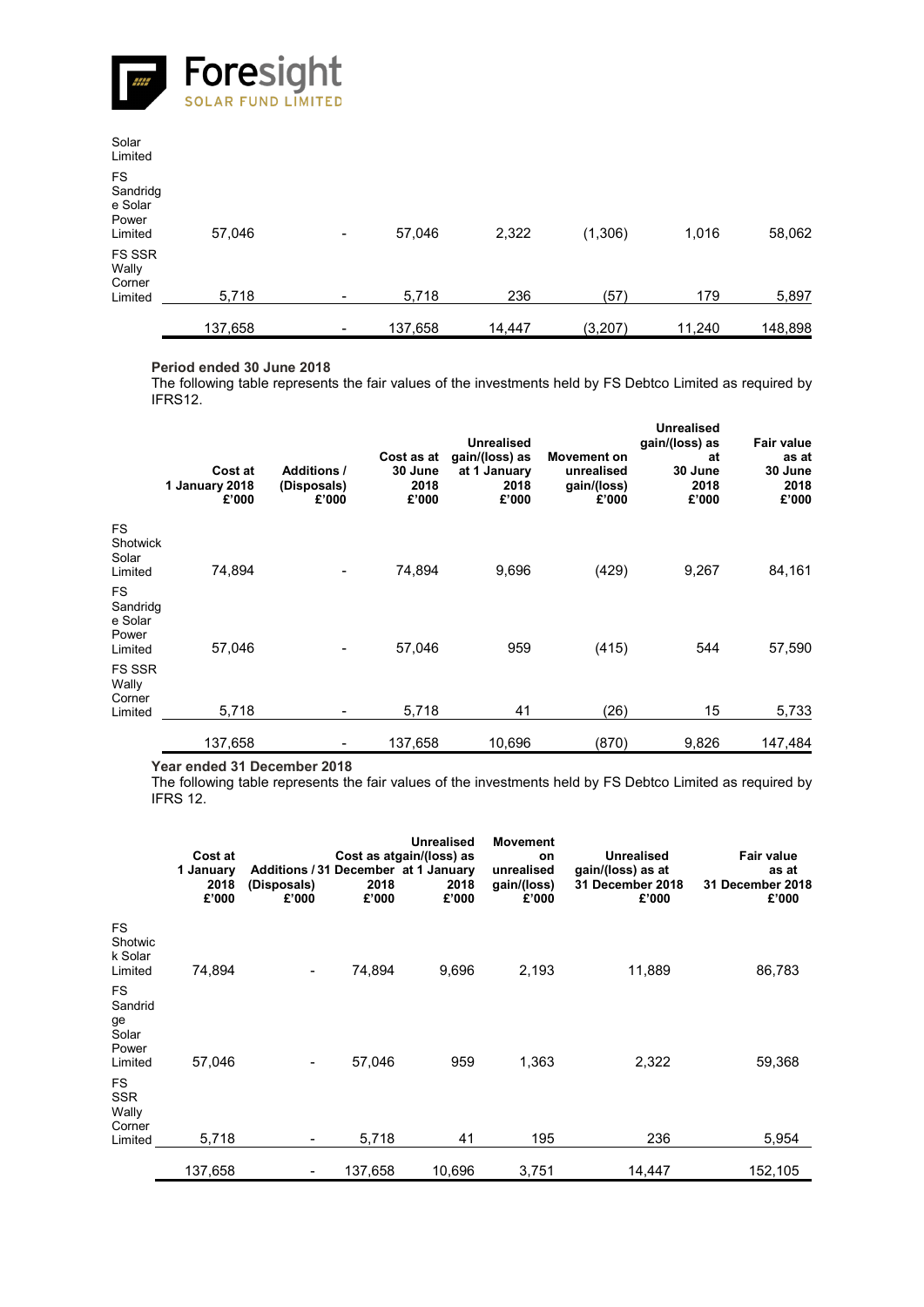| | | | | | | | |
|---|---|---|---|---|---|---|---|
| Solar Limited | | | | | | | |
| FS Sandridge Solar Power Limited | 57,046 | - | 57,046 | 2,322 | (1,306) | 1,016 | 58,062 |
| FS SSR Wally Corner Limited | 5,718 | - | 5,718 | 236 | (57) | 179 | 5,897 |
| | 137,658 | - | 137,658 | 14,447 | (3,207) | 11,240 | 148,898 |

**Period ended 30 June 2018**

The following table represents the fair values of the investments held by FS Debtco Limited as required by IFRS12.

| | Cost at 1 January 2018 £'000 | Additions / (Disposals) £'000 | Cost as at 30 June 2018 £'000 | Unrealised gain/(loss) as at 1 January 2018 £'000 | Movement on unrealised gain/(loss) £'000 | Unrealised gain/(loss) as at 30 June 2018 £'000 | Fair value as at 30 June 2018 £'000 |
|---|---|---|---|---|---|---|---|
| FS Shotwick Solar Limited | 74,894 | - | 74,894 | 9,696 | (429) | 9,267 | 84,161 |
| FS Sandridge Solar Power Limited | 57,046 | - | 57,046 | 959 | (415) | 544 | 57,590 |
| FS SSR Wally Corner Limited | 5,718 | - | 5,718 | 41 | (26) | 15 | 5,733 |
| | 137,658 | - | 137,658 | 10,696 | (870) | 9,826 | 147,484 |

**Year ended 31 December 2018**

The following table represents the fair values of the investments held by FS Debtco Limited as required by IFRS 12.

| | Cost at 1 January 2018 £'000 | Additions / (Disposals) £'000 | Cost as at 31 December 2018 £'000 | Unrealised gain/(loss) as at 1 January 2018 £'000 | Movement on unrealised gain/(loss) £'000 | Unrealised gain/(loss) as at 31 December 2018 £'000 | Fair value as at 31 December 2018 £'000 |
|---|---|---|---|---|---|---|---|
| FS Shotwick Solar Limited | 74,894 | - | 74,894 | 9,696 | 2,193 | 11,889 | 86,783 |
| FS Sandridge Solar Power Limited | 57,046 | - | 57,046 | 959 | 1,363 | 2,322 | 59,368 |
| FS SSR Wally Corner Limited | 5,718 | - | 5,718 | 41 | 195 | 236 | 5,954 |
| | 137,658 | - | 137,658 | 10,696 | 3,751 | 14,447 | 152,105 |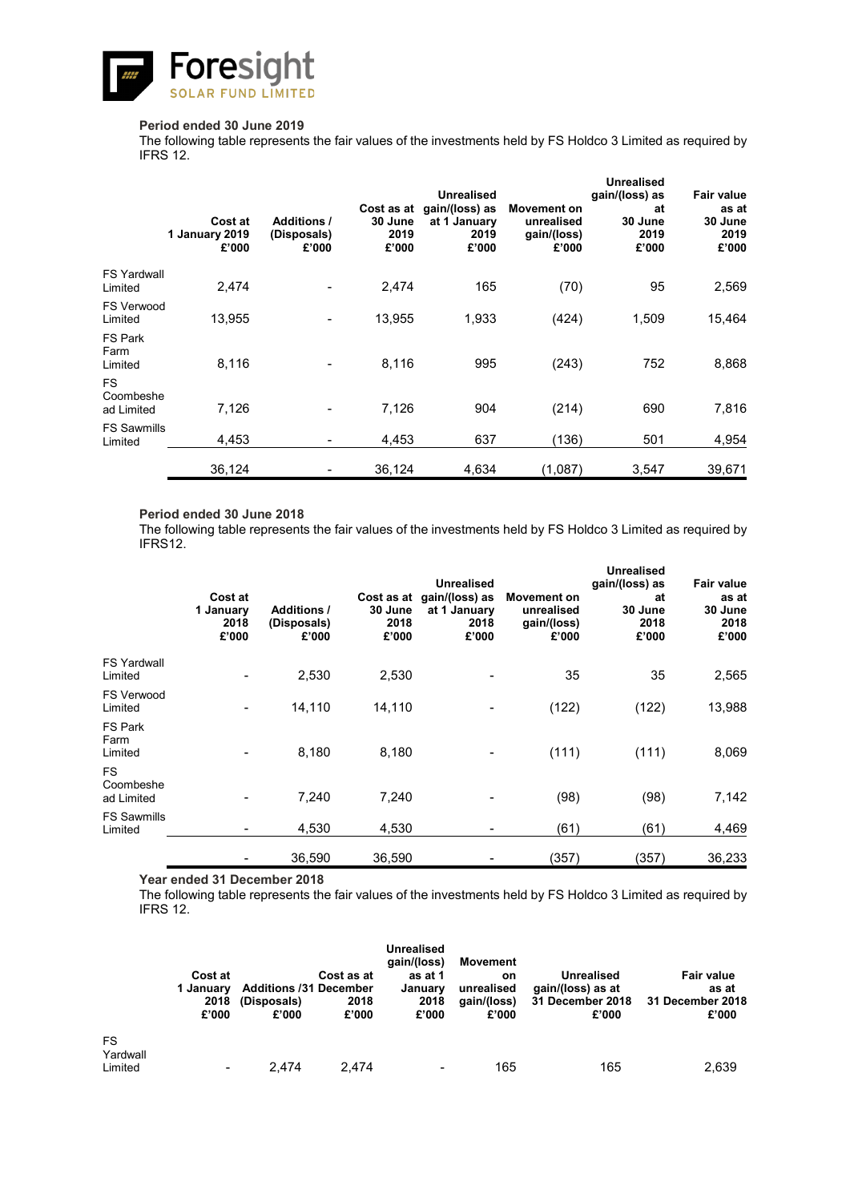**Period ended 30 June 2019**

The following table represents the fair values of the investments held by FS Holdco 3 Limited as required by IFRS 12.

| | Cost at 1 January 2019 £'000 | Additions / (Disposals) £'000 | Cost as at 30 June 2019 £'000 | Unrealised gain/(loss) as at 1 January 2019 £'000 | Movement on unrealised gain/(loss) £'000 | Unrealised gain/(loss) as at 30 June 2019 £'000 | Fair value as at 30 June 2019 £'000 |
|---|---|---|---|---|---|---|---|
| FS Yardwall Limited | 2,474 | - | 2,474 | 165 | (70) | 95 | 2,569 |
| FS Verwood Limited | 13,955 | - | 13,955 | 1,933 | (424) | 1,509 | 15,464 |
| FS Park Farm Limited | 8,116 | - | 8,116 | 995 | (243) | 752 | 8,868 |
| FS Coombeshead Limited | 7,126 | - | 7,126 | 904 | (214) | 690 | 7,816 |
| FS Sawmills Limited | 4,453 | - | 4,453 | 637 | (136) | 501 | 4,954 |
| | 36,124 | - | 36,124 | 4,634 | (1,087) | 3,547 | 39,671 |

**Period ended 30 June 2018**

The following table represents the fair values of the investments held by FS Holdco 3 Limited as required by IFRS12.

| | Cost at 1 January 2018 £'000 | Additions / (Disposals) £'000 | Cost as at 30 June 2018 £'000 | Unrealised gain/(loss) as at 1 January 2018 £'000 | Movement on unrealised gain/(loss) £'000 | Unrealised gain/(loss) as at 30 June 2018 £'000 | Fair value as at 30 June 2018 £'000 |
|---|---|---|---|---|---|---|---|
| FS Yardwall Limited | - | 2,530 | 2,530 | - | 35 | 35 | 2,565 |
| FS Verwood Limited | - | 14,110 | 14,110 | - | (122) | (122) | 13,988 |
| FS Park Farm Limited | - | 8,180 | 8,180 | - | (111) | (111) | 8,069 |
| FS Coombeshead Limited | - | 7,240 | 7,240 | - | (98) | (98) | 7,142 |
| FS Sawmills Limited | - | 4,530 | 4,530 | - | (61) | (61) | 4,469 |
| | - | 36,590 | 36,590 | - | (357) | (357) | 36,233 |

**Year ended 31 December 2018**

The following table represents the fair values of the investments held by FS Holdco 3 Limited as required by IFRS 12.

| | Cost at 1 January 2018 £'000 | Additions / (Disposals) £'000 | Cost as at 31 December 2018 £'000 | Unrealised gain/(loss) as at 1 January 2018 £'000 | Movement on unrealised gain/(loss) £'000 | Unrealised gain/(loss) as at 31 December 2018 £'000 | Fair value as at 31 December 2018 £'000 |
|---|---|---|---|---|---|---|---|
| FS Yardwall Limited | - | 2,474 | 2,474 | - | 165 | 165 | 2,639 |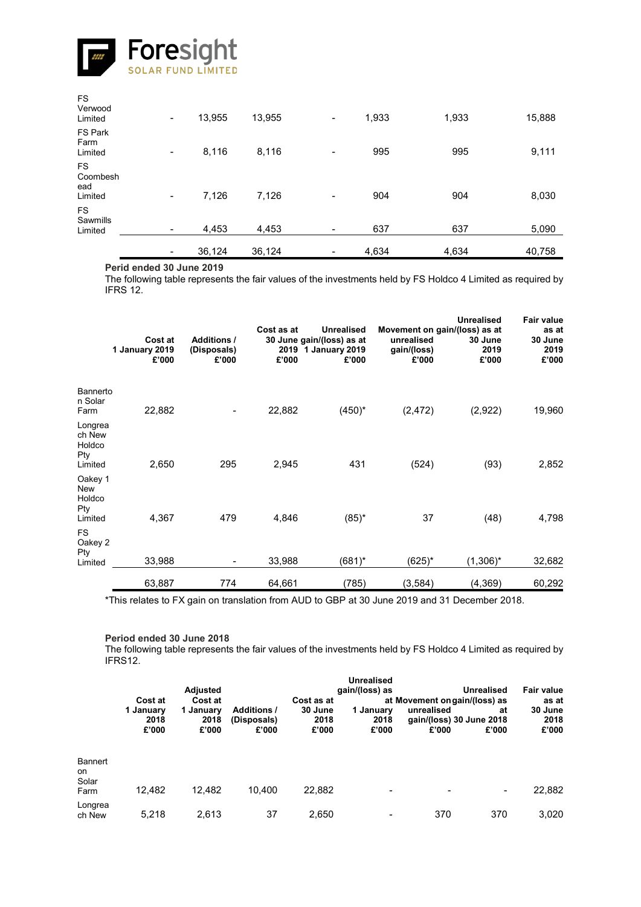| | | | | | | | |
|---|---|---|---|---|---|---|---|
| FS Verwood Limited | - | 13,955 | 13,955 | - | 1,933 | 1,933 | 15,888 |
| FS Park Farm Limited | - | 8,116 | 8,116 | - | 995 | 995 | 9,111 |
| FS Coombeshead Limited | - | 7,126 | 7,126 | - | 904 | 904 | 8,030 |
| FS Sawmills Limited | - | 4,453 | 4,453 | - | 637 | 637 | 5,090 |
| | - | 36,124 | 36,124 | - | 4,634 | 4,634 | 40,758 |

**Perid ended 30 June 2019**

The following table represents the fair values of the investments held by FS Holdco 4 Limited as required by IFRS 12.

| | Cost at 1 January 2019 £'000 | Additions / (Disposals) £'000 | Cost as at 30 June 2019 £'000 | Unrealised gain/(loss) as at 1 January 2019 £'000 | Movement on unrealised gain/(loss) £'000 | Unrealised gain/(loss) as at 30 June 2019 £'000 | Fair value as at 30 June 2019 £'000 |
|---|---|---|---|---|---|---|---|
| Bannerton Solar Farm | 22,882 | - | 22,882 | (450)* | (2,472) | (2,922) | 19,960 |
| Longreach New Holdco Pty Limited | 2,650 | 295 | 2,945 | 431 | (524) | (93) | 2,852 |
| Oakey 1 New Holdco Pty Limited | 4,367 | 479 | 4,846 | (85)* | 37 | (48) | 4,798 |
| FS Oakey 2 Pty Limited | 33,988 | - | 33,988 | (681)* | (625)* | (1,306)* | 32,682 |
| | 63,887 | 774 | 64,661 | (785) | (3,584) | (4,369) | 60,292 |

*This relates to FX gain on translation from AUD to GBP at 30 June 2019 and 31 December 2018.

**Period ended 30 June 2018**

The following table represents the fair values of the investments held by FS Holdco 4 Limited as required by IFRS12.

| | Cost at 1 January 2018 £'000 | Adjusted Cost at 1 January 2018 £'000 | Additions / (Disposals) £'000 | Cost as at 30 June 2018 £'000 | Unrealised gain/(loss) as at 1 January 2018 £'000 | Movement on unrealised gain/(loss) £'000 | Unrealised gain/(loss) as at 30 June 2018 £'000 | Fair value as at 30 June 2018 £'000 |
|---|---|---|---|---|---|---|---|---|
| Bannerton Solar Farm | 12,482 | 12,482 | 10,400 | 22,882 | - | - | - | 22,882 |
| Longreach New | 5,218 | 2,613 | 37 | 2,650 | - | 370 | 370 | 3,020 |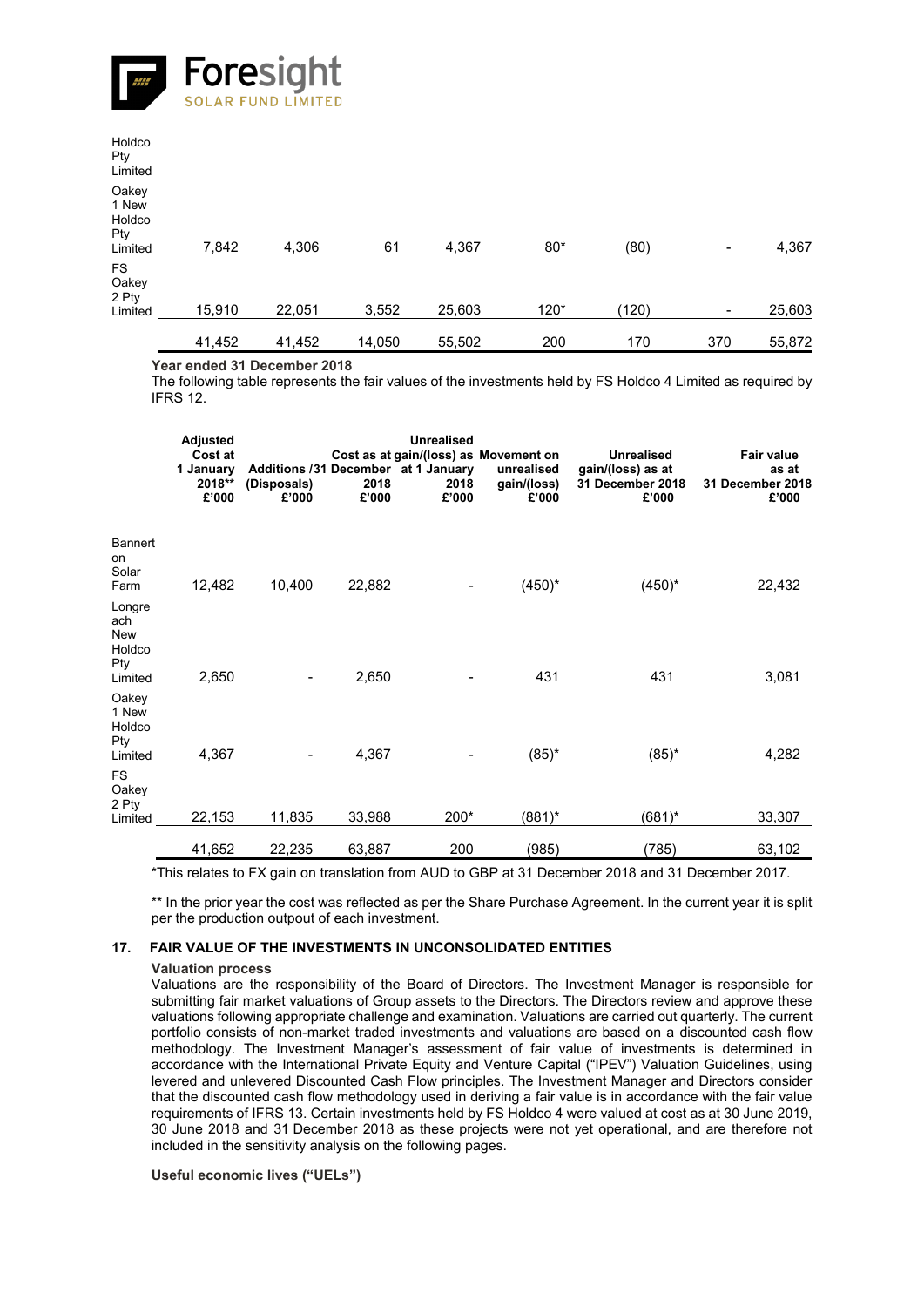| | | | | | | | | |
|---|---|---|---|---|---|---|---|---|
| Holdco Pty Limited | | | | | | | | |
| Oakey 1 New Holdco Pty Limited | 7,842 | 4,306 | 61 | 4,367 | 80* | (80) | - | 4,367 |
| FS Oakey 2 Pty Limited | 15,910 | 22,051 | 3,552 | 25,603 | 120* | (120) | - | 25,603 |
| | 41,452 | 41,452 | 14,050 | 55,502 | 200 | 170 | 370 | 55,872 |

**Year ended 31 December 2018**

The following table represents the fair values of the investments held by FS Holdco 4 Limited as required by IFRS 12.

| | Adjusted Cost at 1 January 2018** £'000 | Additions /(Disposals) £'000 | Cost as at 31 December 2018 £'000 | Unrealised gain/(loss) as at 1 January 2018 £'000 | Movement on unrealised gain/(loss) £'000 | Unrealised gain/(loss) as at 31 December 2018 £'000 | Fair value as at 31 December 2018 £'000 |
|---|---|---|---|---|---|---|---|
| Bannerton Solar Farm | 12,482 | 10,400 | 22,882 | - | (450)* | (450)* | 22,432 |
| Longreach New Holdco Pty Limited | 2,650 | - | 2,650 | - | 431 | 431 | 3,081 |
| Oakey 1 New Holdco Pty Limited | 4,367 | - | 4,367 | - | (85)* | (85)* | 4,282 |
| FS Oakey 2 Pty Limited | 22,153 | 11,835 | 33,988 | 200* | (881)* | (681)* | 33,307 |
| | 41,652 | 22,235 | 63,887 | 200 | (985) | (785) | 63,102 |

*This relates to FX gain on translation from AUD to GBP at 31 December 2018 and 31 December 2017.

** In the prior year the cost was reflected as per the Share Purchase Agreement. In the current year it is split per the production output of each investment.

## 17. FAIR VALUE OF THE INVESTMENTS IN UNCONSOLIDATED ENTITIES

**Valuation process**

Valuations are the responsibility of the Board of Directors. The Investment Manager is responsible for submitting fair market valuations of Group assets to the Directors. The Directors review and approve these valuations following appropriate challenge and examination. Valuations are carried out quarterly. The current portfolio consists of non-market traded investments and valuations are based on a discounted cash flow methodology. The Investment Manager's assessment of fair value of investments is determined in accordance with the International Private Equity and Venture Capital ("IPEV") Valuation Guidelines, using levered and unlevered Discounted Cash Flow principles. The Investment Manager and Directors consider that the discounted cash flow methodology used in deriving a fair value is in accordance with the fair value requirements of IFRS 13. Certain investments held by FS Holdco 4 were valued at cost as at 30 June 2019, 30 June 2018 and 31 December 2018 as these projects were not yet operational, and are therefore not included in the sensitivity analysis on the following pages.

**Useful economic lives ("UELs")**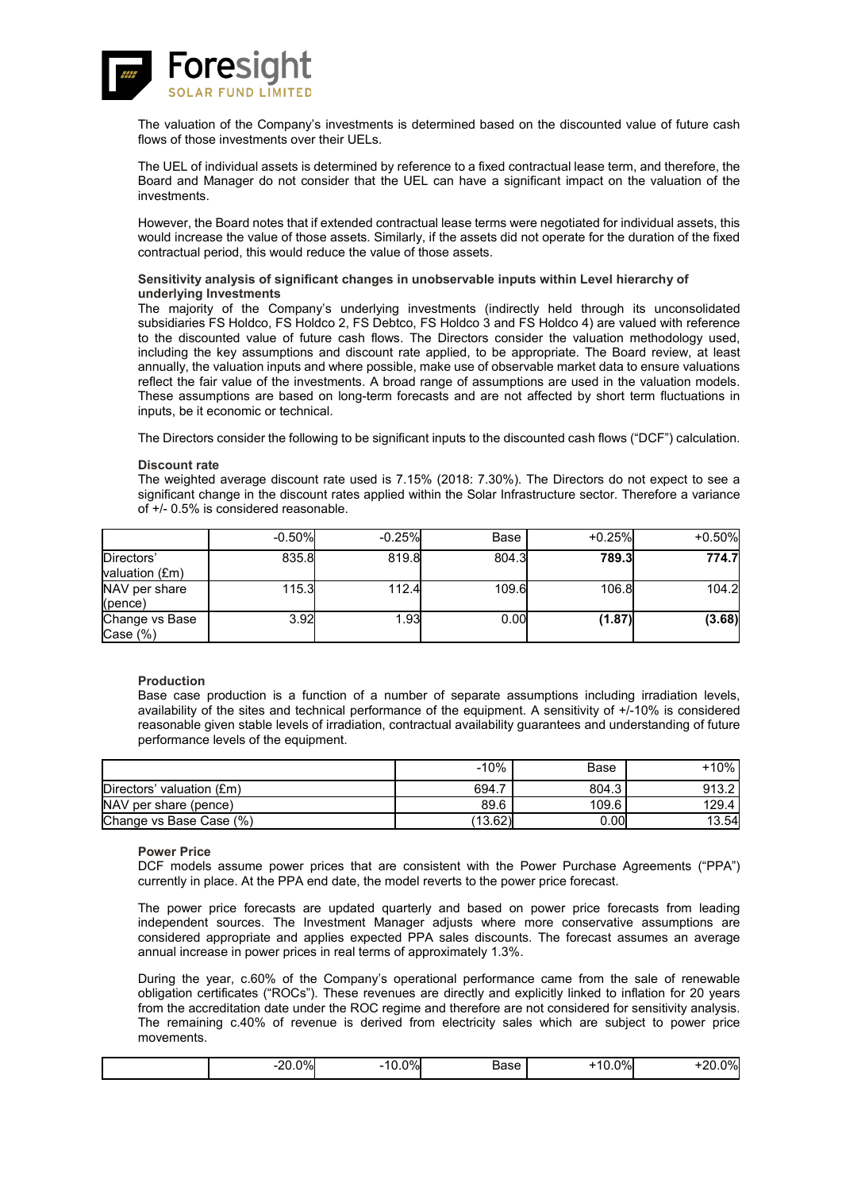The valuation of the Company's investments is determined based on the discounted value of future cash flows of those investments over their UELs.

The UEL of individual assets is determined by reference to a fixed contractual lease term, and therefore, the Board and Manager do not consider that the UEL can have a significant impact on the valuation of the investments.

However, the Board notes that if extended contractual lease terms were negotiated for individual assets, this would increase the value of those assets. Similarly, if the assets did not operate for the duration of the fixed contractual period, this would reduce the value of those assets.

**Sensitivity analysis of significant changes in unobservable inputs within Level hierarchy of underlying Investments**

The majority of the Company's underlying investments (indirectly held through its unconsolidated subsidiaries FS Holdco, FS Holdco 2, FS Debtco, FS Holdco 3 and FS Holdco 4) are valued with reference to the discounted value of future cash flows. The Directors consider the valuation methodology used, including the key assumptions and discount rate applied, to be appropriate. The Board review, at least annually, the valuation inputs and where possible, make use of observable market data to ensure valuations reflect the fair value of the investments. A broad range of assumptions are used in the valuation models. These assumptions are based on long-term forecasts and are not affected by short term fluctuations in inputs, be it economic or technical.

The Directors consider the following to be significant inputs to the discounted cash flows ("DCF") calculation.

**Discount rate**

The weighted average discount rate used is 7.15% (2018: 7.30%). The Directors do not expect to see a significant change in the discount rates applied within the Solar Infrastructure sector. Therefore a variance of +/- 0.5% is considered reasonable.

| | -0.50% | -0.25% | Base | +0.25% | +0.50% |
|---|---|---|---|---|---|
| Directors' valuation (£m) | 835.8 | 819.8 | 804.3 | **789.3** | **774.7** |
| NAV per share (pence) | 115.3 | 112.4 | 109.6 | 106.8 | 104.2 |
| Change vs Base Case (%) | 3.92 | 1.93 | 0.00 | **(1.87)** | **(3.68)** |

**Production**

Base case production is a function of a number of separate assumptions including irradiation levels, availability of the sites and technical performance of the equipment. A sensitivity of +/-10% is considered reasonable given stable levels of irradiation, contractual availability guarantees and understanding of future performance levels of the equipment.

| | -10% | Base | +10% |
|---|---|---|---|
| Directors' valuation (£m) | 694.7 | 804.3 | 913.2 |
| NAV per share (pence) | 89.6 | 109.6 | 129.4 |
| Change vs Base Case (%) | (13.62) | 0.00 | 13.54 |

**Power Price**

DCF models assume power prices that are consistent with the Power Purchase Agreements ("PPA") currently in place. At the PPA end date, the model reverts to the power price forecast.

The power price forecasts are updated quarterly and based on power price forecasts from leading independent sources. The Investment Manager adjusts where more conservative assumptions are considered appropriate and applies expected PPA sales discounts. The forecast assumes an average annual increase in power prices in real terms of approximately 1.3%.

During the year, c.60% of the Company's operational performance came from the sale of renewable obligation certificates ("ROCs"). These revenues are directly and explicitly linked to inflation for 20 years from the accreditation date under the ROC regime and therefore are not considered for sensitivity analysis. The remaining c.40% of revenue is derived from electricity sales which are subject to power price movements.

| | -20.0% | -10.0% | Base | +10.0% | +20.0% |
|---|---|---|---|---|---|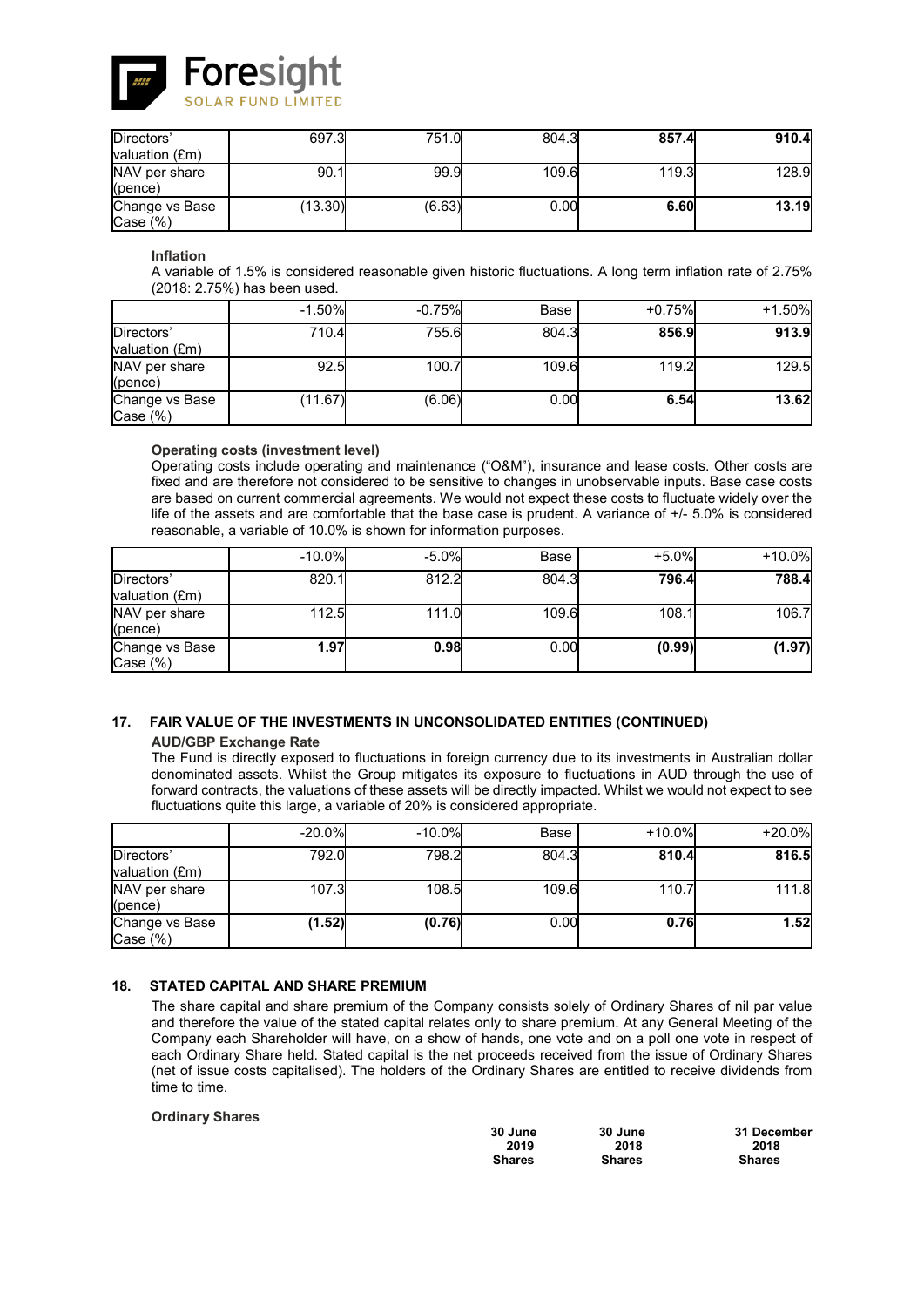| | | | | | |
|---|---|---|---|---|---|
| Directors' valuation (£m) | 697.3 | 751.0 | 804.3 | **857.4** | **910.4** |
| NAV per share (pence) | 90.1 | 99.9 | 109.6 | 119.3 | 128.9 |
| Change vs Base Case (%) | (13.30) | (6.63) | 0.00 | **6.60** | **13.19** |

**Inflation**

A variable of 1.5% is considered reasonable given historic fluctuations. A long term inflation rate of 2.75% (2018: 2.75%) has been used.

| | -1.50% | -0.75% | Base | +0.75% | +1.50% |
|---|---|---|---|---|---|
| Directors' valuation (£m) | 710.4 | 755.6 | 804.3 | **856.9** | **913.9** |
| NAV per share (pence) | 92.5 | 100.7 | 109.6 | 119.2 | 129.5 |
| Change vs Base Case (%) | (11.67) | (6.06) | 0.00 | **6.54** | **13.62** |

**Operating costs (investment level)**

Operating costs include operating and maintenance ("O&M"), insurance and lease costs. Other costs are fixed and are therefore not considered to be sensitive to changes in unobservable inputs. Base case costs are based on current commercial agreements. We would not expect these costs to fluctuate widely over the life of the assets and are comfortable that the base case is prudent. A variance of +/- 5.0% is considered reasonable, a variable of 10.0% is shown for information purposes.

| | -10.0% | -5.0% | Base | +5.0% | +10.0% |
|---|---|---|---|---|---|
| Directors' valuation (£m) | 820.1 | 812.2 | 804.3 | **796.4** | **788.4** |
| NAV per share (pence) | 112.5 | 111.0 | 109.6 | 108.1 | 106.7 |
| Change vs Base Case (%) | **1.97** | **0.98** | 0.00 | **(0.99)** | **(1.97)** |

## 17. FAIR VALUE OF THE INVESTMENTS IN UNCONSOLIDATED ENTITIES (CONTINUED)

**AUD/GBP Exchange Rate**

The Fund is directly exposed to fluctuations in foreign currency due to its investments in Australian dollar denominated assets. Whilst the Group mitigates its exposure to fluctuations in AUD through the use of forward contracts, the valuations of these assets will be directly impacted. Whilst we would not expect to see fluctuations quite this large, a variable of 20% is considered appropriate.

| | -20.0% | -10.0% | Base | +10.0% | +20.0% |
|---|---|---|---|---|---|
| Directors' valuation (£m) | 792.0 | 798.2 | 804.3 | **810.4** | **816.5** |
| NAV per share (pence) | 107.3 | 108.5 | 109.6 | 110.7 | 111.8 |
| Change vs Base Case (%) | **(1.52)** | **(0.76)** | 0.00 | **0.76** | **1.52** |

## 18. STATED CAPITAL AND SHARE PREMIUM

The share capital and share premium of the Company consists solely of Ordinary Shares of nil par value and therefore the value of the stated capital relates only to share premium. At any General Meeting of the Company each Shareholder will have, on a show of hands, one vote and on a poll one vote in respect of each Ordinary Share held. Stated capital is the net proceeds received from the issue of Ordinary Shares (net of issue costs capitalised). The holders of the Ordinary Shares are entitled to receive dividends from time to time.

**Ordinary Shares**

| | 30 June 2019 Shares | 30 June 2018 Shares | 31 December 2018 Shares |
|---|---|---|---|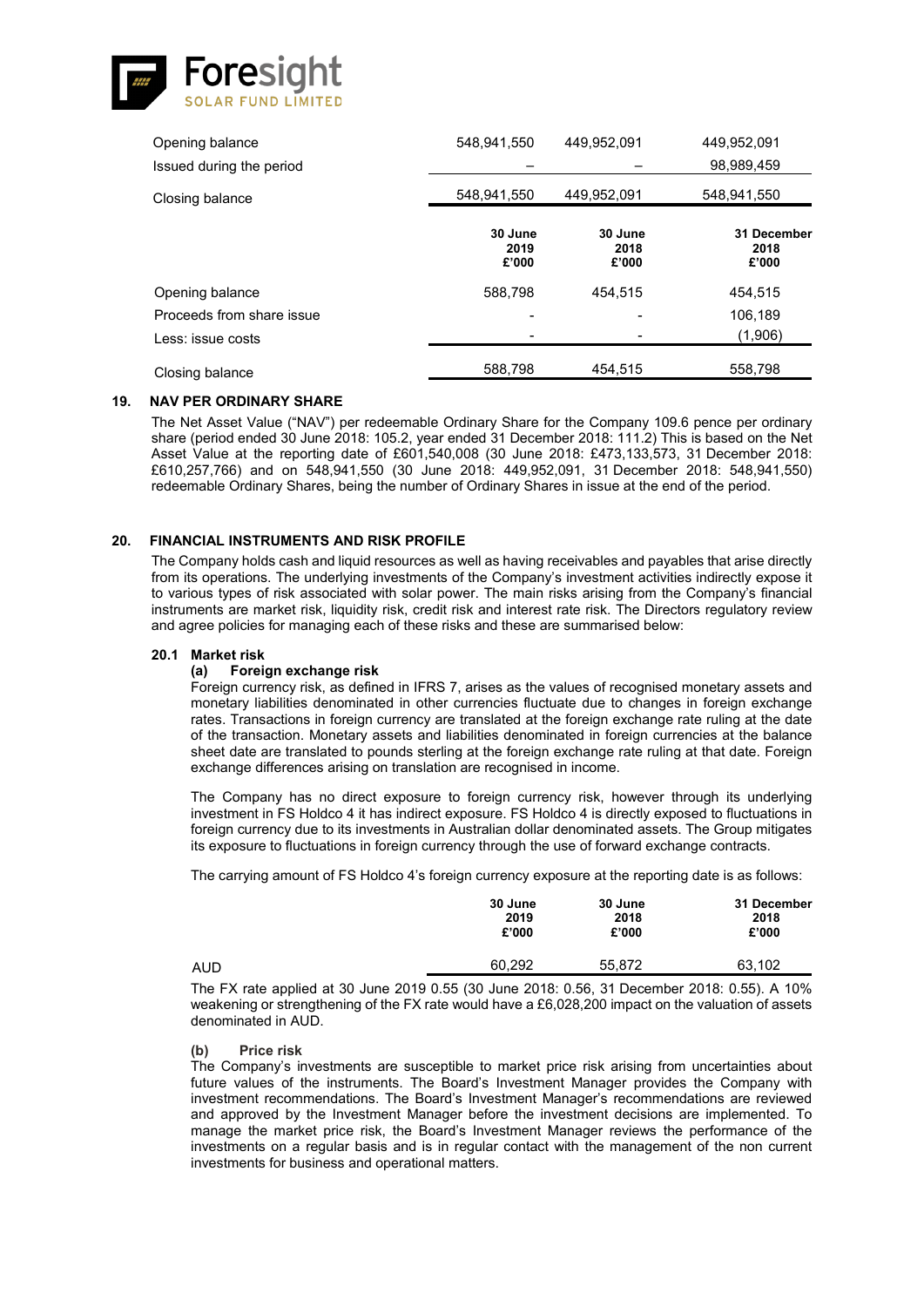| | | | |
|---|---|---|---|
| Opening balance | 548,941,550 | 449,952,091 | 449,952,091 |
| Issued during the period | – | – | 98,989,459 |
| Closing balance | 548,941,550 | 449,952,091 | 548,941,550 |

| | 30 June 2019 £'000 | 30 June 2018 £'000 | 31 December 2018 £'000 |
|---|---|---|---|
| Opening balance | 588,798 | 454,515 | 454,515 |
| Proceeds from share issue | - | - | 106,189 |
| Less: issue costs | - | - | (1,906) |
| Closing balance | 588,798 | 454,515 | 558,798 |

## 19. NAV PER ORDINARY SHARE

The Net Asset Value ("NAV") per redeemable Ordinary Share for the Company 109.6 pence per ordinary share (period ended 30 June 2018: 105.2, year ended 31 December 2018: 111.2) This is based on the Net Asset Value at the reporting date of £601,540,008 (30 June 2018: £473,133,573, 31 December 2018: £610,257,766) and on 548,941,550 (30 June 2018: 449,952,091, 31 December 2018: 548,941,550) redeemable Ordinary Shares, being the number of Ordinary Shares in issue at the end of the period.

## 20. FINANCIAL INSTRUMENTS AND RISK PROFILE

The Company holds cash and liquid resources as well as having receivables and payables that arise directly from its operations. The underlying investments of the Company's investment activities indirectly expose it to various types of risk associated with solar power. The main risks arising from the Company's financial instruments are market risk, liquidity risk, credit risk and interest rate risk. The Directors regulatory review and agree policies for managing each of these risks and these are summarised below:

### 20.1 Market risk

#### (a) Foreign exchange risk

Foreign currency risk, as defined in IFRS 7, arises as the values of recognised monetary assets and monetary liabilities denominated in other currencies fluctuate due to changes in foreign exchange rates. Transactions in foreign currency are translated at the foreign exchange rate ruling at the date of the transaction. Monetary assets and liabilities denominated in foreign currencies at the balance sheet date are translated to pounds sterling at the foreign exchange rate ruling at that date. Foreign exchange differences arising on translation are recognised in income.

The Company has no direct exposure to foreign currency risk, however through its underlying investment in FS Holdco 4 it has indirect exposure. FS Holdco 4 is directly exposed to fluctuations in foreign currency due to its investments in Australian dollar denominated assets. The Group mitigates its exposure to fluctuations in foreign currency through the use of forward exchange contracts.

The carrying amount of FS Holdco 4's foreign currency exposure at the reporting date is as follows:

| | 30 June 2019 £'000 | 30 June 2018 £'000 | 31 December 2018 £'000 |
|---|---|---|---|
| AUD | 60,292 | 55,872 | 63,102 |

The FX rate applied at 30 June 2019 0.55 (30 June 2018: 0.56, 31 December 2018: 0.55). A 10% weakening or strengthening of the FX rate would have a £6,028,200 impact on the valuation of assets denominated in AUD.

#### (b) Price risk

The Company's investments are susceptible to market price risk arising from uncertainties about future values of the instruments. The Board's Investment Manager provides the Company with investment recommendations. The Board's Investment Manager's recommendations are reviewed and approved by the Investment Manager before the investment decisions are implemented. To manage the market price risk, the Board's Investment Manager reviews the performance of the investments on a regular basis and is in regular contact with the management of the non current investments for business and operational matters.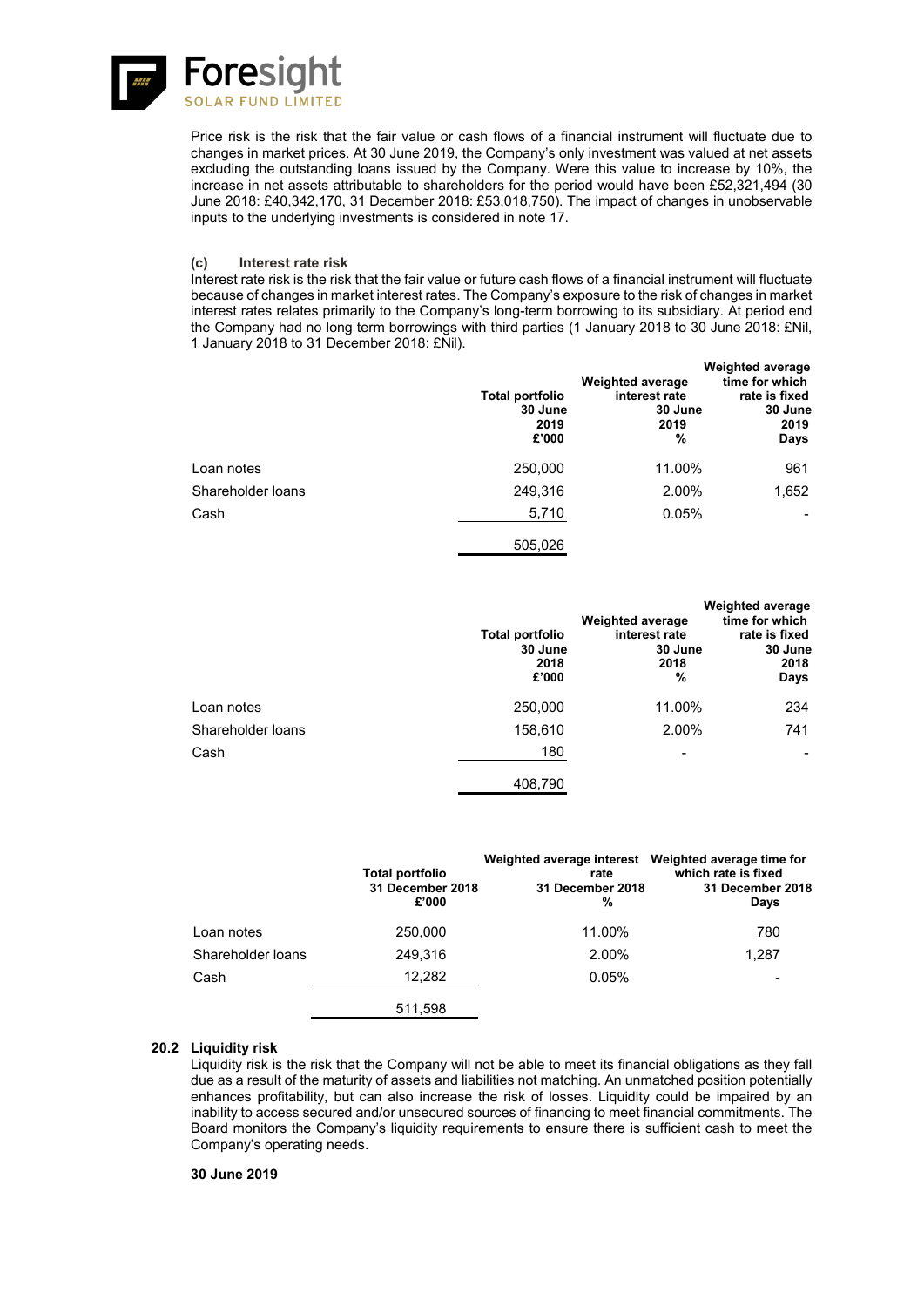Price risk is the risk that the fair value or cash flows of a financial instrument will fluctuate due to changes in market prices. At 30 June 2019, the Company's only investment was valued at net assets excluding the outstanding loans issued by the Company. Were this value to increase by 10%, the increase in net assets attributable to shareholders for the period would have been £52,321,494 (30 June 2018: £40,342,170, 31 December 2018: £53,018,750). The impact of changes in unobservable inputs to the underlying investments is considered in note 17.

**(c) Interest rate risk**

Interest rate risk is the risk that the fair value or future cash flows of a financial instrument will fluctuate because of changes in market interest rates. The Company's exposure to the risk of changes in market interest rates relates primarily to the Company's long-term borrowing to its subsidiary. At period end the Company had no long term borrowings with third parties (1 January 2018 to 30 June 2018: £Nil, 1 January 2018 to 31 December 2018: £Nil).

| | Total portfolio 30 June 2019 £'000 | Weighted average interest rate 30 June 2019 % | Weighted average time for which rate is fixed 30 June 2019 Days |
|---|---|---|---|
| Loan notes | 250,000 | 11.00% | 961 |
| Shareholder loans | 249,316 | 2.00% | 1,652 |
| Cash | 5,710 | 0.05% | - |
| | 505,026 | | |

| | Total portfolio 30 June 2018 £'000 | Weighted average interest rate 30 June 2018 % | Weighted average time for which rate is fixed 30 June 2018 Days |
|---|---|---|---|
| Loan notes | 250,000 | 11.00% | 234 |
| Shareholder loans | 158,610 | 2.00% | 741 |
| Cash | 180 | - | - |
| | 408,790 | | |

| | Total portfolio 31 December 2018 £'000 | Weighted average interest rate 31 December 2018 % | Weighted average time for which rate is fixed 31 December 2018 Days |
|---|---|---|---|
| Loan notes | 250,000 | 11.00% | 780 |
| Shareholder loans | 249,316 | 2.00% | 1,287 |
| Cash | 12,282 | 0.05% | - |
| | 511,598 | | |

### 20.2 Liquidity risk

Liquidity risk is the risk that the Company will not be able to meet its financial obligations as they fall due as a result of the maturity of assets and liabilities not matching. An unmatched position potentially enhances profitability, but can also increase the risk of losses. Liquidity could be impaired by an inability to access secured and/or unsecured sources of financing to meet financial commitments. The Board monitors the Company's liquidity requirements to ensure there is sufficient cash to meet the Company's operating needs.

**30 June 2019**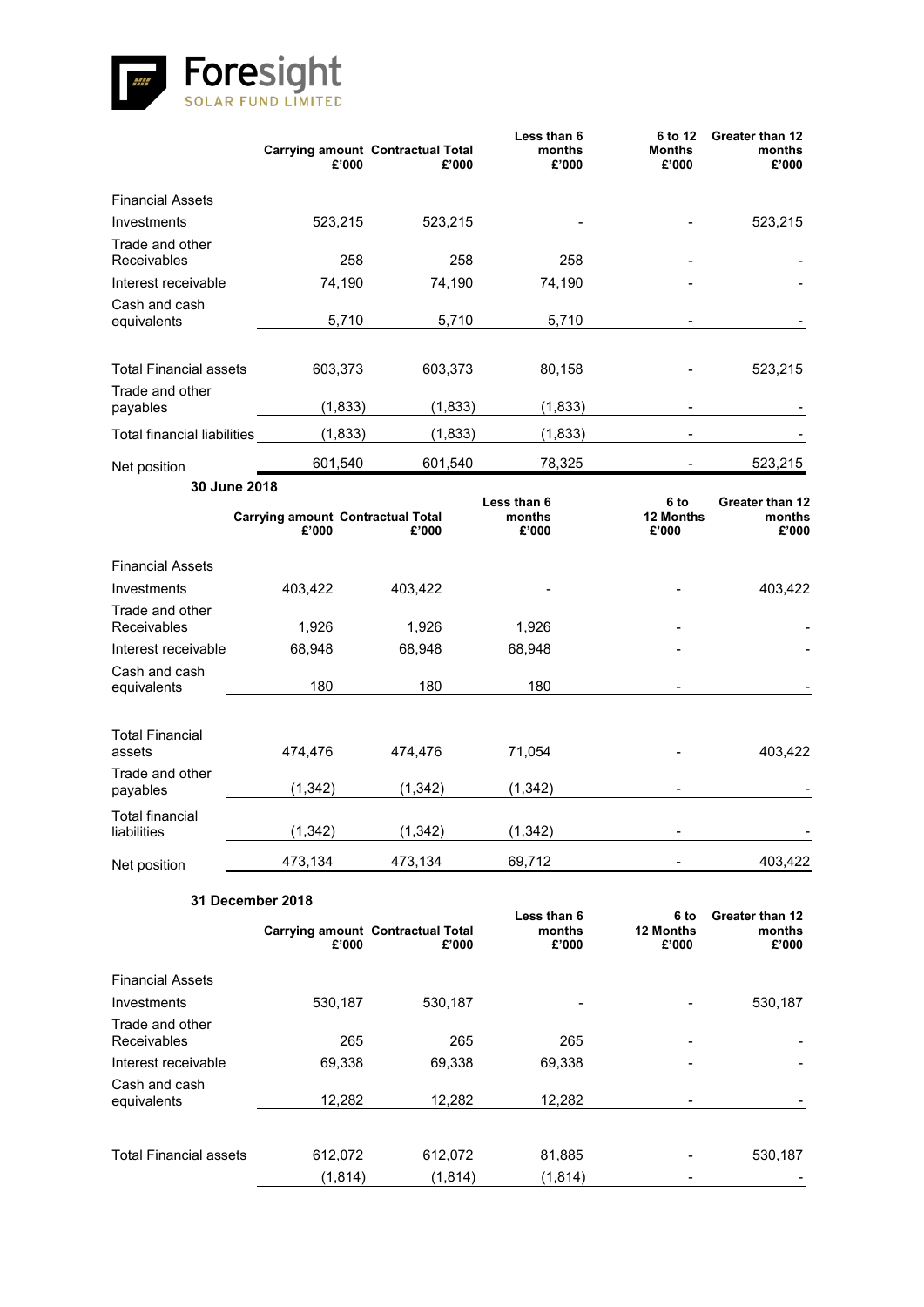| | Carrying amount £'000 | Contractual Total £'000 | Less than 6 months £'000 | 6 to 12 Months £'000 | Greater than 12 months £'000 |
|---|---|---|---|---|---|
| Financial Assets | | | | | |
| Investments | 523,215 | 523,215 | - | - | 523,215 |
| Trade and other Receivables | 258 | 258 | 258 | - | - |
| Interest receivable | 74,190 | 74,190 | 74,190 | - | - |
| Cash and cash equivalents | 5,710 | 5,710 | 5,710 | - | - |
| Total Financial assets | 603,373 | 603,373 | 80,158 | - | 523,215 |
| Trade and other payables | (1,833) | (1,833) | (1,833) | - | - |
| Total financial liabilities | (1,833) | (1,833) | (1,833) | - | - |
| Net position | 601,540 | 601,540 | 78,325 | - | 523,215 |

**30 June 2018**

| | Carrying amount £'000 | Contractual Total £'000 | Less than 6 months £'000 | 6 to 12 Months £'000 | Greater than 12 months £'000 |
|---|---|---|---|---|---|
| Financial Assets | | | | | |
| Investments | 403,422 | 403,422 | - | - | 403,422 |
| Trade and other Receivables | 1,926 | 1,926 | 1,926 | - | - |
| Interest receivable | 68,948 | 68,948 | 68,948 | - | - |
| Cash and cash equivalents | 180 | 180 | 180 | - | - |
| Total Financial assets | 474,476 | 474,476 | 71,054 | - | 403,422 |
| Trade and other payables | (1,342) | (1,342) | (1,342) | - | - |
| Total financial liabilities | (1,342) | (1,342) | (1,342) | - | - |
| Net position | 473,134 | 473,134 | 69,712 | - | 403,422 |

**31 December 2018**

| | Carrying amount £'000 | Contractual Total £'000 | Less than 6 months £'000 | 6 to 12 Months £'000 | Greater than 12 months £'000 |
|---|---|---|---|---|---|
| Financial Assets | | | | | |
| Investments | 530,187 | 530,187 | - | - | 530,187 |
| Trade and other Receivables | 265 | 265 | 265 | - | - |
| Interest receivable | 69,338 | 69,338 | 69,338 | - | - |
| Cash and cash equivalents | 12,282 | 12,282 | 12,282 | - | - |
| Total Financial assets | 612,072 | 612,072 | 81,885 | - | 530,187 |
| | (1,814) | (1,814) | (1,814) | - | - |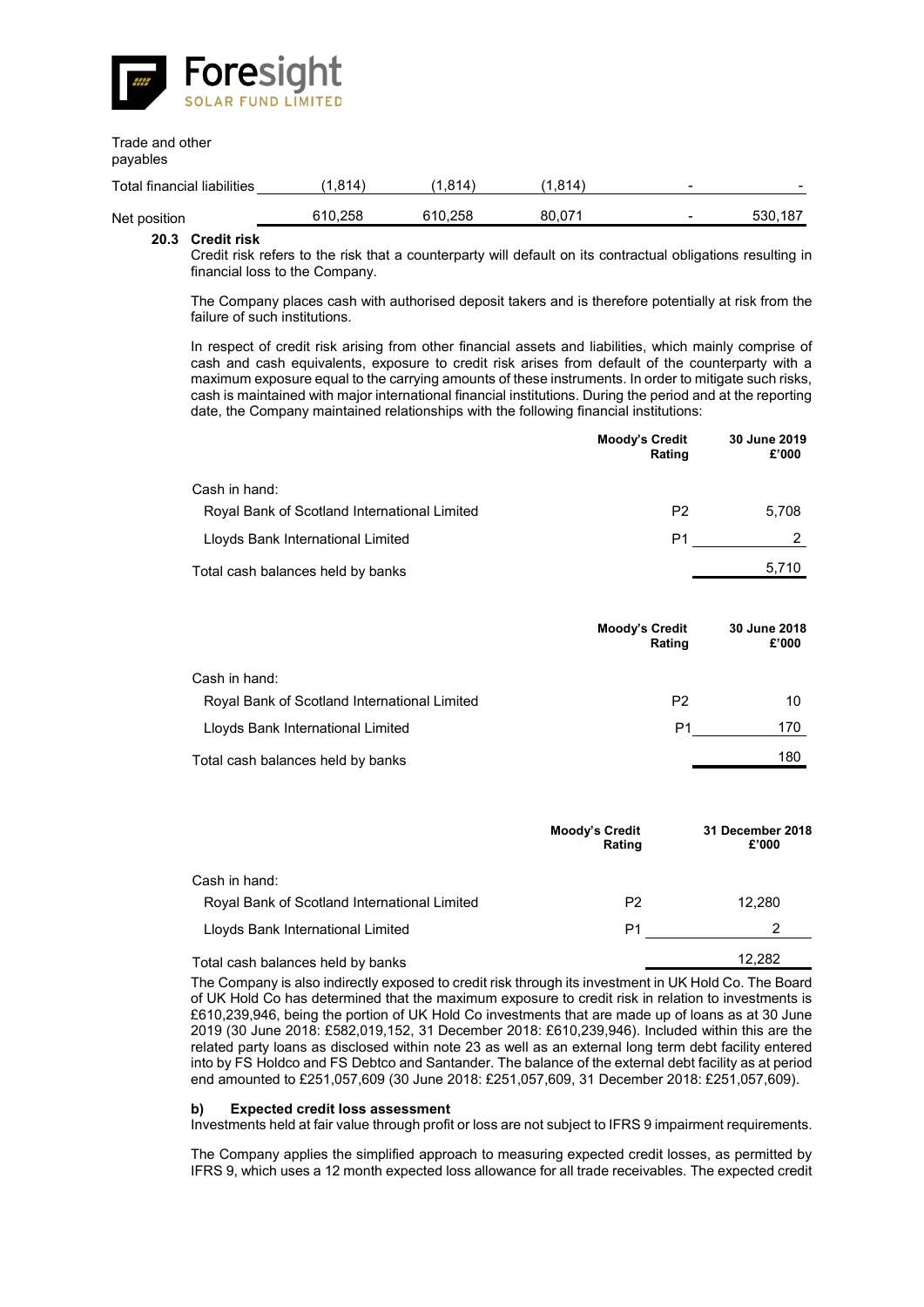| | | | | | |
|---|---|---|---|---|---|
| Trade and other payables | | | | | |
| Total financial liabilities | (1,814) | (1,814) | (1,814) | - | - |
| Net position | 610,258 | 610,258 | 80,071 | - | 530,187 |

**20.3 Credit risk**

Credit risk refers to the risk that a counterparty will default on its contractual obligations resulting in financial loss to the Company.

The Company places cash with authorised deposit takers and is therefore potentially at risk from the failure of such institutions.

In respect of credit risk arising from other financial assets and liabilities, which mainly comprise of cash and cash equivalents, exposure to credit risk arises from default of the counterparty with a maximum exposure equal to the carrying amounts of these instruments. In order to mitigate such risks, cash is maintained with major international financial institutions. During the period and at the reporting date, the Company maintained relationships with the following financial institutions:

| | Moody's Credit Rating | 30 June 2019 £'000 |
|---|---|---|
| Cash in hand: | | |
| Royal Bank of Scotland International Limited | P2 | 5,708 |
| Lloyds Bank International Limited | P1 | 2 |
| Total cash balances held by banks | | 5,710 |

| | Moody's Credit Rating | 30 June 2018 £'000 |
|---|---|---|
| Cash in hand: | | |
| Royal Bank of Scotland International Limited | P2 | 10 |
| Lloyds Bank International Limited | P1 | 170 |
| Total cash balances held by banks | | 180 |

| | Moody's Credit Rating | 31 December 2018 £'000 |
|---|---|---|
| Cash in hand: | | |
| Royal Bank of Scotland International Limited | P2 | 12,280 |
| Lloyds Bank International Limited | P1 | 2 |
| Total cash balances held by banks | | 12,282 |

The Company is also indirectly exposed to credit risk through its investment in UK Hold Co. The Board of UK Hold Co has determined that the maximum exposure to credit risk in relation to investments is £610,239,946, being the portion of UK Hold Co investments that are made up of loans as at 30 June 2019 (30 June 2018: £582,019,152, 31 December 2018: £610,239,946). Included within this are the related party loans as disclosed within note 23 as well as an external long term debt facility entered into by FS Holdco and FS Debtco and Santander. The balance of the external debt facility as at period end amounted to £251,057,609 (30 June 2018: £251,057,609, 31 December 2018: £251,057,609).

**b) Expected credit loss assessment**

Investments held at fair value through profit or loss are not subject to IFRS 9 impairment requirements.

The Company applies the simplified approach to measuring expected credit losses, as permitted by IFRS 9, which uses a 12 month expected loss allowance for all trade receivables. The expected credit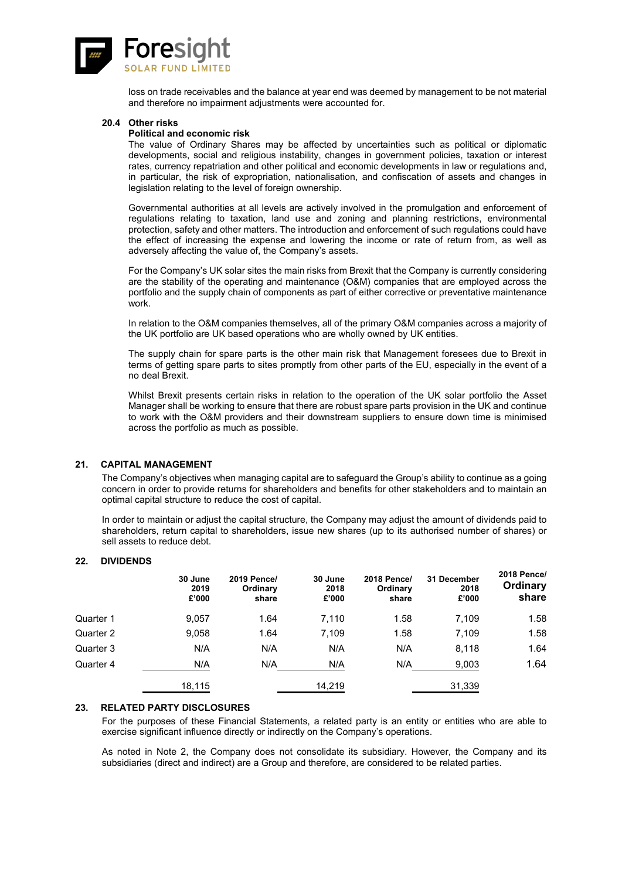loss on trade receivables and the balance at year end was deemed by management to be not material and therefore no impairment adjustments were accounted for.

### 20.4 Other risks

**Political and economic risk**

The value of Ordinary Shares may be affected by uncertainties such as political or diplomatic developments, social and religious instability, changes in government policies, taxation or interest rates, currency repatriation and other political and economic developments in law or regulations and, in particular, the risk of expropriation, nationalisation, and confiscation of assets and changes in legislation relating to the level of foreign ownership.

Governmental authorities at all levels are actively involved in the promulgation and enforcement of regulations relating to taxation, land use and zoning and planning restrictions, environmental protection, safety and other matters. The introduction and enforcement of such regulations could have the effect of increasing the expense and lowering the income or rate of return from, as well as adversely affecting the value of, the Company's assets.

For the Company's UK solar sites the main risks from Brexit that the Company is currently considering are the stability of the operating and maintenance (O&M) companies that are employed across the portfolio and the supply chain of components as part of either corrective or preventative maintenance work.

In relation to the O&M companies themselves, all of the primary O&M companies across a majority of the UK portfolio are UK based operations who are wholly owned by UK entities.

The supply chain for spare parts is the other main risk that Management foresees due to Brexit in terms of getting spare parts to sites promptly from other parts of the EU, especially in the event of a no deal Brexit.

Whilst Brexit presents certain risks in relation to the operation of the UK solar portfolio the Asset Manager shall be working to ensure that there are robust spare parts provision in the UK and continue to work with the O&M providers and their downstream suppliers to ensure down time is minimised across the portfolio as much as possible.

## 21. CAPITAL MANAGEMENT

The Company's objectives when managing capital are to safeguard the Group's ability to continue as a going concern in order to provide returns for shareholders and benefits for other stakeholders and to maintain an optimal capital structure to reduce the cost of capital.

In order to maintain or adjust the capital structure, the Company may adjust the amount of dividends paid to shareholders, return capital to shareholders, issue new shares (up to its authorised number of shares) or sell assets to reduce debt.

## 22. DIVIDENDS

| | 30 June 2019 £'000 | 2019 Pence/ Ordinary share | 30 June 2018 £'000 | 2018 Pence/ Ordinary share | 31 December 2018 £'000 | 2018 Pence/ Ordinary share |
|---|---|---|---|---|---|---|
| Quarter 1 | 9,057 | 1.64 | 7,110 | 1.58 | 7,109 | 1.58 |
| Quarter 2 | 9,058 | 1.64 | 7,109 | 1.58 | 7,109 | 1.58 |
| Quarter 3 | N/A | N/A | N/A | N/A | 8,118 | 1.64 |
| Quarter 4 | N/A | N/A | N/A | N/A | 9,003 | 1.64 |
| | 18,115 | | 14,219 | | 31,339 | |

## 23. RELATED PARTY DISCLOSURES

For the purposes of these Financial Statements, a related party is an entity or entities who are able to exercise significant influence directly or indirectly on the Company's operations.

As noted in Note 2, the Company does not consolidate its subsidiary. However, the Company and its subsidiaries (direct and indirect) are a Group and therefore, are considered to be related parties.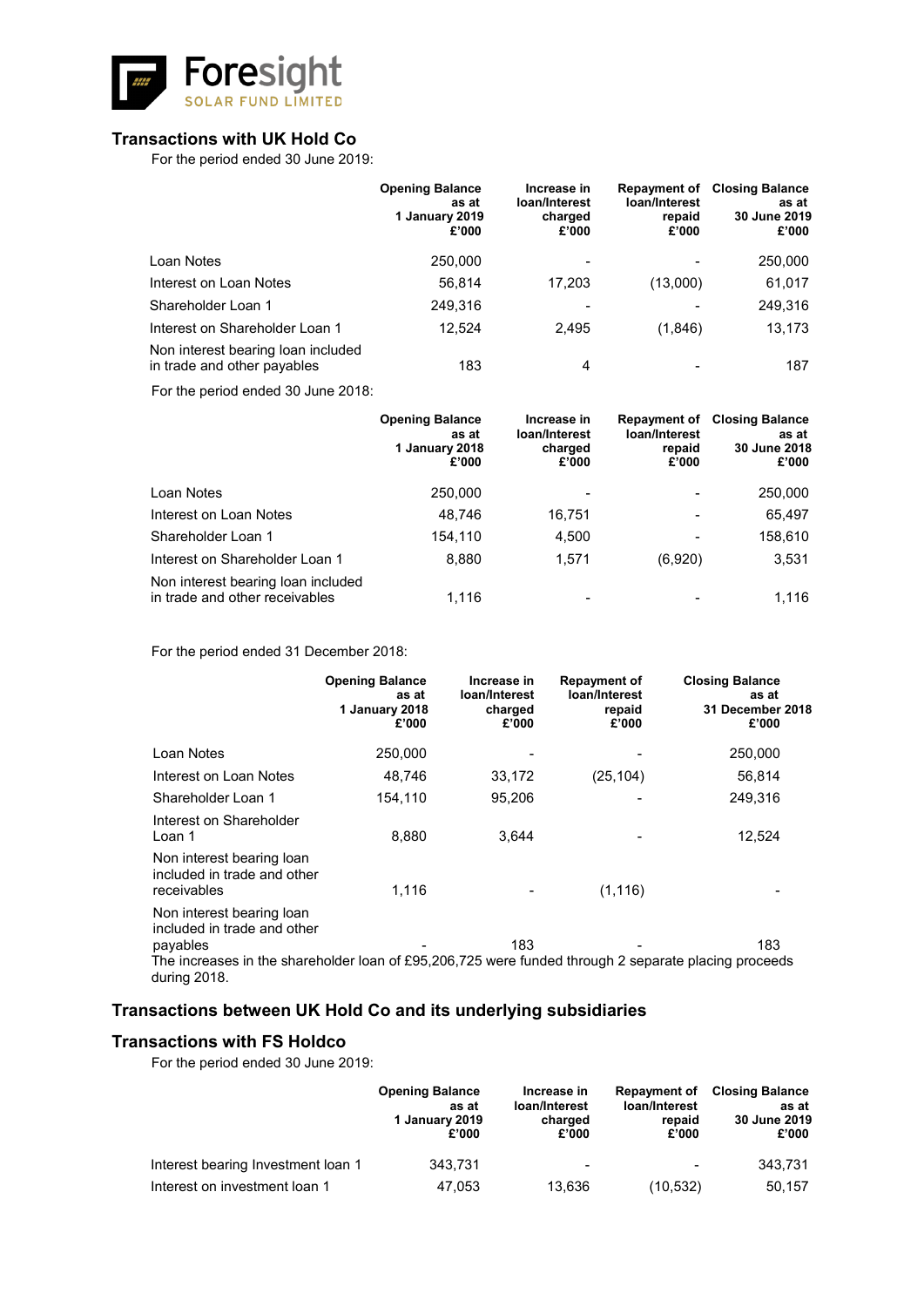## Transactions with UK Hold Co

For the period ended 30 June 2019:

| | Opening Balance as at 1 January 2019 £'000 | Increase in loan/Interest charged £'000 | Repayment of loan/Interest repaid £'000 | Closing Balance as at 30 June 2019 £'000 |
|---|---|---|---|---|
| Loan Notes | 250,000 | - | - | 250,000 |
| Interest on Loan Notes | 56,814 | 17,203 | (13,000) | 61,017 |
| Shareholder Loan 1 | 249,316 | - | - | 249,316 |
| Interest on Shareholder Loan 1 | 12,524 | 2,495 | (1,846) | 13,173 |
| Non interest bearing loan included in trade and other payables | 183 | 4 | - | 187 |

For the period ended 30 June 2018:

| | Opening Balance as at 1 January 2018 £'000 | Increase in loan/Interest charged £'000 | Repayment of loan/Interest repaid £'000 | Closing Balance as at 30 June 2018 £'000 |
|---|---|---|---|---|
| Loan Notes | 250,000 | - | - | 250,000 |
| Interest on Loan Notes | 48,746 | 16,751 | - | 65,497 |
| Shareholder Loan 1 | 154,110 | 4,500 | - | 158,610 |
| Interest on Shareholder Loan 1 | 8,880 | 1,571 | (6,920) | 3,531 |
| Non interest bearing loan included in trade and other receivables | 1,116 | - | - | 1,116 |

For the period ended 31 December 2018:

| | Opening Balance as at 1 January 2018 £'000 | Increase in loan/Interest charged £'000 | Repayment of loan/Interest repaid £'000 | Closing Balance as at 31 December 2018 £'000 |
|---|---|---|---|---|
| Loan Notes | 250,000 | - | - | 250,000 |
| Interest on Loan Notes | 48,746 | 33,172 | (25,104) | 56,814 |
| Shareholder Loan 1 | 154,110 | 95,206 | - | 249,316 |
| Interest on Shareholder Loan 1 | 8,880 | 3,644 | - | 12,524 |
| Non interest bearing loan included in trade and other receivables | 1,116 | - | (1,116) | - |
| Non interest bearing loan included in trade and other payables | - | 183 | - | 183 |

The increases in the shareholder loan of £95,206,725 were funded through 2 separate placing proceeds during 2018.

## Transactions between UK Hold Co and its underlying subsidiaries

## Transactions with FS Holdco

For the period ended 30 June 2019:

| | Opening Balance as at 1 January 2019 £'000 | Increase in loan/Interest charged £'000 | Repayment of loan/Interest repaid £'000 | Closing Balance as at 30 June 2019 £'000 |
|---|---|---|---|---|
| Interest bearing Investment loan 1 | 343,731 | - | - | 343,731 |
| Interest on investment loan 1 | 47,053 | 13,636 | (10,532) | 50,157 |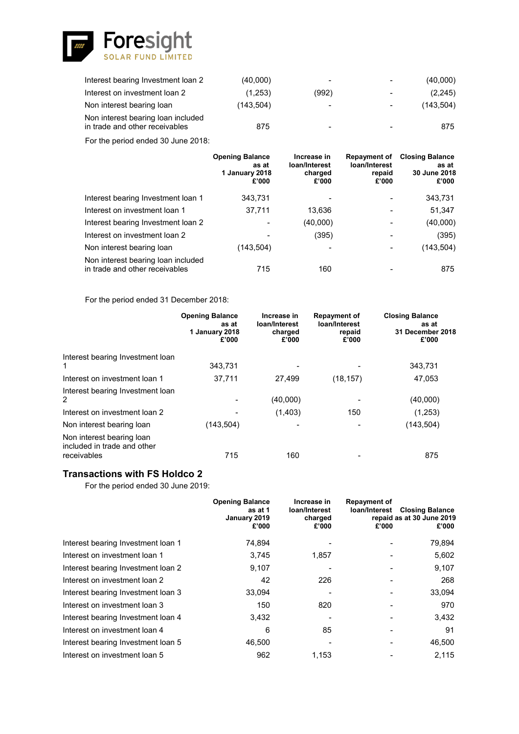| | | | | |
|---|---|---|---|---|
| Interest bearing Investment loan 2 | (40,000) | - | - | (40,000) |
| Interest on investment loan 2 | (1,253) | (992) | - | (2,245) |
| Non interest bearing loan | (143,504) | - | - | (143,504) |
| Non interest bearing loan included in trade and other receivables | 875 | - | - | 875 |

For the period ended 30 June 2018:

| | Opening Balance as at 1 January 2018 £'000 | Increase in loan/Interest charged £'000 | Repayment of loan/Interest repaid £'000 | Closing Balance as at 30 June 2018 £'000 |
|---|---|---|---|---|
| Interest bearing Investment loan 1 | 343,731 | - | - | 343,731 |
| Interest on investment loan 1 | 37,711 | 13,636 | - | 51,347 |
| Interest bearing Investment loan 2 | - | (40,000) | - | (40,000) |
| Interest on investment loan 2 | - | (395) | - | (395) |
| Non interest bearing loan | (143,504) | - | - | (143,504) |
| Non interest bearing loan included in trade and other receivables | 715 | 160 | - | 875 |

For the period ended 31 December 2018:

| | Opening Balance as at 1 January 2018 £'000 | Increase in loan/Interest charged £'000 | Repayment of loan/Interest repaid £'000 | Closing Balance as at 31 December 2018 £'000 |
|---|---|---|---|---|
| Interest bearing Investment loan 1 | 343,731 | - | - | 343,731 |
| Interest on investment loan 1 | 37,711 | 27,499 | (18,157) | 47,053 |
| Interest bearing Investment loan 2 | - | (40,000) | - | (40,000) |
| Interest on investment loan 2 | - | (1,403) | 150 | (1,253) |
| Non interest bearing loan | (143,504) | - | - | (143,504) |
| Non interest bearing loan included in trade and other receivables | 715 | 160 | - | 875 |

## Transactions with FS Holdco 2

For the period ended 30 June 2019:

| | Opening Balance as at 1 January 2019 £'000 | Increase in loan/Interest charged £'000 | Repayment of loan/Interest repaid £'000 | Closing Balance as at 30 June 2019 £'000 |
|---|---|---|---|---|
| Interest bearing Investment loan 1 | 74,894 | - | - | 79,894 |
| Interest on investment loan 1 | 3,745 | 1,857 | - | 5,602 |
| Interest bearing Investment loan 2 | 9,107 | - | - | 9,107 |
| Interest on investment loan 2 | 42 | 226 | - | 268 |
| Interest bearing Investment loan 3 | 33,094 | - | - | 33,094 |
| Interest on investment loan 3 | 150 | 820 | - | 970 |
| Interest bearing Investment loan 4 | 3,432 | - | - | 3,432 |
| Interest on investment loan 4 | 6 | 85 | - | 91 |
| Interest bearing Investment loan 5 | 46,500 | - | - | 46,500 |
| Interest on investment loan 5 | 962 | 1,153 | - | 2,115 |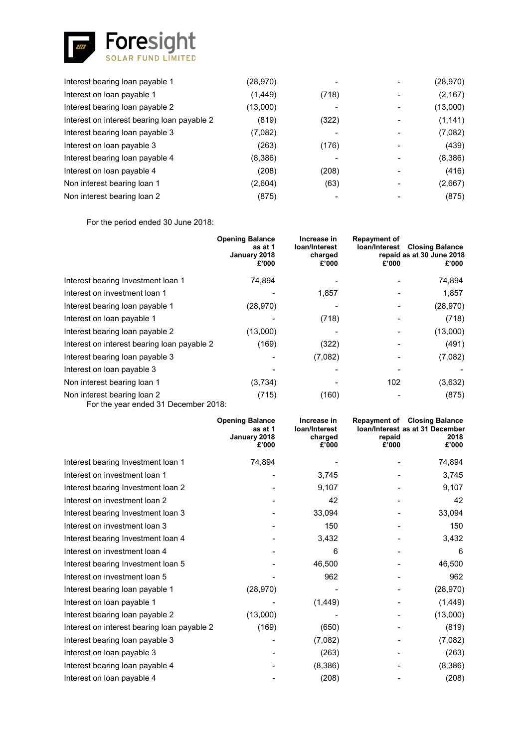| | | | | |
|---|---|---|---|---|
| Interest bearing loan payable 1 | (28,970) | - | - | (28,970) |
| Interest on loan payable 1 | (1,449) | (718) | - | (2,167) |
| Interest bearing loan payable 2 | (13,000) | - | - | (13,000) |
| Interest on interest bearing loan payable 2 | (819) | (322) | - | (1,141) |
| Interest bearing loan payable 3 | (7,082) | - | - | (7,082) |
| Interest on loan payable 3 | (263) | (176) | - | (439) |
| Interest bearing loan payable 4 | (8,386) | - | - | (8,386) |
| Interest on loan payable 4 | (208) | (208) | - | (416) |
| Non interest bearing loan 1 | (2,604) | (63) | - | (2,667) |
| Non interest bearing loan 2 | (875) | - | - | (875) |

For the period ended 30 June 2018:

| | Opening Balance as at 1 January 2018 £'000 | Increase in loan/Interest charged £'000 | Repayment of loan/Interest repaid £'000 | Closing Balance as at 30 June 2018 £'000 |
|---|---|---|---|---|
| Interest bearing Investment loan 1 | 74,894 | - | - | 74,894 |
| Interest on investment loan 1 | - | 1,857 | - | 1,857 |
| Interest bearing loan payable 1 | (28,970) | - | - | (28,970) |
| Interest on loan payable 1 | - | (718) | - | (718) |
| Interest bearing loan payable 2 | (13,000) | - | - | (13,000) |
| Interest on interest bearing loan payable 2 | (169) | (322) | - | (491) |
| Interest bearing loan payable 3 | - | (7,082) | - | (7,082) |
| Interest on loan payable 3 | - | - | - | - |
| Non interest bearing loan 1 | (3,734) | - | 102 | (3,632) |
| Non interest bearing loan 2 | (715) | (160) | - | (875) |

For the year ended 31 December 2018:

| | Opening Balance as at 1 January 2018 £'000 | Increase in loan/Interest charged £'000 | Repayment of loan/Interest repaid £'000 | Closing Balance as at 31 December 2018 £'000 |
|---|---|---|---|---|
| Interest bearing Investment loan 1 | 74,894 | - | - | 74,894 |
| Interest on investment loan 1 | - | 3,745 | - | 3,745 |
| Interest bearing Investment loan 2 | - | 9,107 | - | 9,107 |
| Interest on investment loan 2 | - | 42 | - | 42 |
| Interest bearing Investment loan 3 | - | 33,094 | - | 33,094 |
| Interest on investment loan 3 | - | 150 | - | 150 |
| Interest bearing Investment loan 4 | - | 3,432 | - | 3,432 |
| Interest on investment loan 4 | - | 6 | - | 6 |
| Interest bearing Investment loan 5 | - | 46,500 | - | 46,500 |
| Interest on investment loan 5 | - | 962 | - | 962 |
| Interest bearing loan payable 1 | (28,970) | - | - | (28,970) |
| Interest on loan payable 1 | - | (1,449) | - | (1,449) |
| Interest bearing loan payable 2 | (13,000) | - | - | (13,000) |
| Interest on interest bearing loan payable 2 | (169) | (650) | - | (819) |
| Interest bearing loan payable 3 | - | (7,082) | - | (7,082) |
| Interest on loan payable 3 | - | (263) | - | (263) |
| Interest bearing loan payable 4 | - | (8,386) | - | (8,386) |
| Interest on loan payable 4 | - | (208) | - | (208) |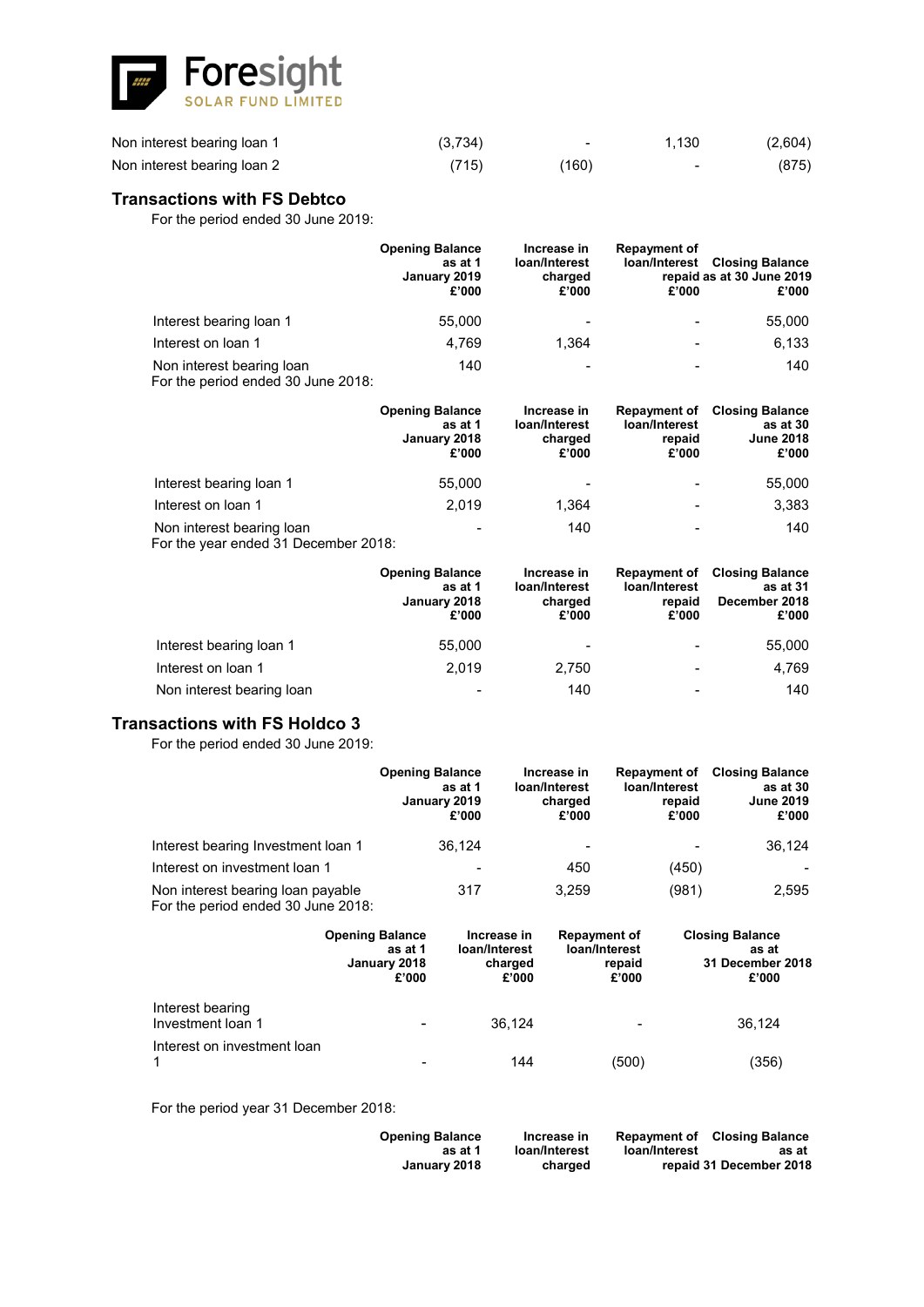| | | | | |
|---|---|---|---|---|
| Non interest bearing loan 1 | (3,734) | - | 1,130 | (2,604) |
| Non interest bearing loan 2 | (715) | (160) | - | (875) |

## Transactions with FS Debtco

For the period ended 30 June 2019:

| | Opening Balance as at 1 January 2019 £'000 | Increase in loan/Interest charged £'000 | Repayment of loan/Interest repaid £'000 | Closing Balance as at 30 June 2019 £'000 |
|---|---|---|---|---|
| Interest bearing loan 1 | 55,000 | - | - | 55,000 |
| Interest on loan 1 | 4,769 | 1,364 | - | 6,133 |
| Non interest bearing loan | 140 | - | - | 140 |

For the period ended 30 June 2018:

| | Opening Balance as at 1 January 2018 £'000 | Increase in loan/Interest charged £'000 | Repayment of loan/Interest repaid £'000 | Closing Balance as at 30 June 2018 £'000 |
|---|---|---|---|---|
| Interest bearing loan 1 | 55,000 | - | - | 55,000 |
| Interest on loan 1 | 2,019 | 1,364 | - | 3,383 |
| Non interest bearing loan | - | 140 | - | 140 |

For the year ended 31 December 2018:

| | Opening Balance as at 1 January 2018 £'000 | Increase in loan/Interest charged £'000 | Repayment of loan/Interest repaid £'000 | Closing Balance as at 31 December 2018 £'000 |
|---|---|---|---|---|
| Interest bearing loan 1 | 55,000 | - | - | 55,000 |
| Interest on loan 1 | 2,019 | 2,750 | - | 4,769 |
| Non interest bearing loan | - | 140 | - | 140 |

## Transactions with FS Holdco 3

For the period ended 30 June 2019:

| | Opening Balance as at 1 January 2019 £'000 | Increase in loan/Interest charged £'000 | Repayment of loan/Interest repaid £'000 | Closing Balance as at 30 June 2019 £'000 |
|---|---|---|---|---|
| Interest bearing Investment loan 1 | 36,124 | - | - | 36,124 |
| Interest on investment loan 1 | - | 450 | (450) | - |
| Non interest bearing loan payable | 317 | 3,259 | (981) | 2,595 |

For the period ended 30 June 2018:

| | Opening Balance as at 1 January 2018 £'000 | Increase in loan/Interest charged £'000 | Repayment of loan/Interest repaid £'000 | Closing Balance as at 31 December 2018 £'000 |
|---|---|---|---|---|
| Interest bearing Investment loan 1 | - | 36,124 | - | 36,124 |
| Interest on investment loan 1 | - | 144 | (500) | (356) |

For the period year 31 December 2018:

| | Opening Balance as at 1 January 2018 | Increase in loan/Interest charged | Repayment of loan/Interest repaid | Closing Balance as at 31 December 2018 |
|---|---|---|---|---|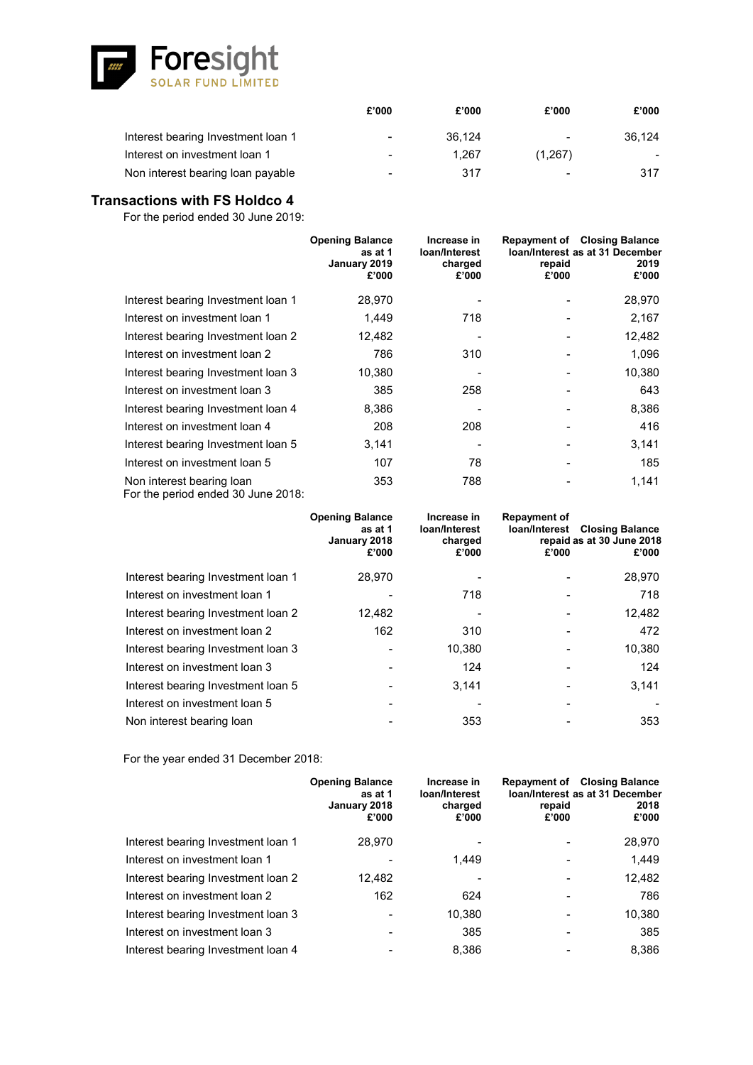| | £'000 | £'000 | £'000 | £'000 |
|---|---|---|---|---|
| Interest bearing Investment loan 1 | - | 36,124 | - | 36,124 |
| Interest on investment loan 1 | - | 1,267 | (1,267) | - |
| Non interest bearing loan payable | - | 317 | - | 317 |

## Transactions with FS Holdco 4

For the period ended 30 June 2019:

| | Opening Balance as at 1 January 2019 £'000 | Increase in loan/Interest charged £'000 | Repayment of loan/Interest repaid £'000 | Closing Balance as at 31 December 2019 £'000 |
|---|---|---|---|---|
| Interest bearing Investment loan 1 | 28,970 | - | - | 28,970 |
| Interest on investment loan 1 | 1,449 | 718 | - | 2,167 |
| Interest bearing Investment loan 2 | 12,482 | - | - | 12,482 |
| Interest on investment loan 2 | 786 | 310 | - | 1,096 |
| Interest bearing Investment loan 3 | 10,380 | - | - | 10,380 |
| Interest on investment loan 3 | 385 | 258 | - | 643 |
| Interest bearing Investment loan 4 | 8,386 | - | - | 8,386 |
| Interest on investment loan 4 | 208 | 208 | - | 416 |
| Interest bearing Investment loan 5 | 3,141 | - | - | 3,141 |
| Interest on investment loan 5 | 107 | 78 | - | 185 |
| Non interest bearing loan | 353 | 788 | - | 1,141 |

For the period ended 30 June 2018:

| | Opening Balance as at 1 January 2018 £'000 | Increase in loan/Interest charged £'000 | Repayment of loan/Interest repaid £'000 | Closing Balance as at 30 June 2018 £'000 |
|---|---|---|---|---|
| Interest bearing Investment loan 1 | 28,970 | - | - | 28,970 |
| Interest on investment loan 1 | - | 718 | - | 718 |
| Interest bearing Investment loan 2 | 12,482 | - | - | 12,482 |
| Interest on investment loan 2 | 162 | 310 | - | 472 |
| Interest bearing Investment loan 3 | - | 10,380 | - | 10,380 |
| Interest on investment loan 3 | - | 124 | - | 124 |
| Interest bearing Investment loan 5 | - | 3,141 | - | 3,141 |
| Interest on investment loan 5 | - | - | - | - |
| Non interest bearing loan | - | 353 | - | 353 |

For the year ended 31 December 2018:

| | Opening Balance as at 1 January 2018 £'000 | Increase in loan/Interest charged £'000 | Repayment of loan/Interest repaid £'000 | Closing Balance as at 31 December 2018 £'000 |
|---|---|---|---|---|
| Interest bearing Investment loan 1 | 28,970 | - | - | 28,970 |
| Interest on investment loan 1 | - | 1,449 | - | 1,449 |
| Interest bearing Investment loan 2 | 12,482 | - | - | 12,482 |
| Interest on investment loan 2 | 162 | 624 | - | 786 |
| Interest bearing Investment loan 3 | - | 10,380 | - | 10,380 |
| Interest on investment loan 3 | - | 385 | - | 385 |
| Interest bearing Investment loan 4 | - | 8,386 | - | 8,386 |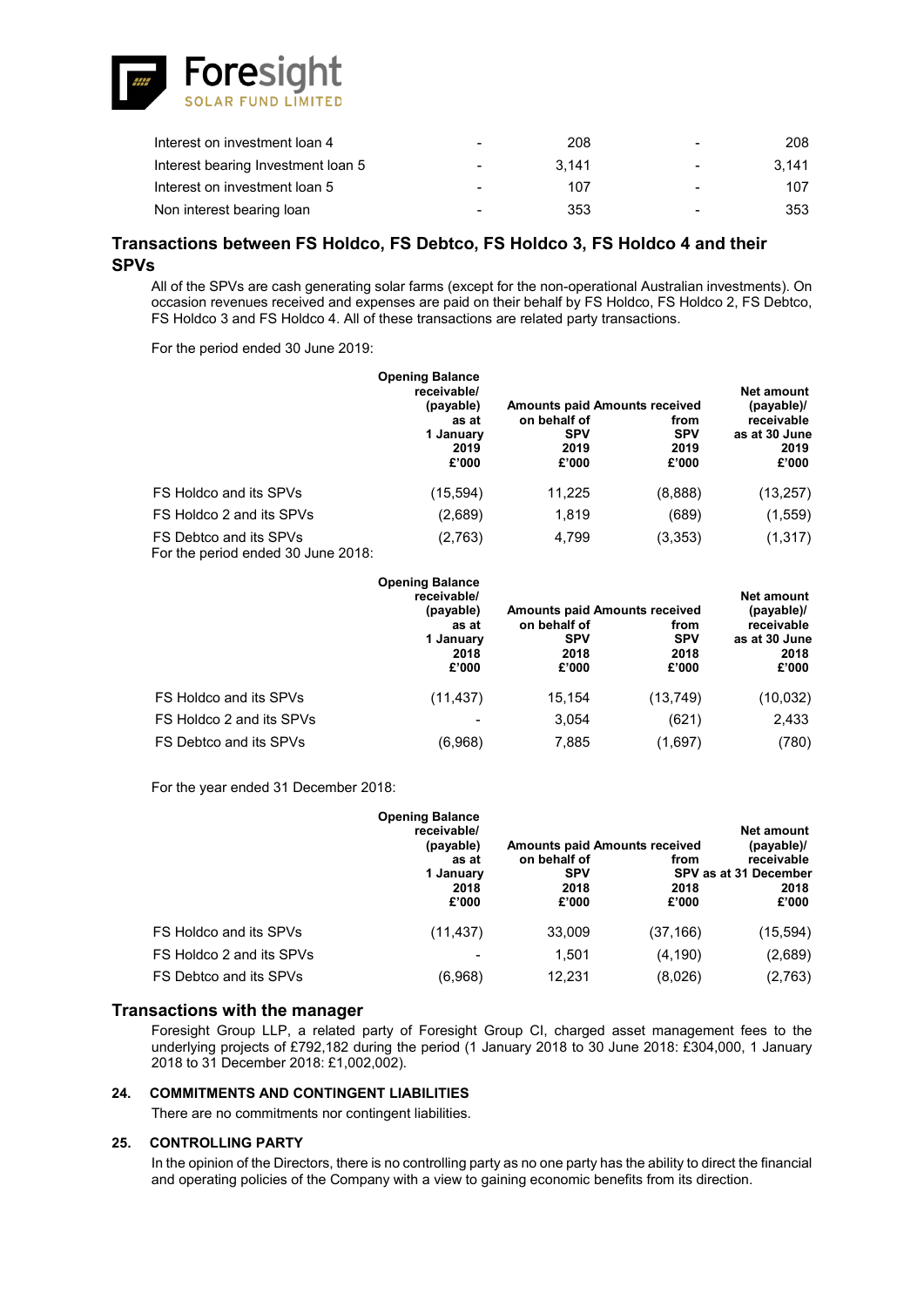| | | | | |
|---|---|---|---|---|
| Interest on investment loan 4 | - | 208 | - | 208 |
| Interest bearing Investment loan 5 | - | 3,141 | - | 3,141 |
| Interest on investment loan 5 | - | 107 | - | 107 |
| Non interest bearing loan | - | 353 | - | 353 |

## Transactions between FS Holdco, FS Debtco, FS Holdco 3, FS Holdco 4 and their SPVs

All of the SPVs are cash generating solar farms (except for the non-operational Australian investments). On occasion revenues received and expenses are paid on their behalf by FS Holdco, FS Holdco 2, FS Debtco, FS Holdco 3 and FS Holdco 4. All of these transactions are related party transactions.

For the period ended 30 June 2019:

| | Opening Balance receivable/ (payable) as at 1 January 2019 £'000 | Amounts paid on behalf of SPV 2019 £'000 | Amounts received from SPV 2019 £'000 | Net amount (payable)/ receivable as at 30 June 2019 £'000 |
|---|---|---|---|---|
| FS Holdco and its SPVs | (15,594) | 11,225 | (8,888) | (13,257) |
| FS Holdco 2 and its SPVs | (2,689) | 1,819 | (689) | (1,559) |
| FS Debtco and its SPVs | (2,763) | 4,799 | (3,353) | (1,317) |

For the period ended 30 June 2018:

| | Opening Balance receivable/ (payable) as at 1 January 2018 £'000 | Amounts paid on behalf of SPV 2018 £'000 | Amounts received from SPV 2018 £'000 | Net amount (payable)/ receivable as at 30 June 2018 £'000 |
|---|---|---|---|---|
| FS Holdco and its SPVs | (11,437) | 15,154 | (13,749) | (10,032) |
| FS Holdco 2 and its SPVs | - | 3,054 | (621) | 2,433 |
| FS Debtco and its SPVs | (6,968) | 7,885 | (1,697) | (780) |

For the year ended 31 December 2018:

| | Opening Balance receivable/ (payable) as at 1 January 2018 £'000 | Amounts paid on behalf of SPV 2018 £'000 | Amounts received from SPV 2018 £'000 | Net amount (payable)/ receivable as at 31 December 2018 £'000 |
|---|---|---|---|---|
| FS Holdco and its SPVs | (11,437) | 33,009 | (37,166) | (15,594) |
| FS Holdco 2 and its SPVs | - | 1,501 | (4,190) | (2,689) |
| FS Debtco and its SPVs | (6,968) | 12,231 | (8,026) | (2,763) |

## Transactions with the manager

Foresight Group LLP, a related party of Foresight Group CI, charged asset management fees to the underlying projects of £792,182 during the period (1 January 2018 to 30 June 2018: £304,000, 1 January 2018 to 31 December 2018: £1,002,002).

## 24. COMMITMENTS AND CONTINGENT LIABILITIES

There are no commitments nor contingent liabilities.

## 25. CONTROLLING PARTY

In the opinion of the Directors, there is no controlling party as no one party has the ability to direct the financial and operating policies of the Company with a view to gaining economic benefits from its direction.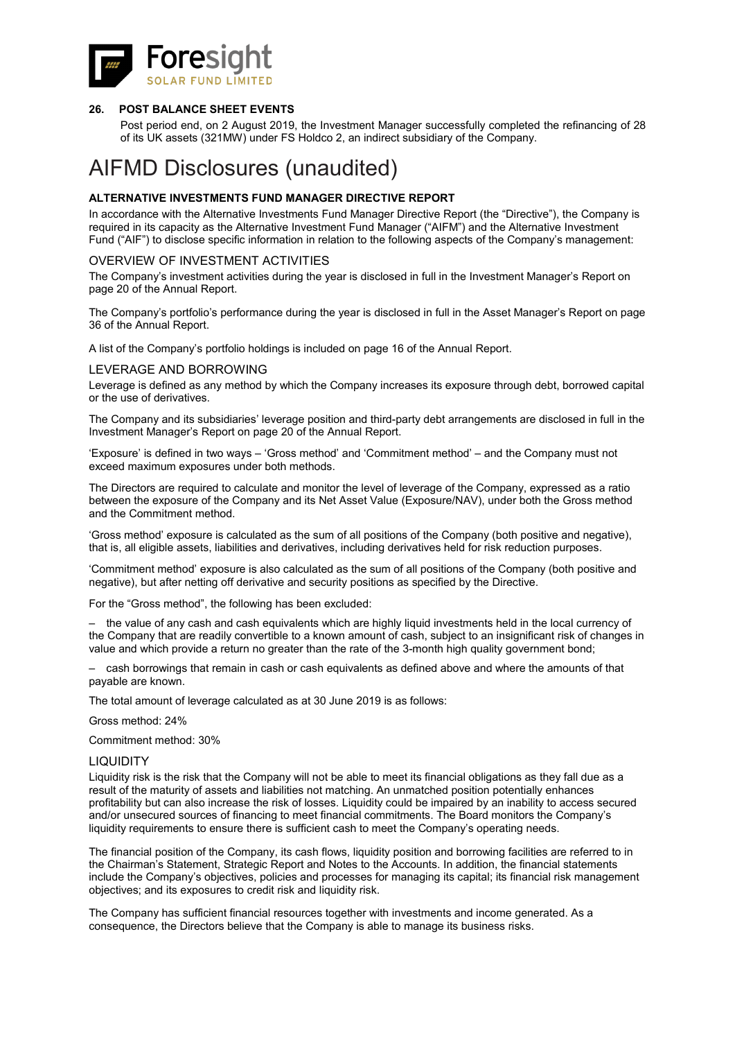## 26. POST BALANCE SHEET EVENTS

Post period end, on 2 August 2019, the Investment Manager successfully completed the refinancing of 28 of its UK assets (321MW) under FS Holdco 2, an indirect subsidiary of the Company.

# AIFMD Disclosures (unaudited)

### ALTERNATIVE INVESTMENTS FUND MANAGER DIRECTIVE REPORT

In accordance with the Alternative Investments Fund Manager Directive Report (the "Directive"), the Company is required in its capacity as the Alternative Investment Fund Manager ("AIFM") and the Alternative Investment Fund ("AIF") to disclose specific information in relation to the following aspects of the Company's management:

### OVERVIEW OF INVESTMENT ACTIVITIES

The Company's investment activities during the year is disclosed in full in the Investment Manager's Report on page 20 of the Annual Report.

The Company's portfolio's performance during the year is disclosed in full in the Asset Manager's Report on page 36 of the Annual Report.

A list of the Company's portfolio holdings is included on page 16 of the Annual Report.

### LEVERAGE AND BORROWING

Leverage is defined as any method by which the Company increases its exposure through debt, borrowed capital or the use of derivatives.

The Company and its subsidiaries' leverage position and third-party debt arrangements are disclosed in full in the Investment Manager's Report on page 20 of the Annual Report.

'Exposure' is defined in two ways – 'Gross method' and 'Commitment method' – and the Company must not exceed maximum exposures under both methods.

The Directors are required to calculate and monitor the level of leverage of the Company, expressed as a ratio between the exposure of the Company and its Net Asset Value (Exposure/NAV), under both the Gross method and the Commitment method.

'Gross method' exposure is calculated as the sum of all positions of the Company (both positive and negative), that is, all eligible assets, liabilities and derivatives, including derivatives held for risk reduction purposes.

'Commitment method' exposure is also calculated as the sum of all positions of the Company (both positive and negative), but after netting off derivative and security positions as specified by the Directive.

For the "Gross method", the following has been excluded:

– the value of any cash and cash equivalents which are highly liquid investments held in the local currency of the Company that are readily convertible to a known amount of cash, subject to an insignificant risk of changes in value and which provide a return no greater than the rate of the 3-month high quality government bond;

– cash borrowings that remain in cash or cash equivalents as defined above and where the amounts of that payable are known.

The total amount of leverage calculated as at 30 June 2019 is as follows:

Gross method: 24%

Commitment method: 30%

### LIQUIDITY

Liquidity risk is the risk that the Company will not be able to meet its financial obligations as they fall due as a result of the maturity of assets and liabilities not matching. An unmatched position potentially enhances profitability but can also increase the risk of losses. Liquidity could be impaired by an inability to access secured and/or unsecured sources of financing to meet financial commitments. The Board monitors the Company's liquidity requirements to ensure there is sufficient cash to meet the Company's operating needs.

The financial position of the Company, its cash flows, liquidity position and borrowing facilities are referred to in the Chairman's Statement, Strategic Report and Notes to the Accounts. In addition, the financial statements include the Company's objectives, policies and processes for managing its capital; its financial risk management objectives; and its exposures to credit risk and liquidity risk.

The Company has sufficient financial resources together with investments and income generated. As a consequence, the Directors believe that the Company is able to manage its business risks.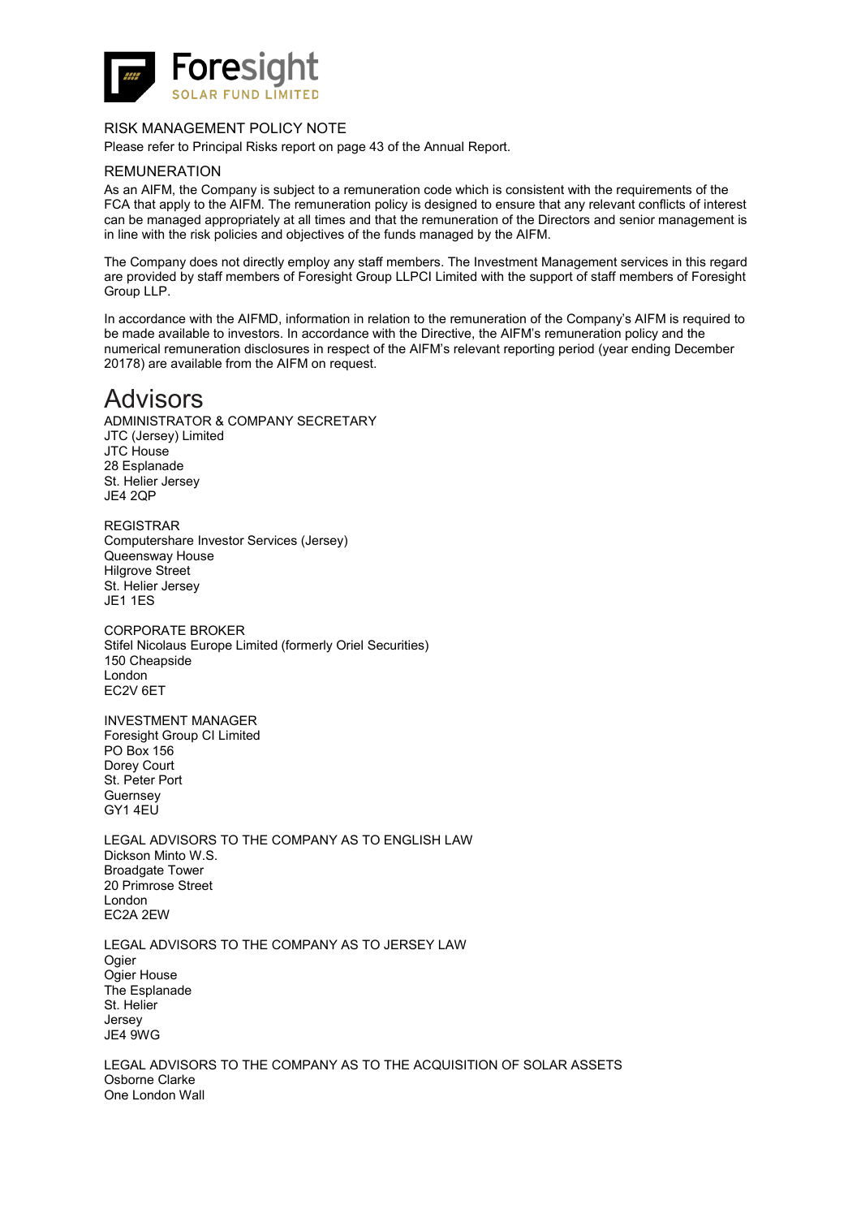## RISK MANAGEMENT POLICY NOTE

Please refer to Principal Risks report on page 43 of the Annual Report.

## REMUNERATION

As an AIFM, the Company is subject to a remuneration code which is consistent with the requirements of the FCA that apply to the AIFM. The remuneration policy is designed to ensure that any relevant conflicts of interest can be managed appropriately at all times and that the remuneration of the Directors and senior management is in line with the risk policies and objectives of the funds managed by the AIFM.

The Company does not directly employ any staff members. The Investment Management services in this regard are provided by staff members of Foresight Group LLPCI Limited with the support of staff members of Foresight Group LLP.

In accordance with the AIFMD, information in relation to the remuneration of the Company's AIFM is required to be made available to investors. In accordance with the Directive, the AIFM's remuneration policy and the numerical remuneration disclosures in respect of the AIFM's relevant reporting period (year ending December 20178) are available from the AIFM on request.

# Advisors

ADMINISTRATOR & COMPANY SECRETARY
JTC (Jersey) Limited
JTC House
28 Esplanade
St. Helier Jersey
JE4 2QP

REGISTRAR
Computershare Investor Services (Jersey)
Queensway House
Hilgrove Street
St. Helier Jersey
JE1 1ES

CORPORATE BROKER
Stifel Nicolaus Europe Limited (formerly Oriel Securities)
150 Cheapside
London
EC2V 6ET

INVESTMENT MANAGER
Foresight Group CI Limited
PO Box 156
Dorey Court
St. Peter Port
Guernsey
GY1 4EU

LEGAL ADVISORS TO THE COMPANY AS TO ENGLISH LAW
Dickson Minto W.S.
Broadgate Tower
20 Primrose Street
London
EC2A 2EW

LEGAL ADVISORS TO THE COMPANY AS TO JERSEY LAW
Ogier
Ogier House
The Esplanade
St. Helier
Jersey
JE4 9WG

LEGAL ADVISORS TO THE COMPANY AS TO THE ACQUISITION OF SOLAR ASSETS
Osborne Clarke
One London Wall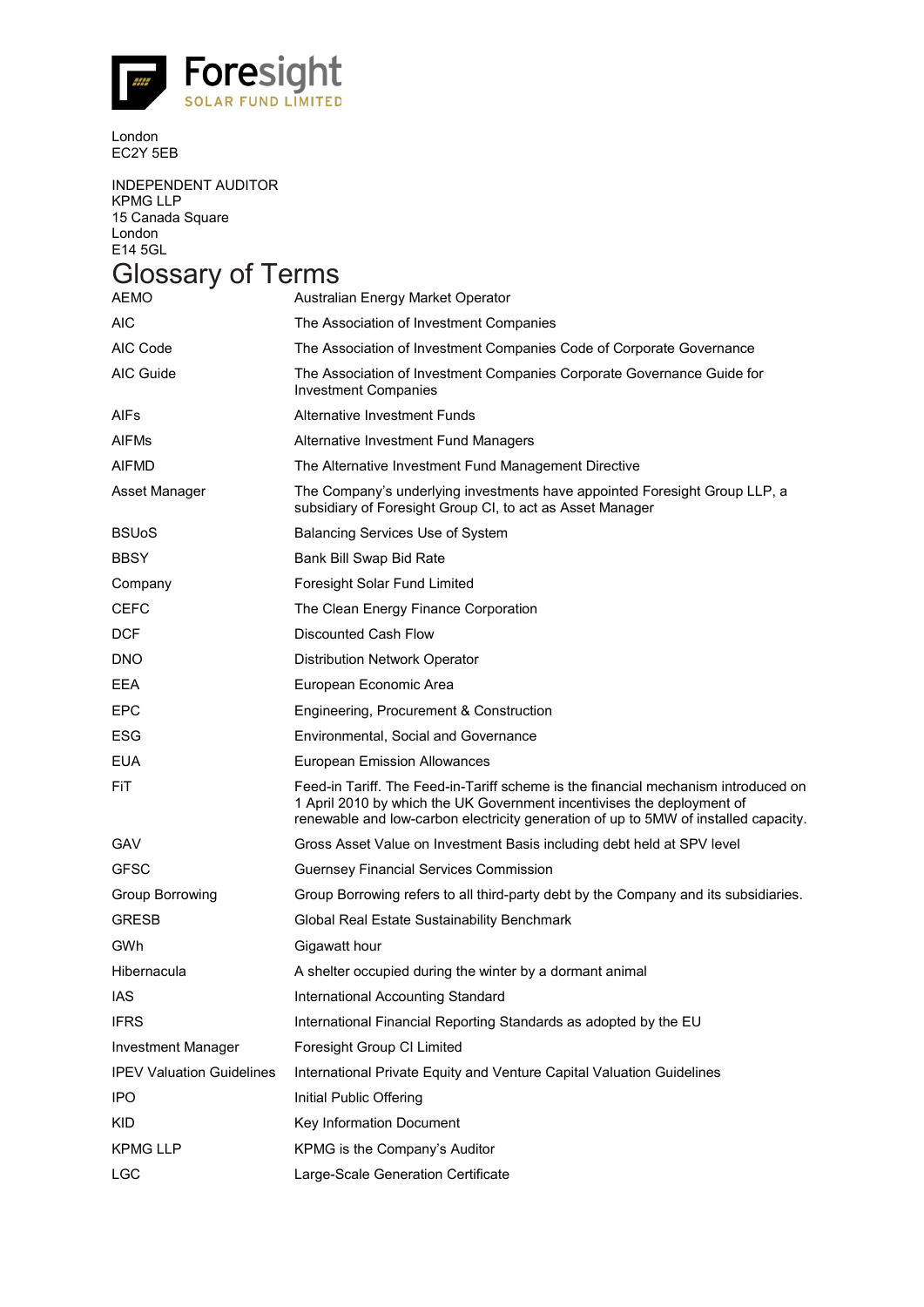London
EC2Y 5EB

INDEPENDENT AUDITOR
KPMG LLP
15 Canada Square
London
E14 5GL

# Glossary of Terms

| | |
|---|---|
| AEMO | Australian Energy Market Operator |
| AIC | The Association of Investment Companies |
| AIC Code | The Association of Investment Companies Code of Corporate Governance |
| AIC Guide | The Association of Investment Companies Corporate Governance Guide for Investment Companies |
| AIFs | Alternative Investment Funds |
| AIFMs | Alternative Investment Fund Managers |
| AIFMD | The Alternative Investment Fund Management Directive |
| Asset Manager | The Company's underlying investments have appointed Foresight Group LLP, a subsidiary of Foresight Group CI, to act as Asset Manager |
| BSUoS | Balancing Services Use of System |
| BBSY | Bank Bill Swap Bid Rate |
| Company | Foresight Solar Fund Limited |
| CEFC | The Clean Energy Finance Corporation |
| DCF | Discounted Cash Flow |
| DNO | Distribution Network Operator |
| EEA | European Economic Area |
| EPC | Engineering, Procurement & Construction |
| ESG | Environmental, Social and Governance |
| EUA | European Emission Allowances |
| FiT | Feed-in Tariff. The Feed-in-Tariff scheme is the financial mechanism introduced on 1 April 2010 by which the UK Government incentivises the deployment of renewable and low-carbon electricity generation of up to 5MW of installed capacity. |
| GAV | Gross Asset Value on Investment Basis including debt held at SPV level |
| GFSC | Guernsey Financial Services Commission |
| Group Borrowing | Group Borrowing refers to all third-party debt by the Company and its subsidiaries. |
| GRESB | Global Real Estate Sustainability Benchmark |
| GWh | Gigawatt hour |
| Hibernacula | A shelter occupied during the winter by a dormant animal |
| IAS | International Accounting Standard |
| IFRS | International Financial Reporting Standards as adopted by the EU |
| Investment Manager | Foresight Group CI Limited |
| IPEV Valuation Guidelines | International Private Equity and Venture Capital Valuation Guidelines |
| IPO | Initial Public Offering |
| KID | Key Information Document |
| KPMG LLP | KPMG is the Company's Auditor |
| LGC | Large-Scale Generation Certificate |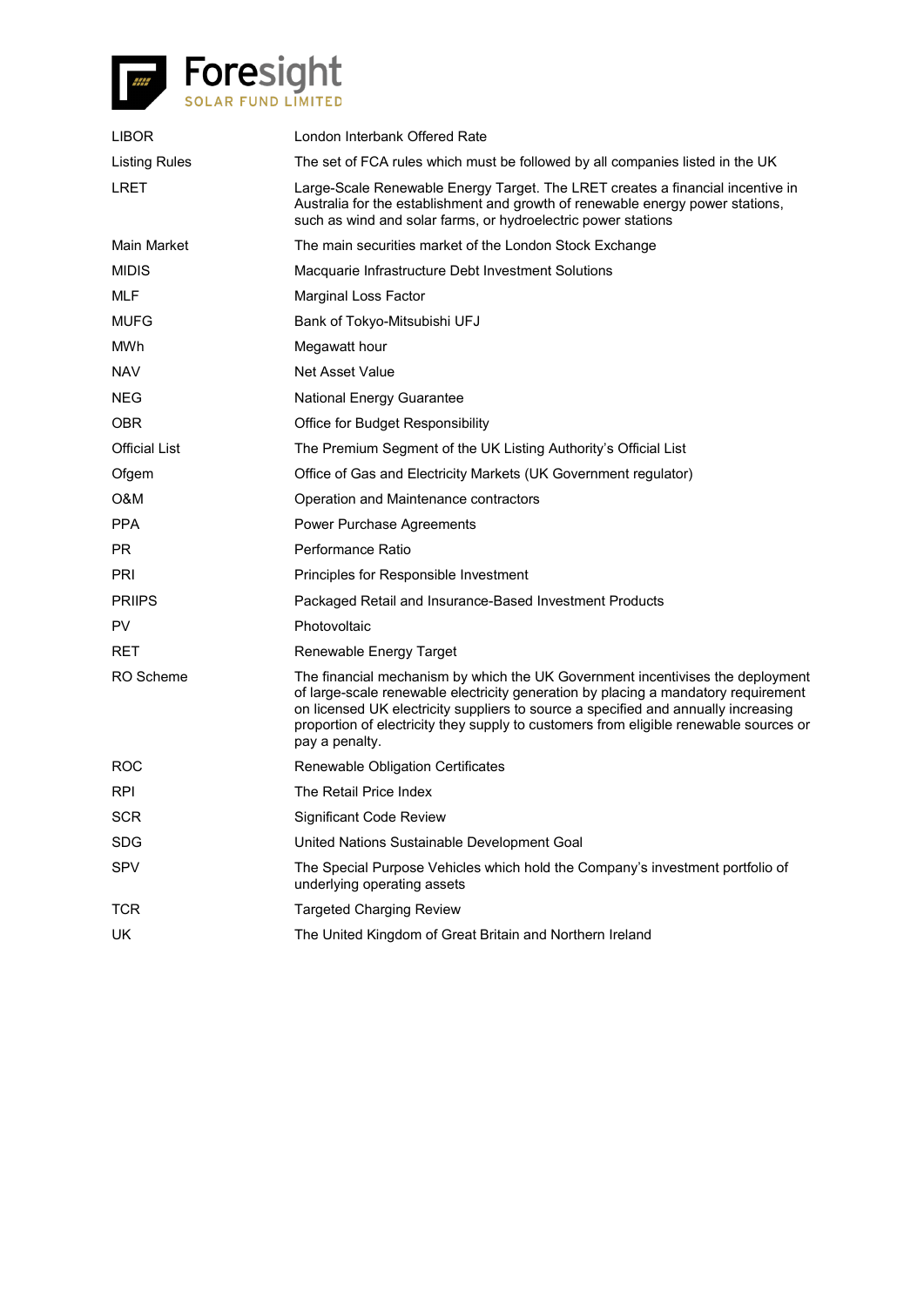| | |
|---|---|
| LIBOR | London Interbank Offered Rate |
| Listing Rules | The set of FCA rules which must be followed by all companies listed in the UK |
| LRET | Large-Scale Renewable Energy Target. The LRET creates a financial incentive in Australia for the establishment and growth of renewable energy power stations, such as wind and solar farms, or hydroelectric power stations |
| Main Market | The main securities market of the London Stock Exchange |
| MIDIS | Macquarie Infrastructure Debt Investment Solutions |
| MLF | Marginal Loss Factor |
| MUFG | Bank of Tokyo-Mitsubishi UFJ |
| MWh | Megawatt hour |
| NAV | Net Asset Value |
| NEG | National Energy Guarantee |
| OBR | Office for Budget Responsibility |
| Official List | The Premium Segment of the UK Listing Authority's Official List |
| Ofgem | Office of Gas and Electricity Markets (UK Government regulator) |
| O&M | Operation and Maintenance contractors |
| PPA | Power Purchase Agreements |
| PR | Performance Ratio |
| PRI | Principles for Responsible Investment |
| PRIIPS | Packaged Retail and Insurance-Based Investment Products |
| PV | Photovoltaic |
| RET | Renewable Energy Target |
| RO Scheme | The financial mechanism by which the UK Government incentivises the deployment of large-scale renewable electricity generation by placing a mandatory requirement on licensed UK electricity suppliers to source a specified and annually increasing proportion of electricity they supply to customers from eligible renewable sources or pay a penalty. |
| ROC | Renewable Obligation Certificates |
| RPI | The Retail Price Index |
| SCR | Significant Code Review |
| SDG | United Nations Sustainable Development Goal |
| SPV | The Special Purpose Vehicles which hold the Company's investment portfolio of underlying operating assets |
| TCR | Targeted Charging Review |
| UK | The United Kingdom of Great Britain and Northern Ireland |